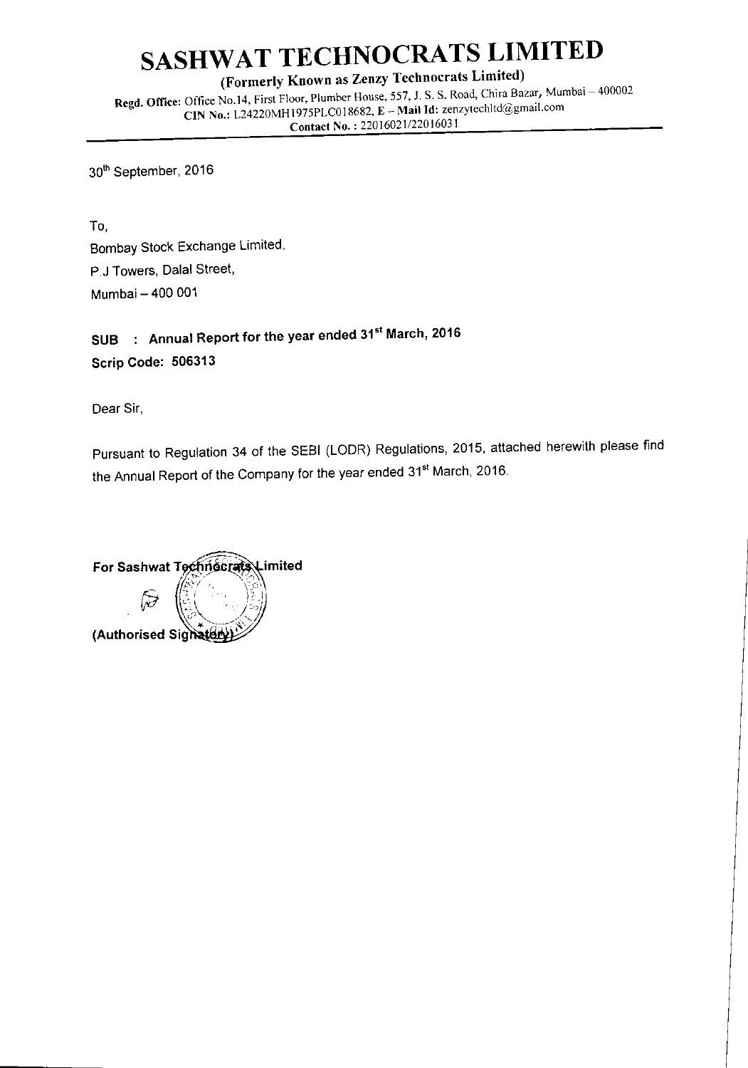# SASHWAT TECHNOCRATS LIMITED

**(Formerly Known as Zenzy Technocrats Limited)**

**Regd. Office:** Office No.14, First Floor, Plumber House, 557, J. S. S. Road, Chira Bazar, Mumbai – 400002

**CIN No.:** L24220MH1975PLC018682, **E – Mail Id:** zenzytechltd@gmail.com

**Contact No. :** 22016021/22016031

---

30th September, 2016

To,

Bombay Stock Exchange Limited,

P.J Towers, Dalal Street,

Mumbai – 400 001

**SUB : Annual Report for the year ended 31st March, 2016**

**Scrip Code: 506313**

Dear Sir,

Pursuant to Regulation 34 of the SEBI (LODR) Regulations, 2015, attached herewith please find the Annual Report of the Company for the year ended 31st March, 2016.

**For Sashwat Technocrats Limited**

**(Authorised Signatory)**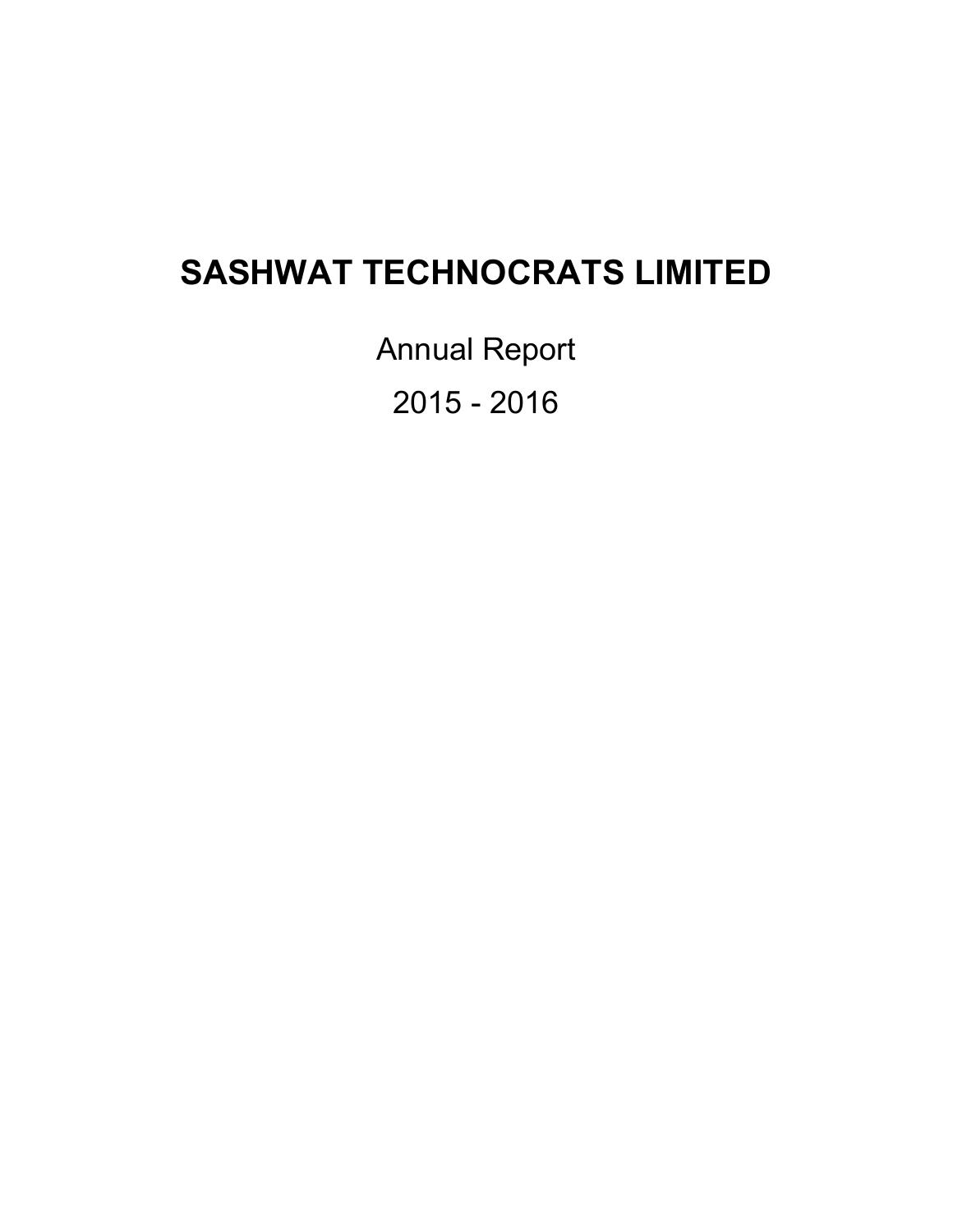# SASHWAT TECHNOCRATS LIMITED

Annual Report

2015 - 2016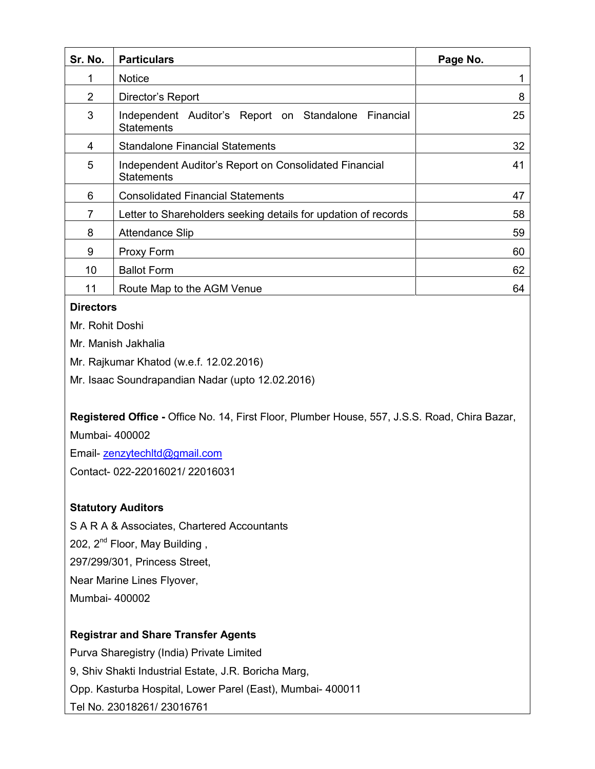| Sr. No. | Particulars | Page No. |
|---|---|---|
| 1 | Notice | 1 |
| 2 | Director's Report | 8 |
| 3 | Independent Auditor's Report on Standalone Financial Statements | 25 |
| 4 | Standalone Financial Statements | 32 |
| 5 | Independent Auditor's Report on Consolidated Financial Statements | 41 |
| 6 | Consolidated Financial Statements | 47 |
| 7 | Letter to Shareholders seeking details for updation of records | 58 |
| 8 | Attendance Slip | 59 |
| 9 | Proxy Form | 60 |
| 10 | Ballot Form | 62 |
| 11 | Route Map to the AGM Venue | 64 |

**Directors**

Mr. Rohit Doshi

Mr. Manish Jakhalia

Mr. Rajkumar Khatod (w.e.f. 12.02.2016)

Mr. Isaac Soundrapandian Nadar (upto 12.02.2016)

**Registered Office -** Office No. 14, First Floor, Plumber House, 557, J.S.S. Road, Chira Bazar, Mumbai- 400002

Email- zenzytechltd@gmail.com

Contact- 022-22016021/ 22016031

**Statutory Auditors**

S A R A & Associates, Chartered Accountants

202, 2nd Floor, May Building ,

297/299/301, Princess Street,

Near Marine Lines Flyover,

Mumbai- 400002

**Registrar and Share Transfer Agents**

Purva Sharegistry (India) Private Limited

9, Shiv Shakti Industrial Estate, J.R. Boricha Marg,

Opp. Kasturba Hospital, Lower Parel (East), Mumbai- 400011

Tel No. 23018261/ 23016761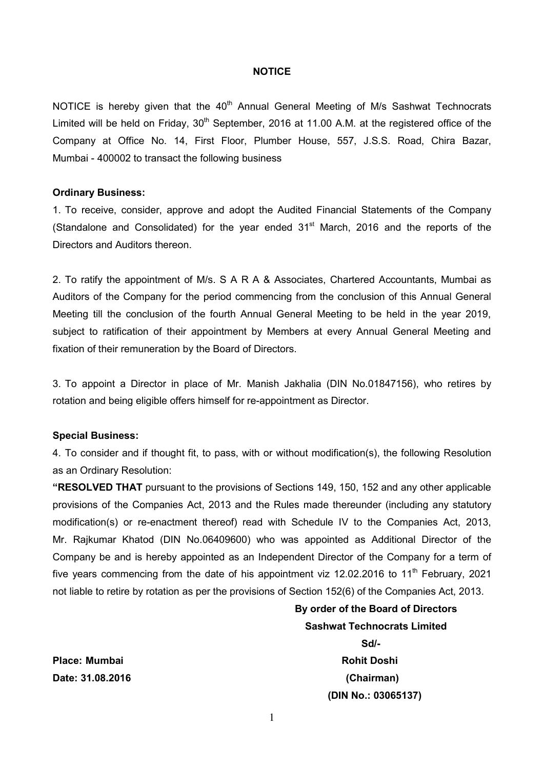# NOTICE

NOTICE is hereby given that the 40th Annual General Meeting of M/s Sashwat Technocrats Limited will be held on Friday, 30th September, 2016 at 11.00 A.M. at the registered office of the Company at Office No. 14, First Floor, Plumber House, 557, J.S.S. Road, Chira Bazar, Mumbai - 400002 to transact the following business

**Ordinary Business:**

1. To receive, consider, approve and adopt the Audited Financial Statements of the Company (Standalone and Consolidated) for the year ended 31st March, 2016 and the reports of the Directors and Auditors thereon.

2. To ratify the appointment of M/s. S A R A & Associates, Chartered Accountants, Mumbai as Auditors of the Company for the period commencing from the conclusion of this Annual General Meeting till the conclusion of the fourth Annual General Meeting to be held in the year 2019, subject to ratification of their appointment by Members at every Annual General Meeting and fixation of their remuneration by the Board of Directors.

3. To appoint a Director in place of Mr. Manish Jakhalia (DIN No.01847156), who retires by rotation and being eligible offers himself for re-appointment as Director.

**Special Business:**

4. To consider and if thought fit, to pass, with or without modification(s), the following Resolution as an Ordinary Resolution:

**"RESOLVED THAT** pursuant to the provisions of Sections 149, 150, 152 and any other applicable provisions of the Companies Act, 2013 and the Rules made thereunder (including any statutory modification(s) or re-enactment thereof) read with Schedule IV to the Companies Act, 2013, Mr. Rajkumar Khatod (DIN No.06409600) who was appointed as Additional Director of the Company be and is hereby appointed as an Independent Director of the Company for a term of five years commencing from the date of his appointment viz 12.02.2016 to 11th February, 2021 not liable to retire by rotation as per the provisions of Section 152(6) of the Companies Act, 2013.

**By order of the Board of Directors**
**Sashwat Technocrats Limited**
**Sd/-**
**Rohit Doshi**
**(Chairman)**
**(DIN No.: 03065137)**

**Place: Mumbai**
**Date: 31.08.2016**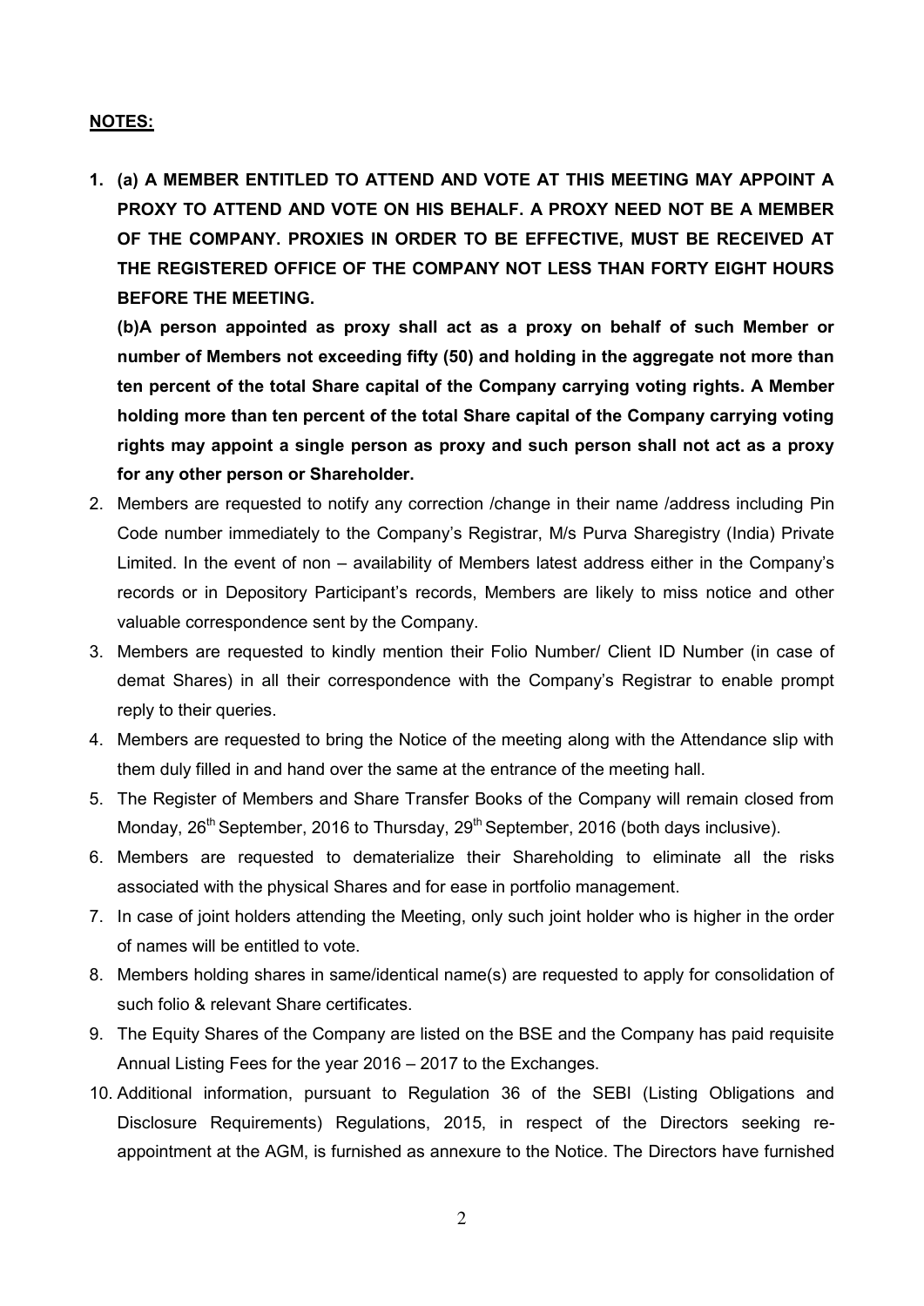**NOTES:**

1. **(a) A MEMBER ENTITLED TO ATTEND AND VOTE AT THIS MEETING MAY APPOINT A PROXY TO ATTEND AND VOTE ON HIS BEHALF. A PROXY NEED NOT BE A MEMBER OF THE COMPANY. PROXIES IN ORDER TO BE EFFECTIVE, MUST BE RECEIVED AT THE REGISTERED OFFICE OF THE COMPANY NOT LESS THAN FORTY EIGHT HOURS BEFORE THE MEETING.**

   **(b)A person appointed as proxy shall act as a proxy on behalf of such Member or number of Members not exceeding fifty (50) and holding in the aggregate not more than ten percent of the total Share capital of the Company carrying voting rights. A Member holding more than ten percent of the total Share capital of the Company carrying voting rights may appoint a single person as proxy and such person shall not act as a proxy for any other person or Shareholder.**

2. Members are requested to notify any correction /change in their name /address including Pin Code number immediately to the Company's Registrar, M/s Purva Sharegistry (India) Private Limited. In the event of non – availability of Members latest address either in the Company's records or in Depository Participant's records, Members are likely to miss notice and other valuable correspondence sent by the Company.
3. Members are requested to kindly mention their Folio Number/ Client ID Number (in case of demat Shares) in all their correspondence with the Company's Registrar to enable prompt reply to their queries.
4. Members are requested to bring the Notice of the meeting along with the Attendance slip with them duly filled in and hand over the same at the entrance of the meeting hall.
5. The Register of Members and Share Transfer Books of the Company will remain closed from Monday, 26th September, 2016 to Thursday, 29th September, 2016 (both days inclusive).
6. Members are requested to dematerialize their Shareholding to eliminate all the risks associated with the physical Shares and for ease in portfolio management.
7. In case of joint holders attending the Meeting, only such joint holder who is higher in the order of names will be entitled to vote.
8. Members holding shares in same/identical name(s) are requested to apply for consolidation of such folio & relevant Share certificates.
9. The Equity Shares of the Company are listed on the BSE and the Company has paid requisite Annual Listing Fees for the year 2016 – 2017 to the Exchanges.
10. Additional information, pursuant to Regulation 36 of the SEBI (Listing Obligations and Disclosure Requirements) Regulations, 2015, in respect of the Directors seeking re-appointment at the AGM, is furnished as annexure to the Notice. The Directors have furnished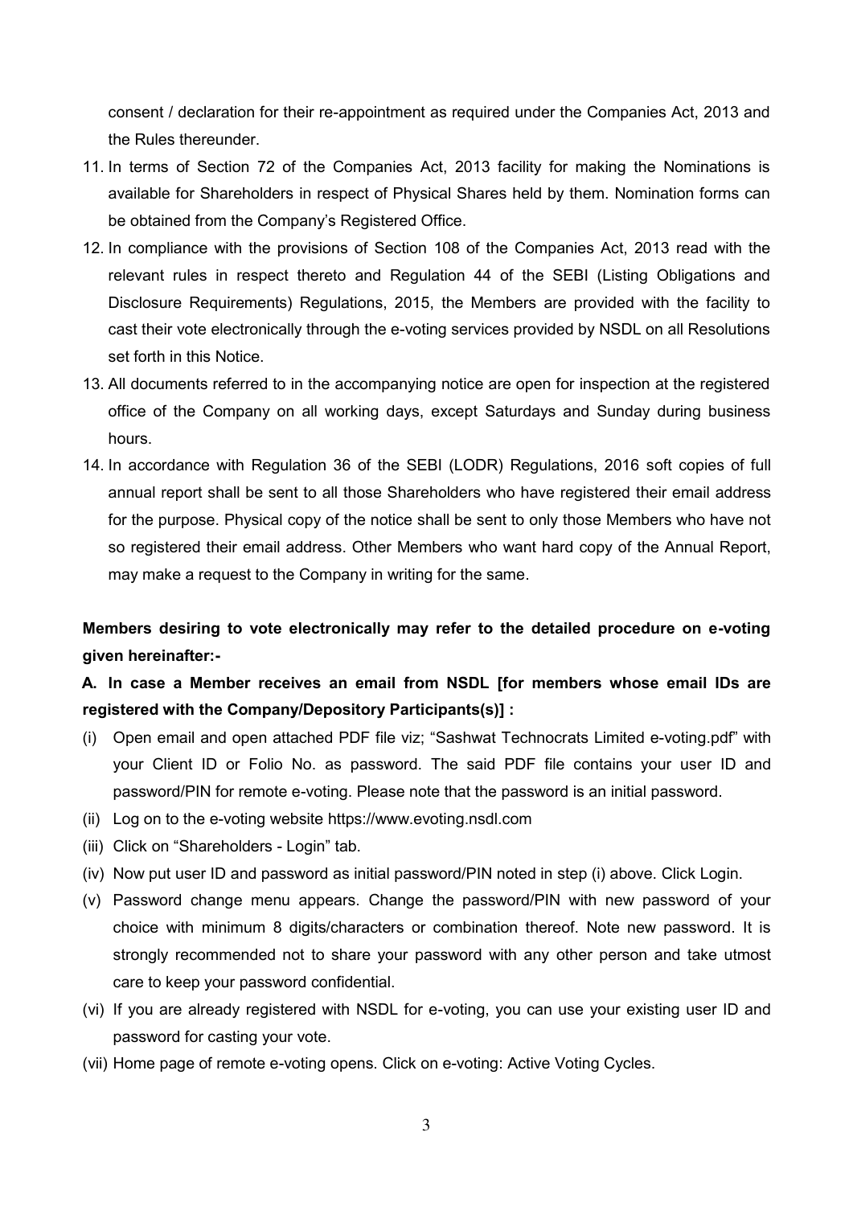consent / declaration for their re-appointment as required under the Companies Act, 2013 and the Rules thereunder.

11. In terms of Section 72 of the Companies Act, 2013 facility for making the Nominations is available for Shareholders in respect of Physical Shares held by them. Nomination forms can be obtained from the Company's Registered Office.
12. In compliance with the provisions of Section 108 of the Companies Act, 2013 read with the relevant rules in respect thereto and Regulation 44 of the SEBI (Listing Obligations and Disclosure Requirements) Regulations, 2015, the Members are provided with the facility to cast their vote electronically through the e-voting services provided by NSDL on all Resolutions set forth in this Notice.
13. All documents referred to in the accompanying notice are open for inspection at the registered office of the Company on all working days, except Saturdays and Sunday during business hours.
14. In accordance with Regulation 36 of the SEBI (LODR) Regulations, 2016 soft copies of full annual report shall be sent to all those Shareholders who have registered their email address for the purpose. Physical copy of the notice shall be sent to only those Members who have not so registered their email address. Other Members who want hard copy of the Annual Report, may make a request to the Company in writing for the same.

**Members desiring to vote electronically may refer to the detailed procedure on e-voting given hereinafter:-**

**A. In case a Member receives an email from NSDL [for members whose email IDs are registered with the Company/Depository Participants(s)] :**

(i) Open email and open attached PDF file viz; "Sashwat Technocrats Limited e-voting.pdf" with your Client ID or Folio No. as password. The said PDF file contains your user ID and password/PIN for remote e-voting. Please note that the password is an initial password.

(ii) Log on to the e-voting website https://www.evoting.nsdl.com

(iii) Click on "Shareholders - Login" tab.

(iv) Now put user ID and password as initial password/PIN noted in step (i) above. Click Login.

(v) Password change menu appears. Change the password/PIN with new password of your choice with minimum 8 digits/characters or combination thereof. Note new password. It is strongly recommended not to share your password with any other person and take utmost care to keep your password confidential.

(vi) If you are already registered with NSDL for e-voting, you can use your existing user ID and password for casting your vote.

(vii) Home page of remote e-voting opens. Click on e-voting: Active Voting Cycles.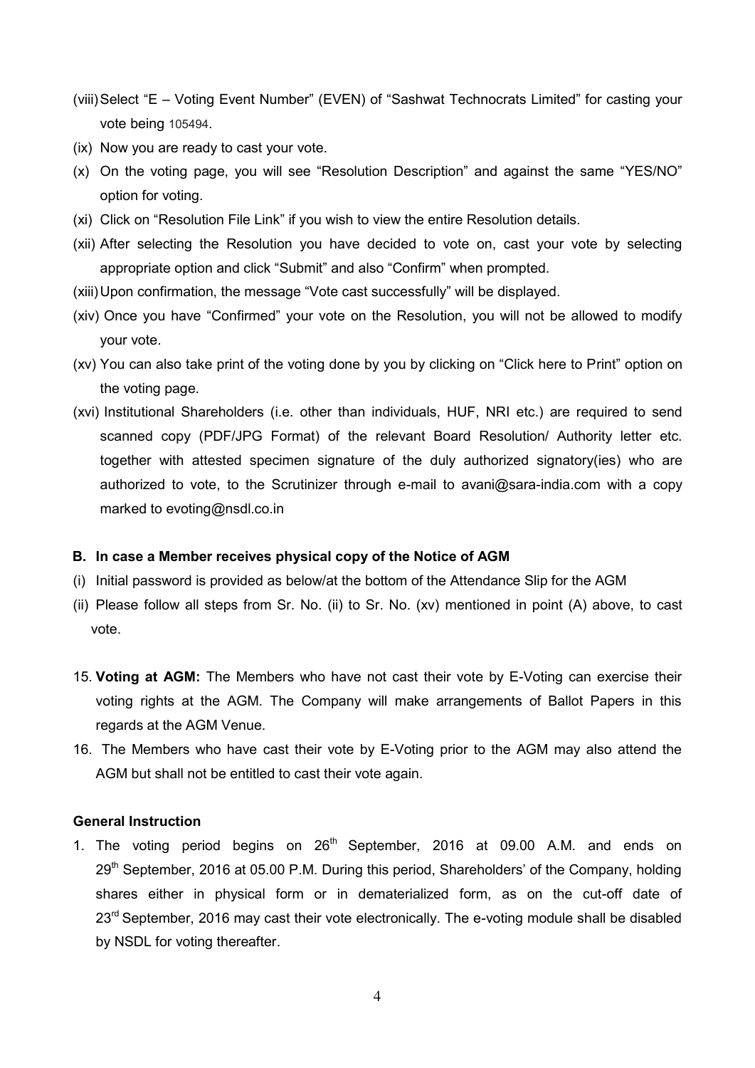(viii) Select “E – Voting Event Number” (EVEN) of “Sashwat Technocrats Limited” for casting your vote being 105494.

(ix) Now you are ready to cast your vote.

(x) On the voting page, you will see “Resolution Description” and against the same “YES/NO” option for voting.

(xi) Click on “Resolution File Link” if you wish to view the entire Resolution details.

(xii) After selecting the Resolution you have decided to vote on, cast your vote by selecting appropriate option and click “Submit” and also “Confirm” when prompted.

(xiii) Upon confirmation, the message “Vote cast successfully” will be displayed.

(xiv) Once you have “Confirmed” your vote on the Resolution, you will not be allowed to modify your vote.

(xv) You can also take print of the voting done by you by clicking on “Click here to Print” option on the voting page.

(xvi) Institutional Shareholders (i.e. other than individuals, HUF, NRI etc.) are required to send scanned copy (PDF/JPG Format) of the relevant Board Resolution/ Authority letter etc. together with attested specimen signature of the duly authorized signatory(ies) who are authorized to vote, to the Scrutinizer through e-mail to avani@sara-india.com with a copy marked to evoting@nsdl.co.in

**B. In case a Member receives physical copy of the Notice of AGM**

(i) Initial password is provided as below/at the bottom of the Attendance Slip for the AGM

(ii) Please follow all steps from Sr. No. (ii) to Sr. No. (xv) mentioned in point (A) above, to cast vote.

15. **Voting at AGM:** The Members who have not cast their vote by E-Voting can exercise their voting rights at the AGM. The Company will make arrangements of Ballot Papers in this regards at the AGM Venue.

16. The Members who have cast their vote by E-Voting prior to the AGM may also attend the AGM but shall not be entitled to cast their vote again.

**General Instruction**

1. The voting period begins on 26th September, 2016 at 09.00 A.M. and ends on 29th September, 2016 at 05.00 P.M. During this period, Shareholders' of the Company, holding shares either in physical form or in dematerialized form, as on the cut-off date of 23rd September, 2016 may cast their vote electronically. The e-voting module shall be disabled by NSDL for voting thereafter.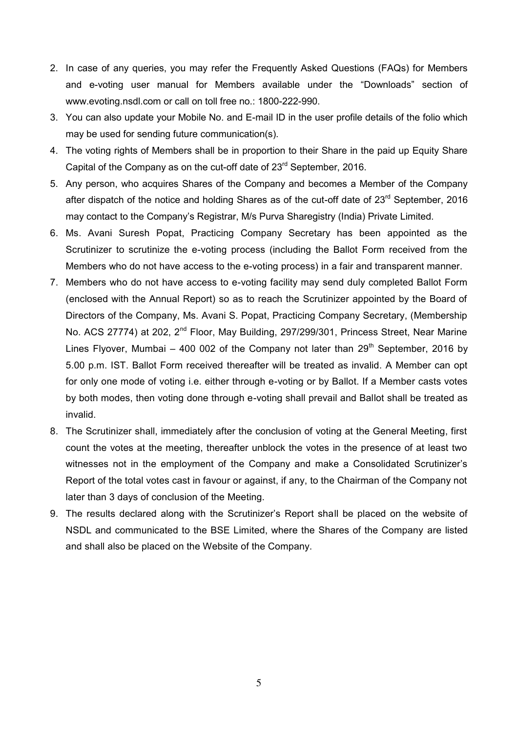2. In case of any queries, you may refer the Frequently Asked Questions (FAQs) for Members and e-voting user manual for Members available under the "Downloads" section of www.evoting.nsdl.com or call on toll free no.: 1800-222-990.
3. You can also update your Mobile No. and E-mail ID in the user profile details of the folio which may be used for sending future communication(s).
4. The voting rights of Members shall be in proportion to their Share in the paid up Equity Share Capital of the Company as on the cut-off date of 23rd September, 2016.
5. Any person, who acquires Shares of the Company and becomes a Member of the Company after dispatch of the notice and holding Shares as of the cut-off date of 23rd September, 2016 may contact to the Company's Registrar, M/s Purva Sharegistry (India) Private Limited.
6. Ms. Avani Suresh Popat, Practicing Company Secretary has been appointed as the Scrutinizer to scrutinize the e-voting process (including the Ballot Form received from the Members who do not have access to the e-voting process) in a fair and transparent manner.
7. Members who do not have access to e-voting facility may send duly completed Ballot Form (enclosed with the Annual Report) so as to reach the Scrutinizer appointed by the Board of Directors of the Company, Ms. Avani S. Popat, Practicing Company Secretary, (Membership No. ACS 27774) at 202, 2nd Floor, May Building, 297/299/301, Princess Street, Near Marine Lines Flyover, Mumbai – 400 002 of the Company not later than 29th September, 2016 by 5.00 p.m. IST. Ballot Form received thereafter will be treated as invalid. A Member can opt for only one mode of voting i.e. either through e-voting or by Ballot. If a Member casts votes by both modes, then voting done through e-voting shall prevail and Ballot shall be treated as invalid.
8. The Scrutinizer shall, immediately after the conclusion of voting at the General Meeting, first count the votes at the meeting, thereafter unblock the votes in the presence of at least two witnesses not in the employment of the Company and make a Consolidated Scrutinizer's Report of the total votes cast in favour or against, if any, to the Chairman of the Company not later than 3 days of conclusion of the Meeting.
9. The results declared along with the Scrutinizer's Report shall be placed on the website of NSDL and communicated to the BSE Limited, where the Shares of the Company are listed and shall also be placed on the Website of the Company.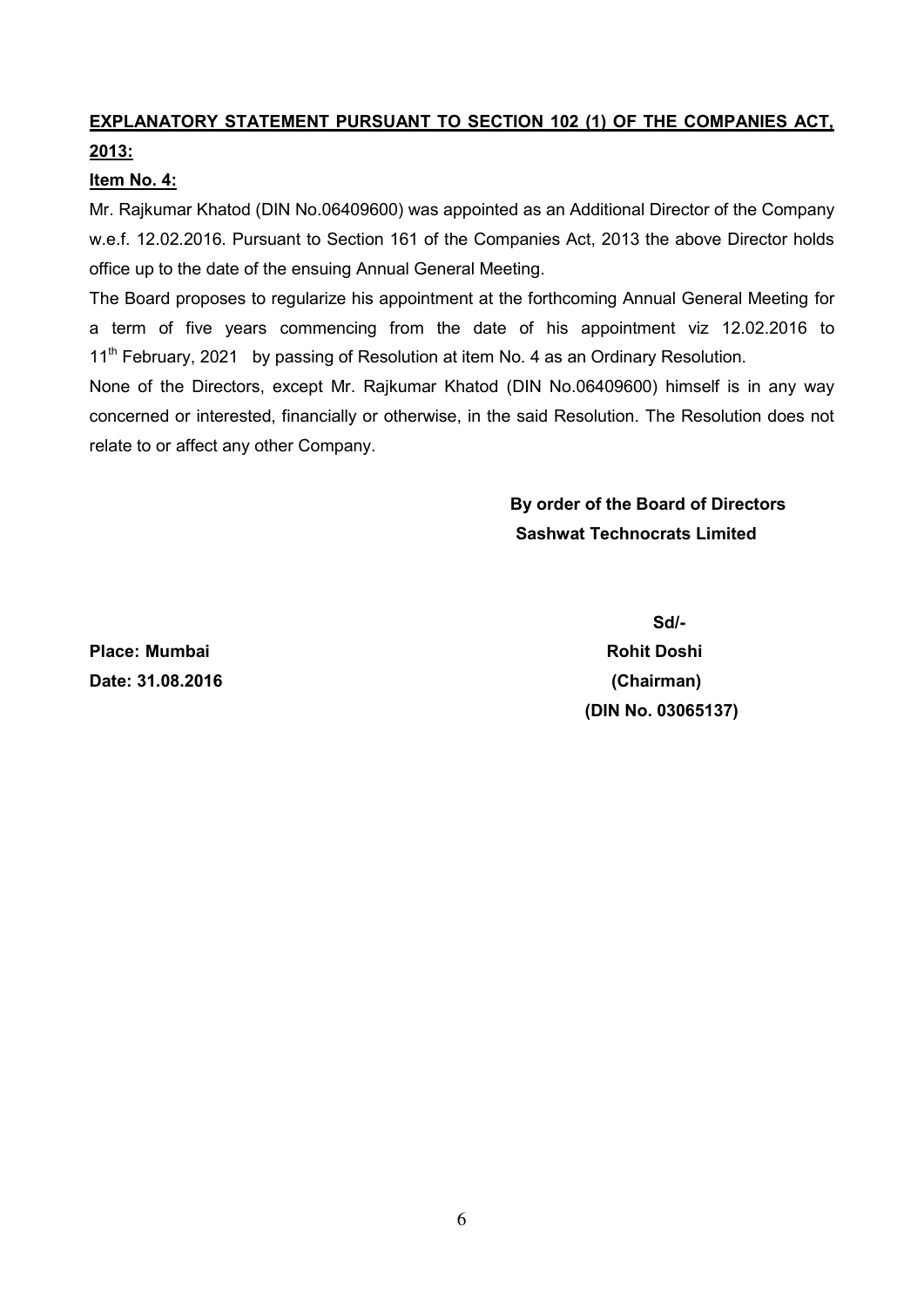## EXPLANATORY STATEMENT PURSUANT TO SECTION 102 (1) OF THE COMPANIES ACT, 2013:

**Item No. 4:**

Mr. Rajkumar Khatod (DIN No.06409600) was appointed as an Additional Director of the Company w.e.f. 12.02.2016. Pursuant to Section 161 of the Companies Act, 2013 the above Director holds office up to the date of the ensuing Annual General Meeting.

The Board proposes to regularize his appointment at the forthcoming Annual General Meeting for a term of five years commencing from the date of his appointment viz 12.02.2016 to 11th February, 2021 by passing of Resolution at item No. 4 as an Ordinary Resolution.

None of the Directors, except Mr. Rajkumar Khatod (DIN No.06409600) himself is in any way concerned or interested, financially or otherwise, in the said Resolution. The Resolution does not relate to or affect any other Company.

**By order of the Board of Directors**
**Sashwat Technocrats Limited**

**Sd/-**
**Rohit Doshi**
**(Chairman)**
**(DIN No. 03065137)**

**Place: Mumbai**
**Date: 31.08.2016**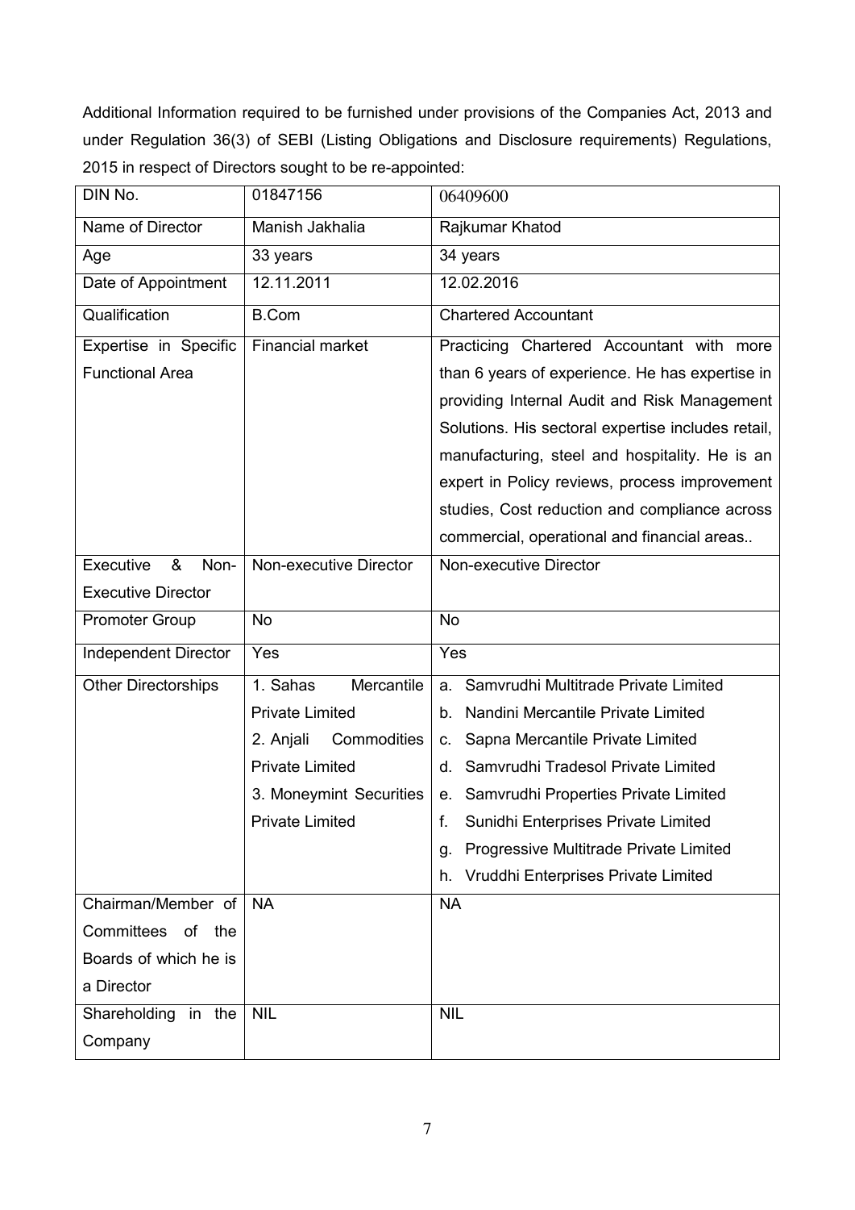Additional Information required to be furnished under provisions of the Companies Act, 2013 and under Regulation 36(3) of SEBI (Listing Obligations and Disclosure requirements) Regulations, 2015 in respect of Directors sought to be re-appointed:

| DIN No. | 01847156 | 06409600 |
|---|---|---|
| Name of Director | Manish Jakhalia | Rajkumar Khatod |
| Age | 33 years | 34 years |
| Date of Appointment | 12.11.2011 | 12.02.2016 |
| Qualification | B.Com | Chartered Accountant |
| Expertise in Specific Functional Area | Financial market | Practicing Chartered Accountant with more than 6 years of experience. He has expertise in providing Internal Audit and Risk Management Solutions. His sectoral expertise includes retail, manufacturing, steel and hospitality. He is an expert in Policy reviews, process improvement studies, Cost reduction and compliance across commercial, operational and financial areas.. |
| Executive & Non-Executive Director | Non-executive Director | Non-executive Director |
| Promoter Group | No | No |
| Independent Director | Yes | Yes |
| Other Directorships | 1. Sahas Mercantile Private Limited<br>2. Anjali Commodities Private Limited<br>3. Moneymint Securities Private Limited | a. Samvrudhi Multitrade Private Limited<br>b. Nandini Mercantile Private Limited<br>c. Sapna Mercantile Private Limited<br>d. Samvrudhi Tradesol Private Limited<br>e. Samvrudhi Properties Private Limited<br>f. Sunidhi Enterprises Private Limited<br>g. Progressive Multitrade Private Limited<br>h. Vruddhi Enterprises Private Limited |
| Chairman/Member of Committees of the Boards of which he is a Director | NA | NA |
| Shareholding in the Company | NIL | NIL |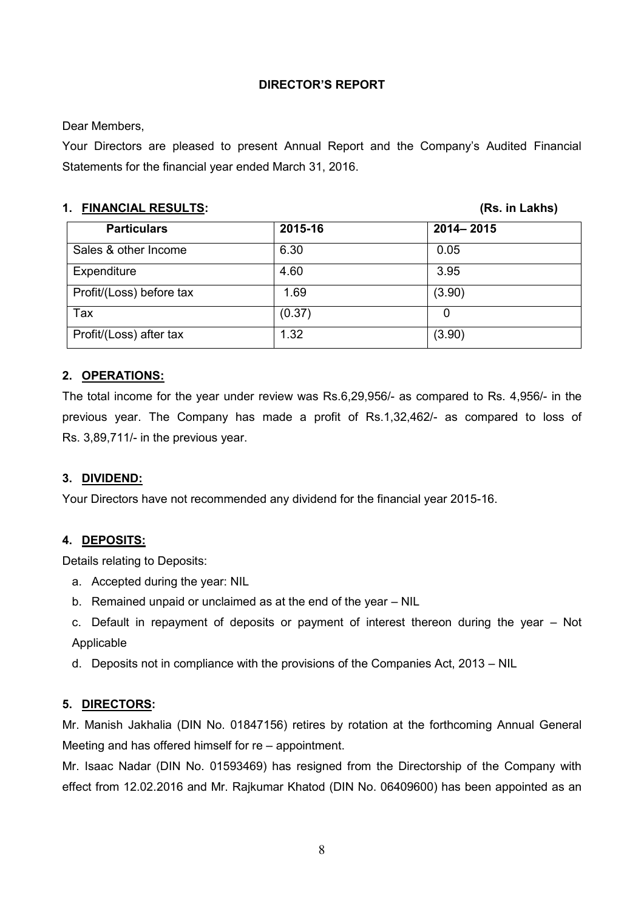# DIRECTOR'S REPORT

Dear Members,

Your Directors are pleased to present Annual Report and the Company's Audited Financial Statements for the financial year ended March 31, 2016.

## 1. FINANCIAL RESULTS:

**(Rs. in Lakhs)**

| Particulars | 2015-16 | 2014– 2015 |
|---|---|---|
| Sales & other Income | 6.30 | 0.05 |
| Expenditure | 4.60 | 3.95 |
| Profit/(Loss) before tax | 1.69 | (3.90) |
| Tax | (0.37) | 0 |
| Profit/(Loss) after tax | 1.32 | (3.90) |

## 2. OPERATIONS:

The total income for the year under review was Rs.6,29,956/- as compared to Rs. 4,956/- in the previous year. The Company has made a profit of Rs.1,32,462/- as compared to loss of Rs. 3,89,711/- in the previous year.

## 3. DIVIDEND:

Your Directors have not recommended any dividend for the financial year 2015-16.

## 4. DEPOSITS:

Details relating to Deposits:

a. Accepted during the year: NIL

b. Remained unpaid or unclaimed as at the end of the year – NIL

c. Default in repayment of deposits or payment of interest thereon during the year – Not Applicable

d. Deposits not in compliance with the provisions of the Companies Act, 2013 – NIL

## 5. DIRECTORS:

Mr. Manish Jakhalia (DIN No. 01847156) retires by rotation at the forthcoming Annual General Meeting and has offered himself for re – appointment.

Mr. Isaac Nadar (DIN No. 01593469) has resigned from the Directorship of the Company with effect from 12.02.2016 and Mr. Rajkumar Khatod (DIN No. 06409600) has been appointed as an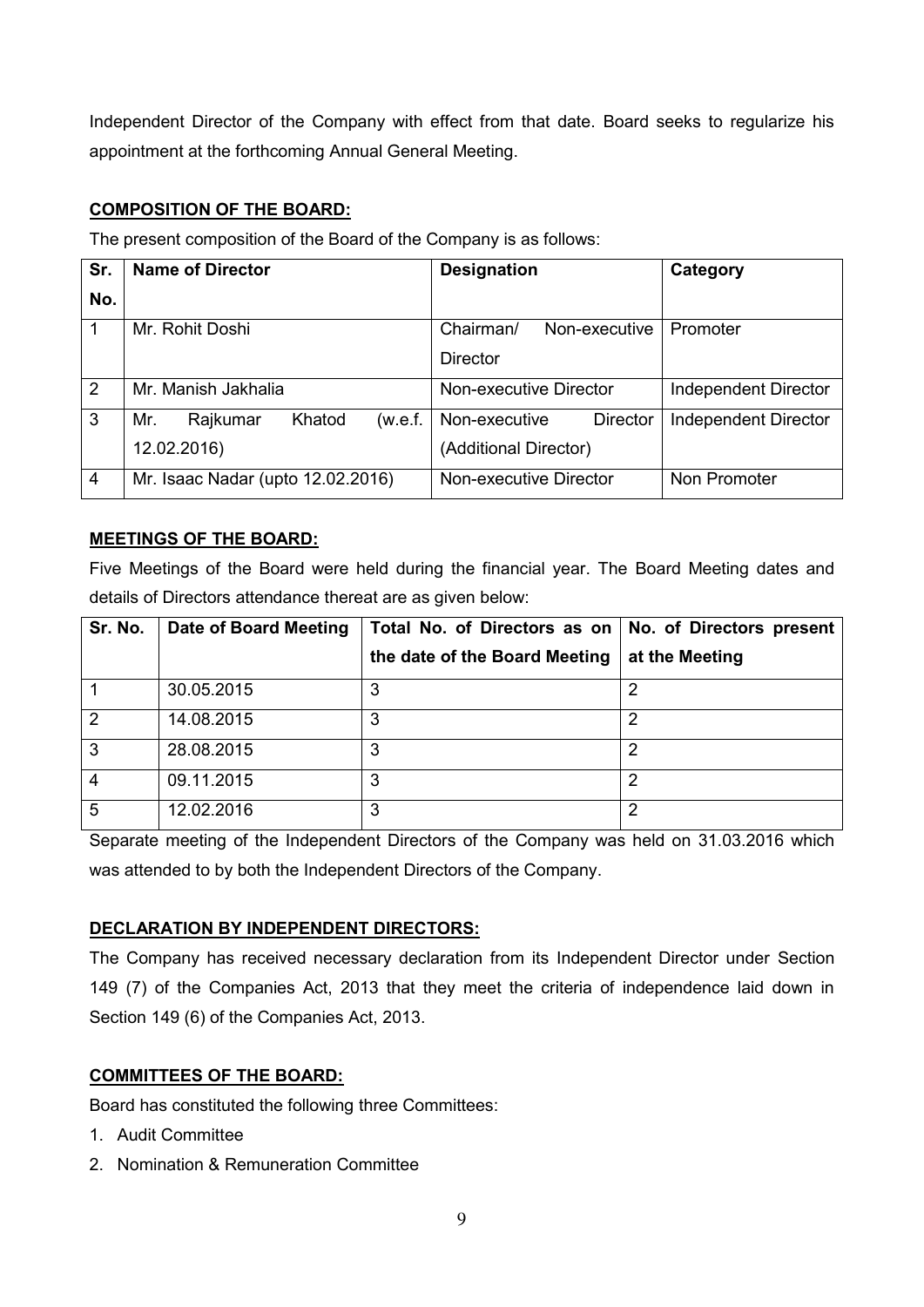Independent Director of the Company with effect from that date. Board seeks to regularize his appointment at the forthcoming Annual General Meeting.

**COMPOSITION OF THE BOARD:**

The present composition of the Board of the Company is as follows:

| Sr. No. | Name of Director | Designation | Category |
|---|---|---|---|
| 1 | Mr. Rohit Doshi | Chairman/ Non-executive Director | Promoter |
| 2 | Mr. Manish Jakhalia | Non-executive Director | Independent Director |
| 3 | Mr. Rajkumar Khatod (w.e.f. 12.02.2016) | Non-executive Director (Additional Director) | Independent Director |
| 4 | Mr. Isaac Nadar (upto 12.02.2016) | Non-executive Director | Non Promoter |

**MEETINGS OF THE BOARD:**

Five Meetings of the Board were held during the financial year. The Board Meeting dates and details of Directors attendance thereat are as given below:

| Sr. No. | Date of Board Meeting | Total No. of Directors as on the date of the Board Meeting | No. of Directors present at the Meeting |
|---|---|---|---|
| 1 | 30.05.2015 | 3 | 2 |
| 2 | 14.08.2015 | 3 | 2 |
| 3 | 28.08.2015 | 3 | 2 |
| 4 | 09.11.2015 | 3 | 2 |
| 5 | 12.02.2016 | 3 | 2 |

Separate meeting of the Independent Directors of the Company was held on 31.03.2016 which was attended to by both the Independent Directors of the Company.

**DECLARATION BY INDEPENDENT DIRECTORS:**

The Company has received necessary declaration from its Independent Director under Section 149 (7) of the Companies Act, 2013 that they meet the criteria of independence laid down in Section 149 (6) of the Companies Act, 2013.

**COMMITTEES OF THE BOARD:**

Board has constituted the following three Committees:

1. Audit Committee
2. Nomination & Remuneration Committee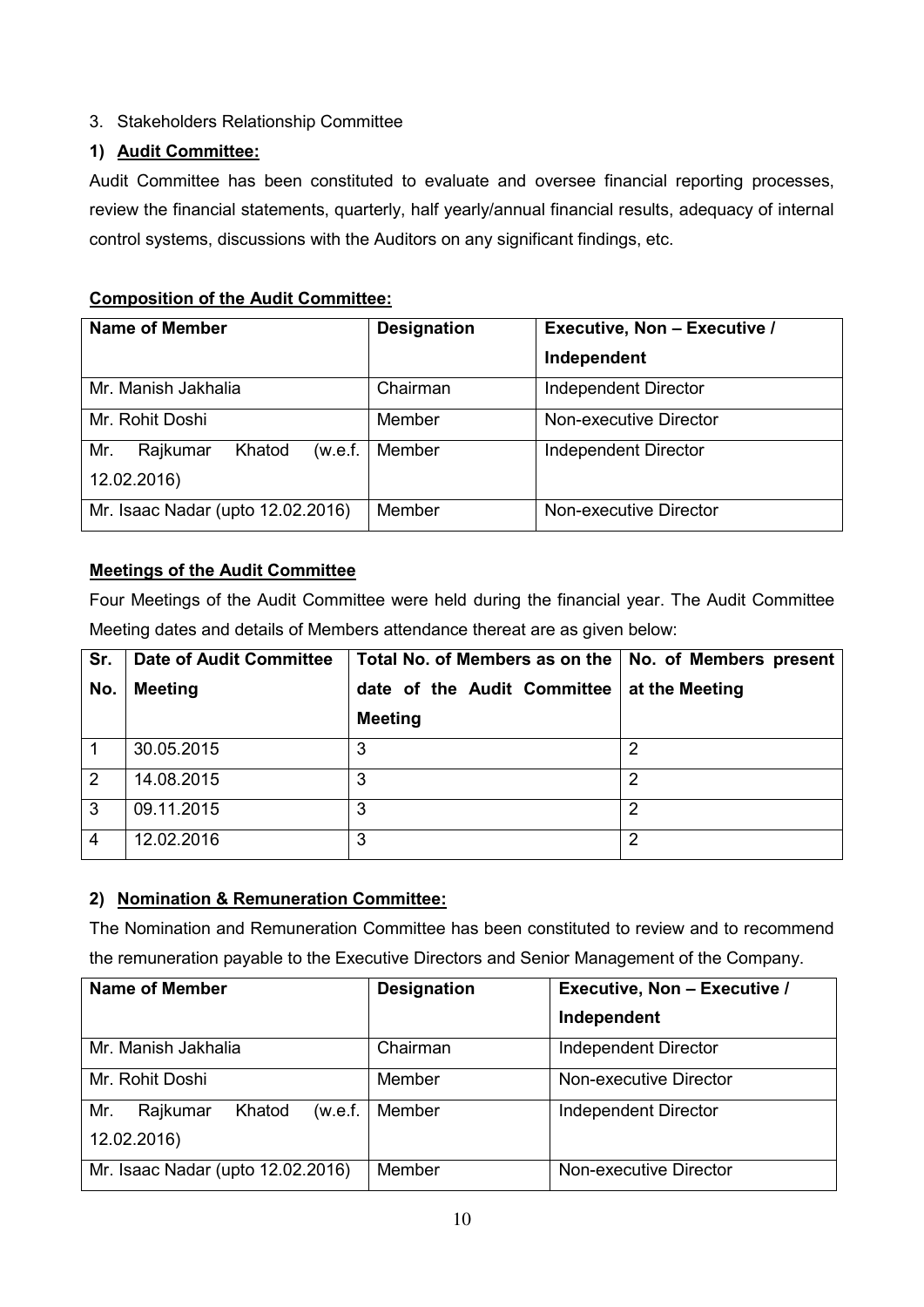3. Stakeholders Relationship Committee

### 1) **Audit Committee:**

Audit Committee has been constituted to evaluate and oversee financial reporting processes, review the financial statements, quarterly, half yearly/annual financial results, adequacy of internal control systems, discussions with the Auditors on any significant findings, etc.

**Composition of the Audit Committee:**

| Name of Member | Designation | Executive, Non – Executive / Independent |
|---|---|---|
| Mr. Manish Jakhalia | Chairman | Independent Director |
| Mr. Rohit Doshi | Member | Non-executive Director |
| Mr. Rajkumar Khatod (w.e.f. 12.02.2016) | Member | Independent Director |
| Mr. Isaac Nadar (upto 12.02.2016) | Member | Non-executive Director |

**Meetings of the Audit Committee**

Four Meetings of the Audit Committee were held during the financial year. The Audit Committee Meeting dates and details of Members attendance thereat are as given below:

| Sr. No. | Date of Audit Committee Meeting | Total No. of Members as on the date of the Audit Committee Meeting | No. of Members present at the Meeting |
|---|---|---|---|
| 1 | 30.05.2015 | 3 | 2 |
| 2 | 14.08.2015 | 3 | 2 |
| 3 | 09.11.2015 | 3 | 2 |
| 4 | 12.02.2016 | 3 | 2 |

### 2) **Nomination & Remuneration Committee:**

The Nomination and Remuneration Committee has been constituted to review and to recommend the remuneration payable to the Executive Directors and Senior Management of the Company.

| Name of Member | Designation | Executive, Non – Executive / Independent |
|---|---|---|
| Mr. Manish Jakhalia | Chairman | Independent Director |
| Mr. Rohit Doshi | Member | Non-executive Director |
| Mr. Rajkumar Khatod (w.e.f. 12.02.2016) | Member | Independent Director |
| Mr. Isaac Nadar (upto 12.02.2016) | Member | Non-executive Director |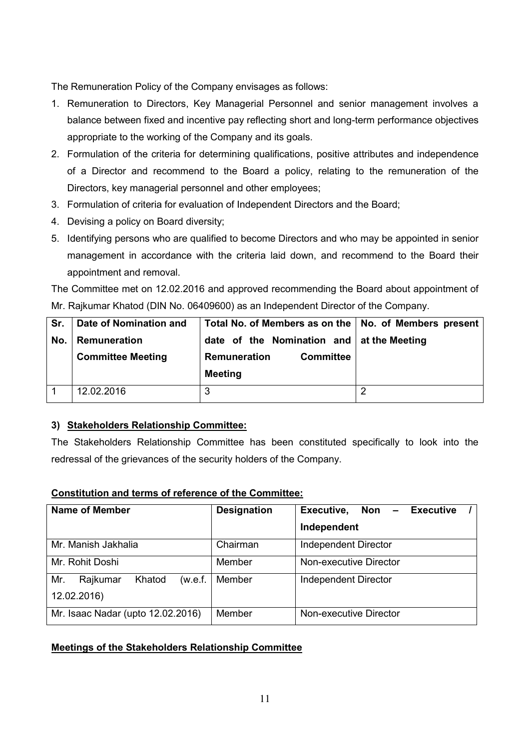The Remuneration Policy of the Company envisages as follows:

1. Remuneration to Directors, Key Managerial Personnel and senior management involves a balance between fixed and incentive pay reflecting short and long-term performance objectives appropriate to the working of the Company and its goals.
2. Formulation of the criteria for determining qualifications, positive attributes and independence of a Director and recommend to the Board a policy, relating to the remuneration of the Directors, key managerial personnel and other employees;
3. Formulation of criteria for evaluation of Independent Directors and the Board;
4. Devising a policy on Board diversity;
5. Identifying persons who are qualified to become Directors and who may be appointed in senior management in accordance with the criteria laid down, and recommend to the Board their appointment and removal.

The Committee met on 12.02.2016 and approved recommending the Board about appointment of Mr. Rajkumar Khatod (DIN No. 06409600) as an Independent Director of the Company.

| Sr. No. | Date of Nomination and Remuneration Committee Meeting | Total No. of Members as on the date of the Nomination and Remuneration Committee Meeting | No. of Members present at the Meeting |
|---|---|---|---|
| 1 | 12.02.2016 | 3 | 2 |

### 3) Stakeholders Relationship Committee:

The Stakeholders Relationship Committee has been constituted specifically to look into the redressal of the grievances of the security holders of the Company.

**Constitution and terms of reference of the Committee:**

| Name of Member | Designation | Executive, Non – Executive / Independent |
|---|---|---|
| Mr. Manish Jakhalia | Chairman | Independent Director |
| Mr. Rohit Doshi | Member | Non-executive Director |
| Mr. Rajkumar Khatod (w.e.f. 12.02.2016) | Member | Independent Director |
| Mr. Isaac Nadar (upto 12.02.2016) | Member | Non-executive Director |

**Meetings of the Stakeholders Relationship Committee**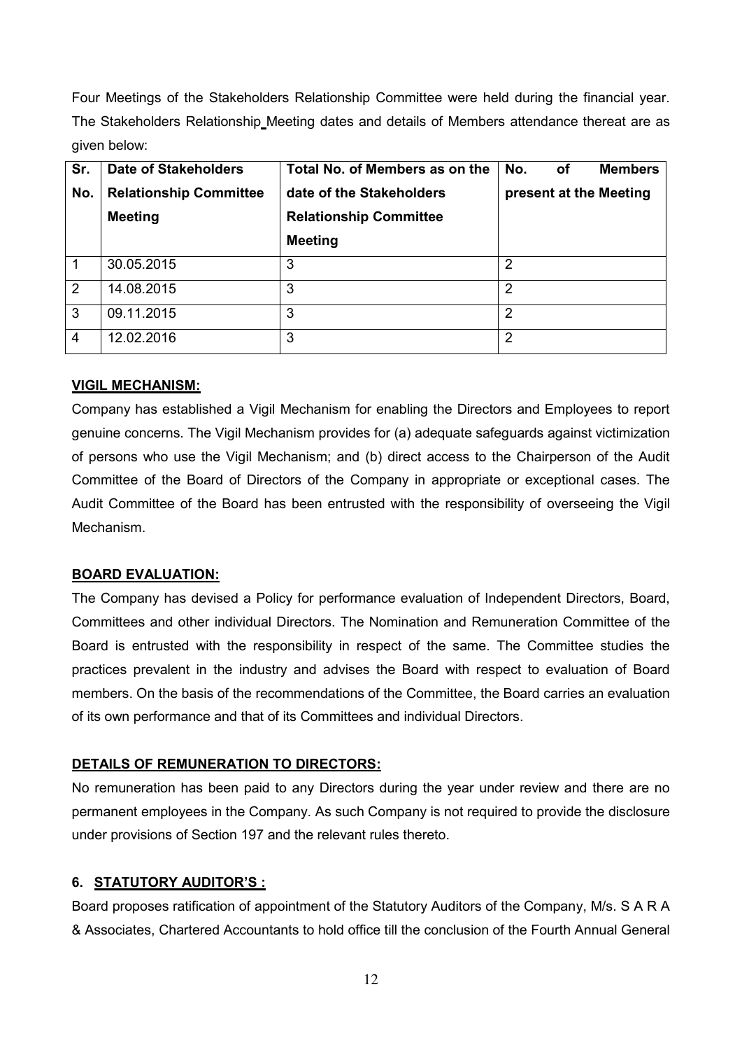Four Meetings of the Stakeholders Relationship Committee were held during the financial year. The Stakeholders Relationship Meeting dates and details of Members attendance thereat are as given below:

| Sr. No. | Date of Stakeholders Relationship Committee Meeting | Total No. of Members as on the date of the Stakeholders Relationship Committee Meeting | No. of Members present at the Meeting |
|---|---|---|---|
| 1 | 30.05.2015 | 3 | 2 |
| 2 | 14.08.2015 | 3 | 2 |
| 3 | 09.11.2015 | 3 | 2 |
| 4 | 12.02.2016 | 3 | 2 |

**VIGIL MECHANISM:**

Company has established a Vigil Mechanism for enabling the Directors and Employees to report genuine concerns. The Vigil Mechanism provides for (a) adequate safeguards against victimization of persons who use the Vigil Mechanism; and (b) direct access to the Chairperson of the Audit Committee of the Board of Directors of the Company in appropriate or exceptional cases. The Audit Committee of the Board has been entrusted with the responsibility of overseeing the Vigil Mechanism.

**BOARD EVALUATION:**

The Company has devised a Policy for performance evaluation of Independent Directors, Board, Committees and other individual Directors. The Nomination and Remuneration Committee of the Board is entrusted with the responsibility in respect of the same. The Committee studies the practices prevalent in the industry and advises the Board with respect to evaluation of Board members. On the basis of the recommendations of the Committee, the Board carries an evaluation of its own performance and that of its Committees and individual Directors.

**DETAILS OF REMUNERATION TO DIRECTORS:**

No remuneration has been paid to any Directors during the year under review and there are no permanent employees in the Company. As such Company is not required to provide the disclosure under provisions of Section 197 and the relevant rules thereto.

## 6. STATUTORY AUDITOR'S :

Board proposes ratification of appointment of the Statutory Auditors of the Company, M/s. S A R A & Associates, Chartered Accountants to hold office till the conclusion of the Fourth Annual General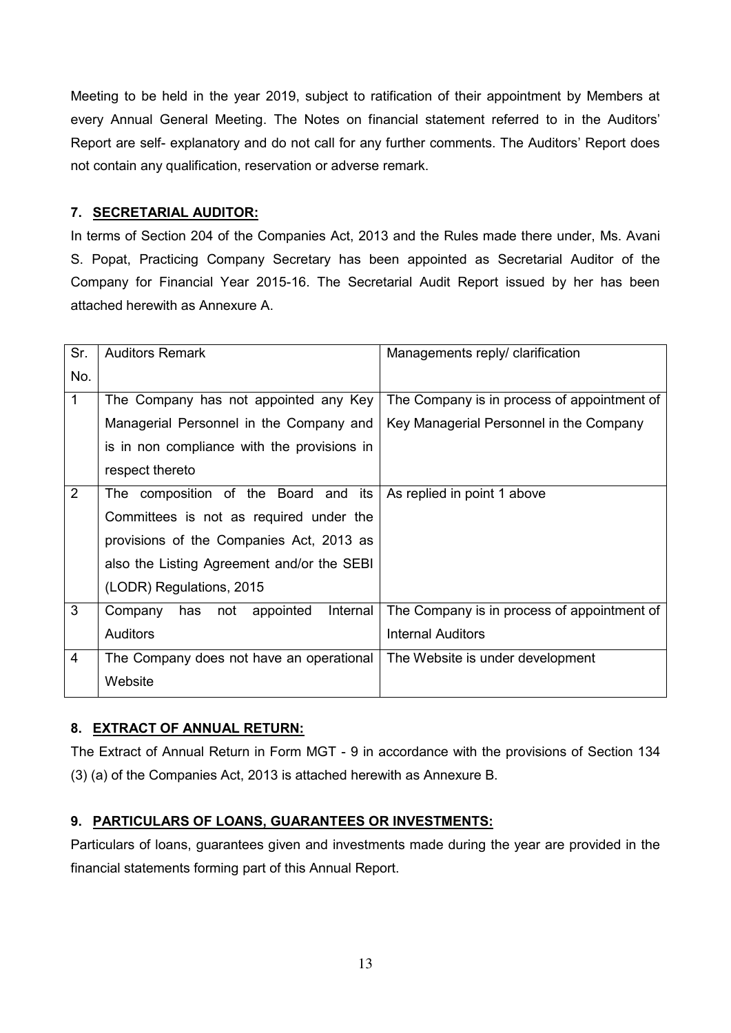Meeting to be held in the year 2019, subject to ratification of their appointment by Members at every Annual General Meeting. The Notes on financial statement referred to in the Auditors' Report are self- explanatory and do not call for any further comments. The Auditors' Report does not contain any qualification, reservation or adverse remark.

**7. SECRETARIAL AUDITOR:**

In terms of Section 204 of the Companies Act, 2013 and the Rules made there under, Ms. Avani S. Popat, Practicing Company Secretary has been appointed as Secretarial Auditor of the Company for Financial Year 2015-16. The Secretarial Audit Report issued by her has been attached herewith as Annexure A.

| Sr. No. | Auditors Remark | Managements reply/ clarification |
|---|---|---|
| 1 | The Company has not appointed any Key Managerial Personnel in the Company and is in non compliance with the provisions in respect thereto | The Company is in process of appointment of Key Managerial Personnel in the Company |
| 2 | The composition of the Board and its Committees is not as required under the provisions of the Companies Act, 2013 as also the Listing Agreement and/or the SEBI (LODR) Regulations, 2015 | As replied in point 1 above |
| 3 | Company has not appointed Internal Auditors | The Company is in process of appointment of Internal Auditors |
| 4 | The Company does not have an operational Website | The Website is under development |

**8. EXTRACT OF ANNUAL RETURN:**

The Extract of Annual Return in Form MGT - 9 in accordance with the provisions of Section 134 (3) (a) of the Companies Act, 2013 is attached herewith as Annexure B.

**9. PARTICULARS OF LOANS, GUARANTEES OR INVESTMENTS:**

Particulars of loans, guarantees given and investments made during the year are provided in the financial statements forming part of this Annual Report.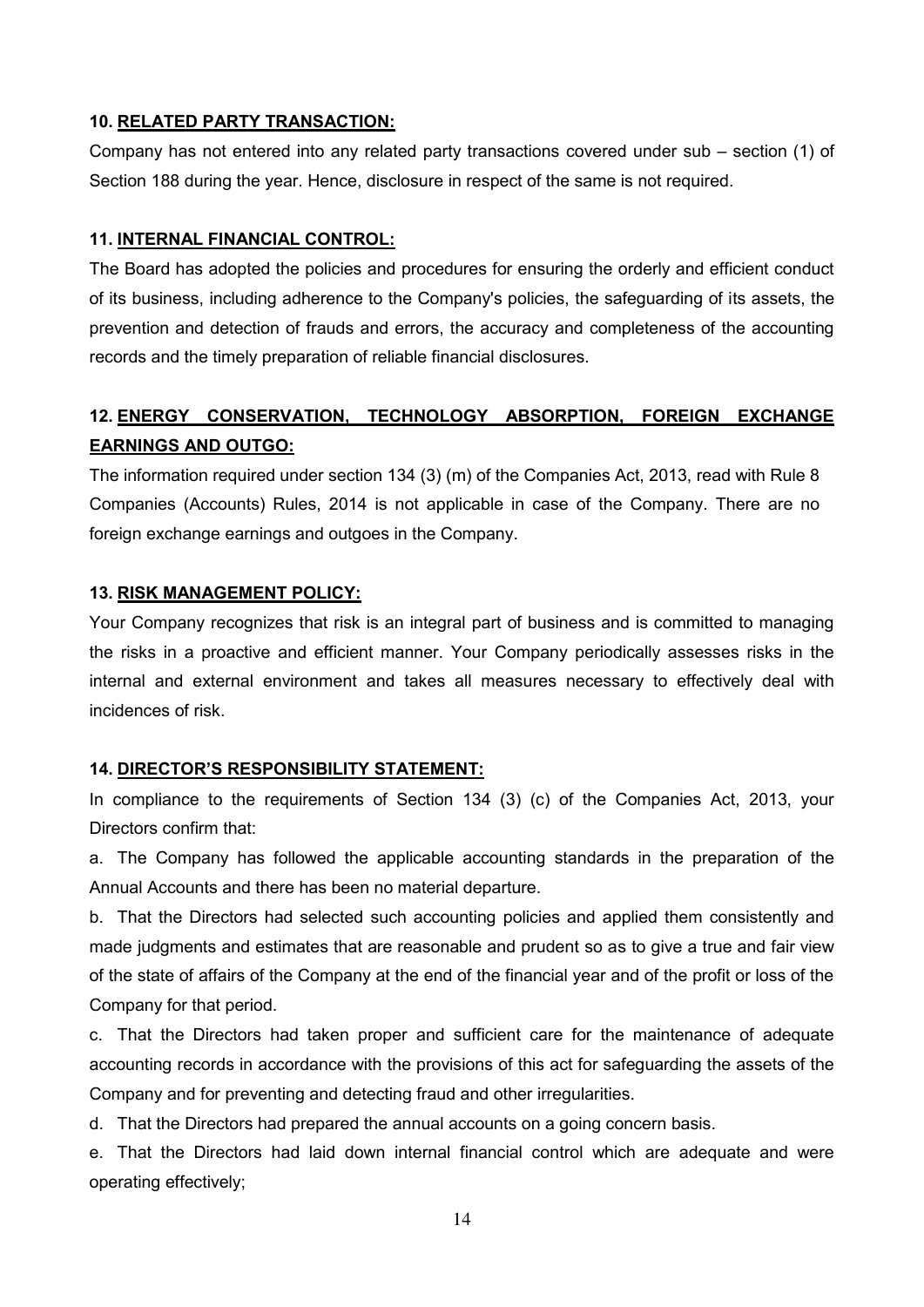### 10. RELATED PARTY TRANSACTION:

Company has not entered into any related party transactions covered under sub – section (1) of Section 188 during the year. Hence, disclosure in respect of the same is not required.

### 11. INTERNAL FINANCIAL CONTROL:

The Board has adopted the policies and procedures for ensuring the orderly and efficient conduct of its business, including adherence to the Company's policies, the safeguarding of its assets, the prevention and detection of frauds and errors, the accuracy and completeness of the accounting records and the timely preparation of reliable financial disclosures.

### 12. ENERGY CONSERVATION, TECHNOLOGY ABSORPTION, FOREIGN EXCHANGE EARNINGS AND OUTGO:

The information required under section 134 (3) (m) of the Companies Act, 2013, read with Rule 8 Companies (Accounts) Rules, 2014 is not applicable in case of the Company. There are no foreign exchange earnings and outgoes in the Company.

### 13. RISK MANAGEMENT POLICY:

Your Company recognizes that risk is an integral part of business and is committed to managing the risks in a proactive and efficient manner. Your Company periodically assesses risks in the internal and external environment and takes all measures necessary to effectively deal with incidences of risk.

### 14. DIRECTOR'S RESPONSIBILITY STATEMENT:

In compliance to the requirements of Section 134 (3) (c) of the Companies Act, 2013, your Directors confirm that:

a. The Company has followed the applicable accounting standards in the preparation of the Annual Accounts and there has been no material departure.

b. That the Directors had selected such accounting policies and applied them consistently and made judgments and estimates that are reasonable and prudent so as to give a true and fair view of the state of affairs of the Company at the end of the financial year and of the profit or loss of the Company for that period.

c. That the Directors had taken proper and sufficient care for the maintenance of adequate accounting records in accordance with the provisions of this act for safeguarding the assets of the Company and for preventing and detecting fraud and other irregularities.

d. That the Directors had prepared the annual accounts on a going concern basis.

e. That the Directors had laid down internal financial control which are adequate and were operating effectively;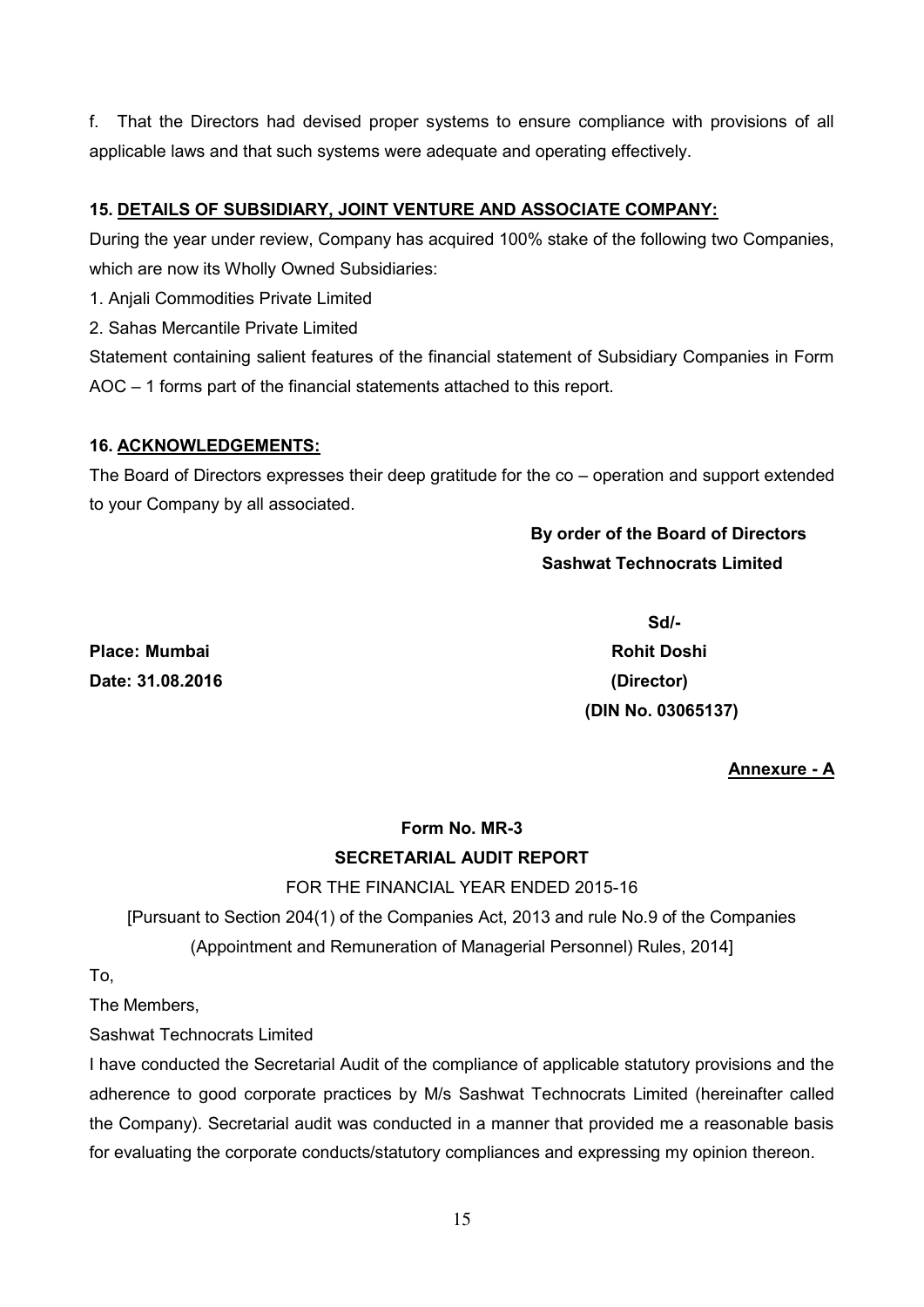f. That the Directors had devised proper systems to ensure compliance with provisions of all applicable laws and that such systems were adequate and operating effectively.

### 15. DETAILS OF SUBSIDIARY, JOINT VENTURE AND ASSOCIATE COMPANY:

During the year under review, Company has acquired 100% stake of the following two Companies, which are now its Wholly Owned Subsidiaries:

1. Anjali Commodities Private Limited
2. Sahas Mercantile Private Limited

Statement containing salient features of the financial statement of Subsidiary Companies in Form AOC – 1 forms part of the financial statements attached to this report.

### 16. ACKNOWLEDGEMENTS:

The Board of Directors expresses their deep gratitude for the co – operation and support extended to your Company by all associated.

**By order of the Board of Directors**
**Sashwat Technocrats Limited**

**Sd/-**
**Rohit Doshi**
**(Director)**
**(DIN No. 03065137)**

**Place: Mumbai**
**Date: 31.08.2016**

**Annexure - A**

## Form No. MR-3
## SECRETARIAL AUDIT REPORT

FOR THE FINANCIAL YEAR ENDED 2015-16

[Pursuant to Section 204(1) of the Companies Act, 2013 and rule No.9 of the Companies (Appointment and Remuneration of Managerial Personnel) Rules, 2014]

To,
The Members,
Sashwat Technocrats Limited

I have conducted the Secretarial Audit of the compliance of applicable statutory provisions and the adherence to good corporate practices by M/s Sashwat Technocrats Limited (hereinafter called the Company). Secretarial audit was conducted in a manner that provided me a reasonable basis for evaluating the corporate conducts/statutory compliances and expressing my opinion thereon.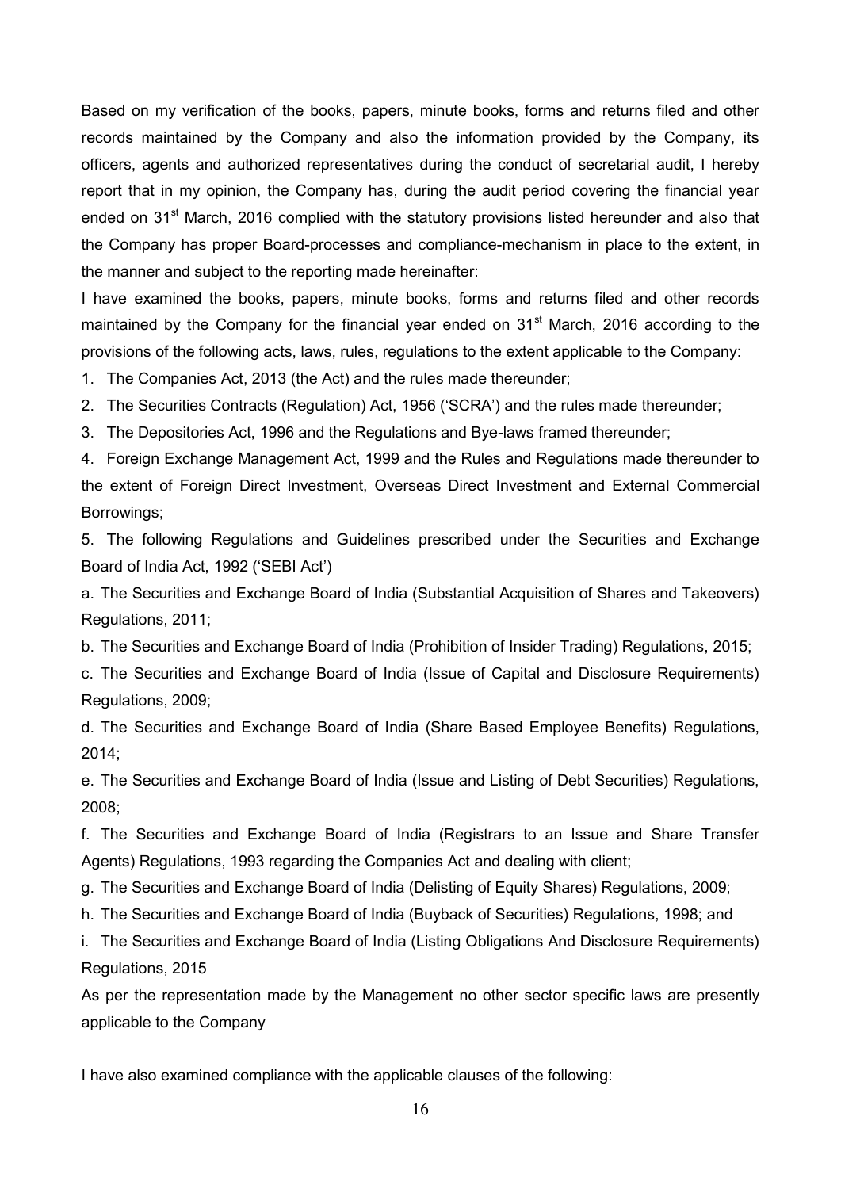Based on my verification of the books, papers, minute books, forms and returns filed and other records maintained by the Company and also the information provided by the Company, its officers, agents and authorized representatives during the conduct of secretarial audit, I hereby report that in my opinion, the Company has, during the audit period covering the financial year ended on 31st March, 2016 complied with the statutory provisions listed hereunder and also that the Company has proper Board-processes and compliance-mechanism in place to the extent, in the manner and subject to the reporting made hereinafter:

I have examined the books, papers, minute books, forms and returns filed and other records maintained by the Company for the financial year ended on 31st March, 2016 according to the provisions of the following acts, laws, rules, regulations to the extent applicable to the Company:

1. The Companies Act, 2013 (the Act) and the rules made thereunder;
2. The Securities Contracts (Regulation) Act, 1956 ('SCRA') and the rules made thereunder;
3. The Depositories Act, 1996 and the Regulations and Bye-laws framed thereunder;
4. Foreign Exchange Management Act, 1999 and the Rules and Regulations made thereunder to the extent of Foreign Direct Investment, Overseas Direct Investment and External Commercial Borrowings;
5. The following Regulations and Guidelines prescribed under the Securities and Exchange Board of India Act, 1992 ('SEBI Act')

a. The Securities and Exchange Board of India (Substantial Acquisition of Shares and Takeovers) Regulations, 2011;

b. The Securities and Exchange Board of India (Prohibition of Insider Trading) Regulations, 2015;

c. The Securities and Exchange Board of India (Issue of Capital and Disclosure Requirements) Regulations, 2009;

d. The Securities and Exchange Board of India (Share Based Employee Benefits) Regulations, 2014;

e. The Securities and Exchange Board of India (Issue and Listing of Debt Securities) Regulations, 2008;

f. The Securities and Exchange Board of India (Registrars to an Issue and Share Transfer Agents) Regulations, 1993 regarding the Companies Act and dealing with client;

g. The Securities and Exchange Board of India (Delisting of Equity Shares) Regulations, 2009;

h. The Securities and Exchange Board of India (Buyback of Securities) Regulations, 1998; and

i. The Securities and Exchange Board of India (Listing Obligations And Disclosure Requirements) Regulations, 2015

As per the representation made by the Management no other sector specific laws are presently applicable to the Company

I have also examined compliance with the applicable clauses of the following: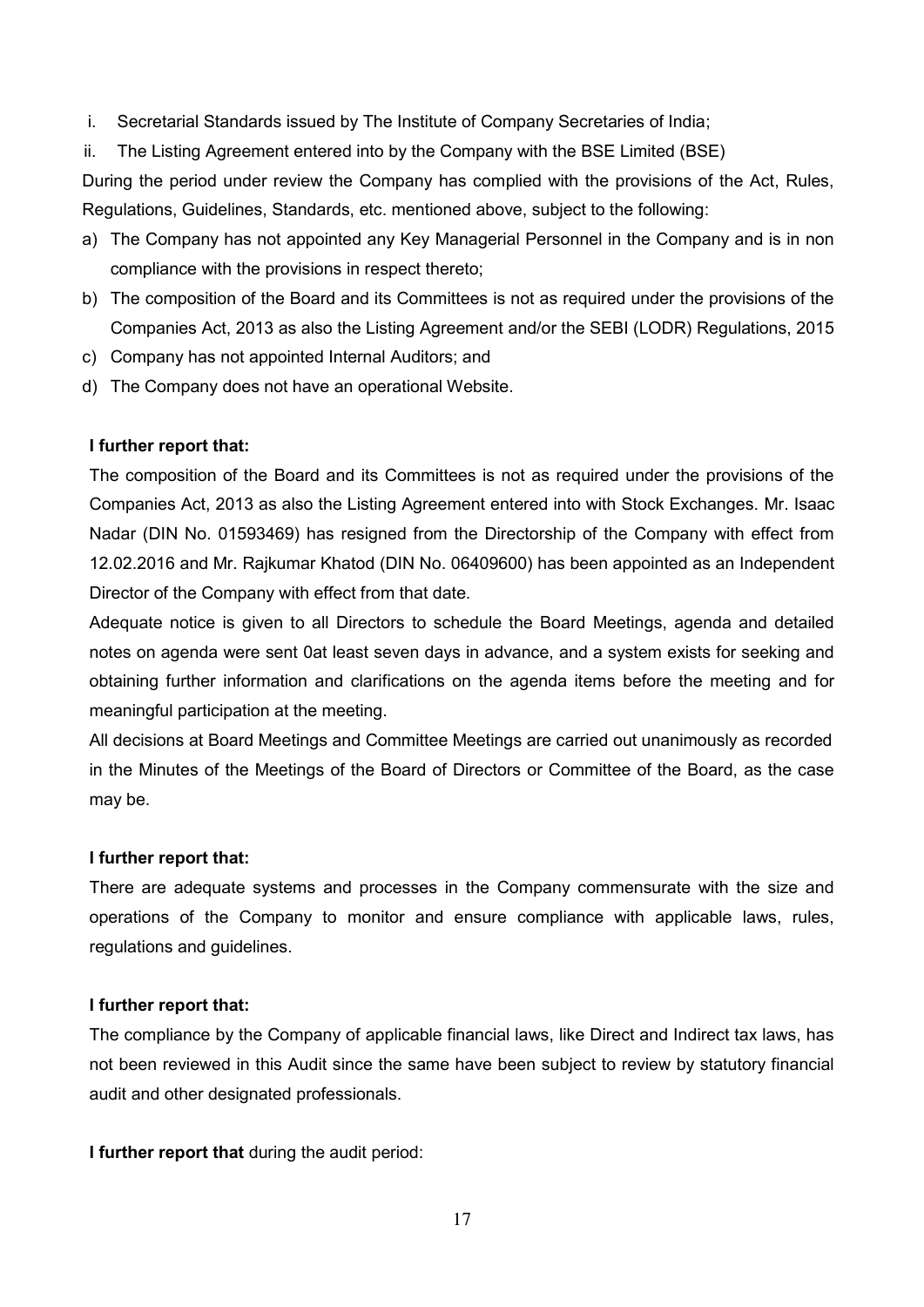i. Secretarial Standards issued by The Institute of Company Secretaries of India;

ii. The Listing Agreement entered into by the Company with the BSE Limited (BSE)

During the period under review the Company has complied with the provisions of the Act, Rules, Regulations, Guidelines, Standards, etc. mentioned above, subject to the following:

a) The Company has not appointed any Key Managerial Personnel in the Company and is in non compliance with the provisions in respect thereto;
b) The composition of the Board and its Committees is not as required under the provisions of the Companies Act, 2013 as also the Listing Agreement and/or the SEBI (LODR) Regulations, 2015
c) Company has not appointed Internal Auditors; and
d) The Company does not have an operational Website.

**I further report that:**

The composition of the Board and its Committees is not as required under the provisions of the Companies Act, 2013 as also the Listing Agreement entered into with Stock Exchanges. Mr. Isaac Nadar (DIN No. 01593469) has resigned from the Directorship of the Company with effect from 12.02.2016 and Mr. Rajkumar Khatod (DIN No. 06409600) has been appointed as an Independent Director of the Company with effect from that date.

Adequate notice is given to all Directors to schedule the Board Meetings, agenda and detailed notes on agenda were sent 0at least seven days in advance, and a system exists for seeking and obtaining further information and clarifications on the agenda items before the meeting and for meaningful participation at the meeting.

All decisions at Board Meetings and Committee Meetings are carried out unanimously as recorded in the Minutes of the Meetings of the Board of Directors or Committee of the Board, as the case may be.

**I further report that:**

There are adequate systems and processes in the Company commensurate with the size and operations of the Company to monitor and ensure compliance with applicable laws, rules, regulations and guidelines.

**I further report that:**

The compliance by the Company of applicable financial laws, like Direct and Indirect tax laws, has not been reviewed in this Audit since the same have been subject to review by statutory financial audit and other designated professionals.

**I further report that** during the audit period: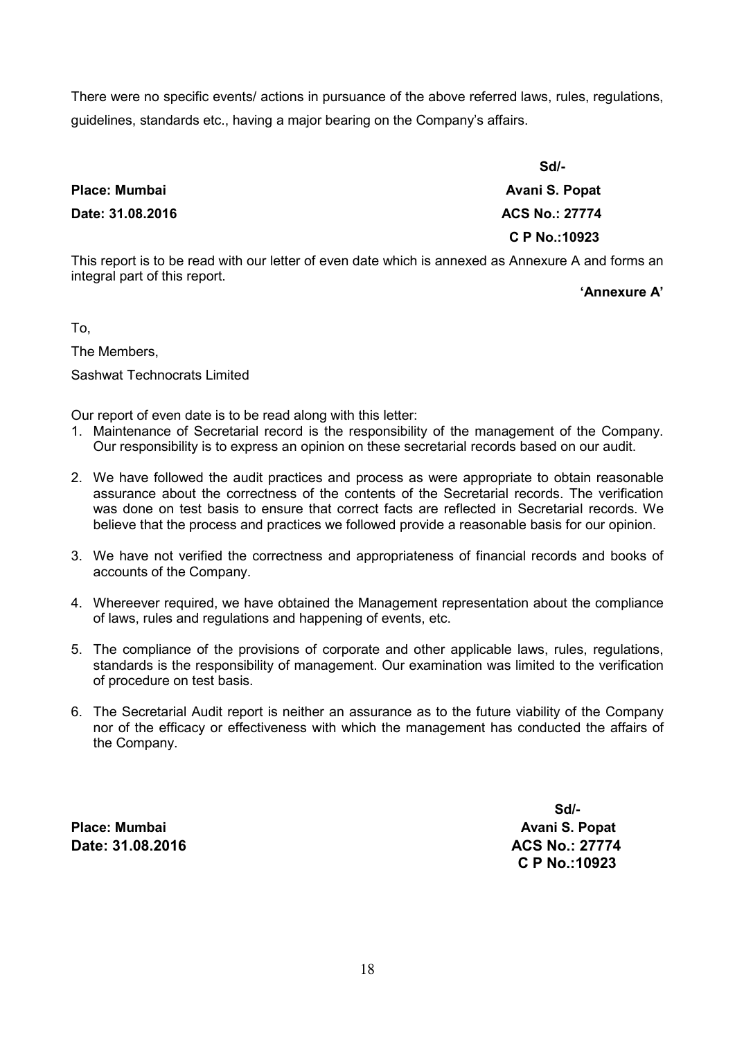There were no specific events/ actions in pursuance of the above referred laws, rules, regulations, guidelines, standards etc., having a major bearing on the Company's affairs.

**Sd/-**

**Place: Mumbai** **Avani S. Popat**

**Date: 31.08.2016** **ACS No.: 27774**

**C P No.:10923**

This report is to be read with our letter of even date which is annexed as Annexure A and forms an integral part of this report.

**'Annexure A'**

To,

The Members,

Sashwat Technocrats Limited

Our report of even date is to be read along with this letter:

1. Maintenance of Secretarial record is the responsibility of the management of the Company. Our responsibility is to express an opinion on these secretarial records based on our audit.
2. We have followed the audit practices and process as were appropriate to obtain reasonable assurance about the correctness of the contents of the Secretarial records. The verification was done on test basis to ensure that correct facts are reflected in Secretarial records. We believe that the process and practices we followed provide a reasonable basis for our opinion.
3. We have not verified the correctness and appropriateness of financial records and books of accounts of the Company.
4. Whereever required, we have obtained the Management representation about the compliance of laws, rules and regulations and happening of events, etc.
5. The compliance of the provisions of corporate and other applicable laws, rules, regulations, standards is the responsibility of management. Our examination was limited to the verification of procedure on test basis.
6. The Secretarial Audit report is neither an assurance as to the future viability of the Company nor of the efficacy or effectiveness with which the management has conducted the affairs of the Company.

**Sd/-**

**Place: Mumbai** **Avani S. Popat**

**Date: 31.08.2016** **ACS No.: 27774**

**C P No.:10923**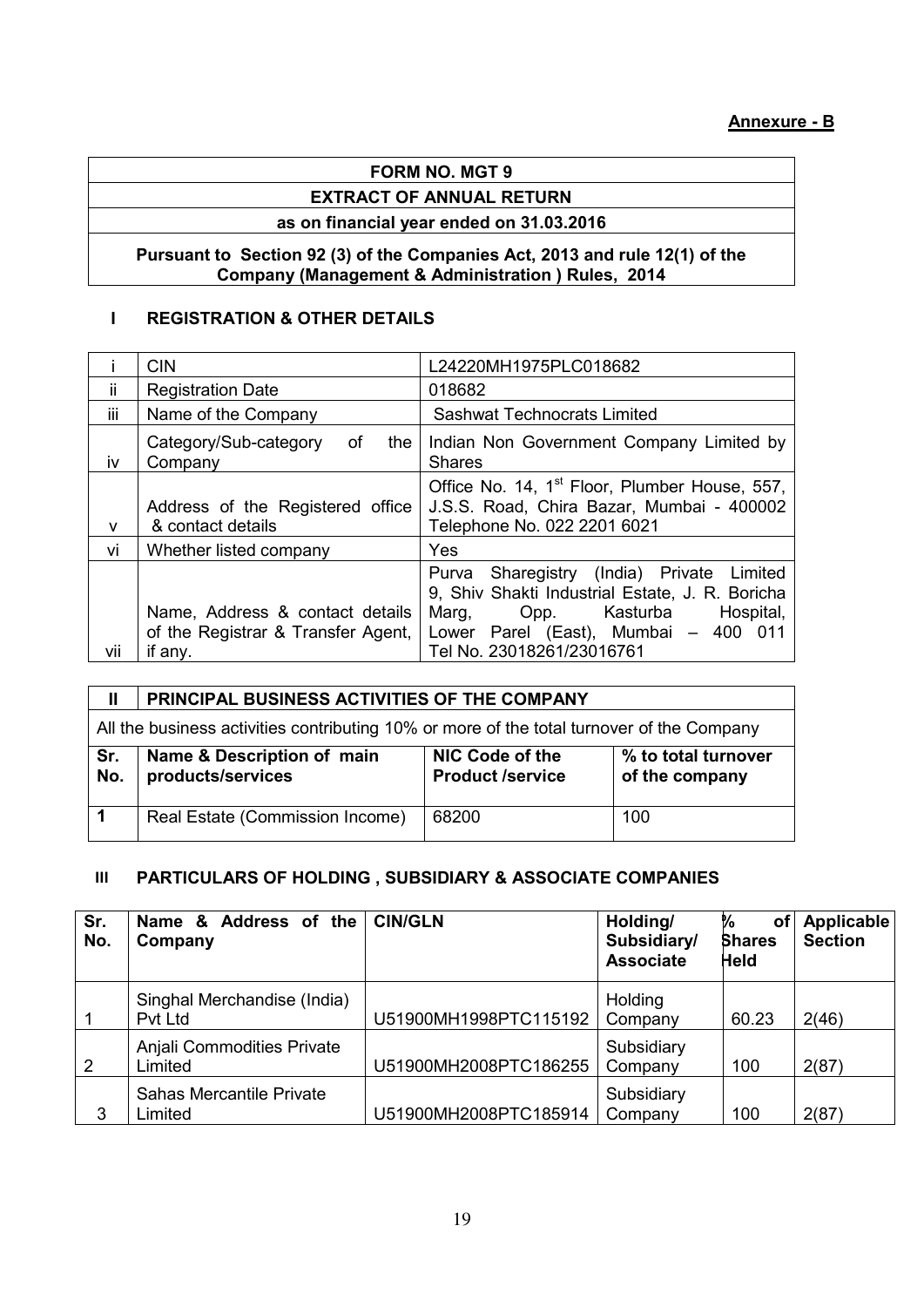**Annexure - B**

| FORM NO. MGT 9 |
|---|
| EXTRACT OF ANNUAL RETURN |
| as on financial year ended on 31.03.2016 |
| Pursuant to Section 92 (3) of the Companies Act, 2013 and rule 12(1) of the Company (Management & Administration ) Rules, 2014 |

## I REGISTRATION & OTHER DETAILS

| | | |
|---|---|---|
| i | CIN | L24220MH1975PLC018682 |
| ii | Registration Date | 018682 |
| iii | Name of the Company | Sashwat Technocrats Limited |
| iv | Category/Sub-category of the Company | Indian Non Government Company Limited by Shares |
| v | Address of the Registered office & contact details | Office No. 14, 1st Floor, Plumber House, 557, J.S.S. Road, Chira Bazar, Mumbai - 400002 Telephone No. 022 2201 6021 |
| vi | Whether listed company | Yes |
| vii | Name, Address & contact details of the Registrar & Transfer Agent, if any. | Purva Sharegistry (India) Private Limited 9, Shiv Shakti Industrial Estate, J. R. Boricha Marg, Opp. Kasturba Hospital, Lower Parel (East), Mumbai – 400 011 Tel No. 23018261/23016761 |

## II PRINCIPAL BUSINESS ACTIVITIES OF THE COMPANY

All the business activities contributing 10% or more of the total turnover of the Company

| Sr. No. | Name & Description of main products/services | NIC Code of the Product /service | % to total turnover of the company |
|---|---|---|---|
| 1 | Real Estate (Commission Income) | 68200 | 100 |

## III PARTICULARS OF HOLDING , SUBSIDIARY & ASSOCIATE COMPANIES

| Sr. No. | Name & Address of the Company | CIN/GLN | Holding/ Subsidiary/ Associate | % of Shares Held | Applicable Section |
|---|---|---|---|---|---|
| 1 | Singhal Merchandise (India) Pvt Ltd | U51900MH1998PTC115192 | Holding Company | 60.23 | 2(46) |
| 2 | Anjali Commodities Private Limited | U51900MH2008PTC186255 | Subsidiary Company | 100 | 2(87) |
| 3 | Sahas Mercantile Private Limited | U51900MH2008PTC185914 | Subsidiary Company | 100 | 2(87) |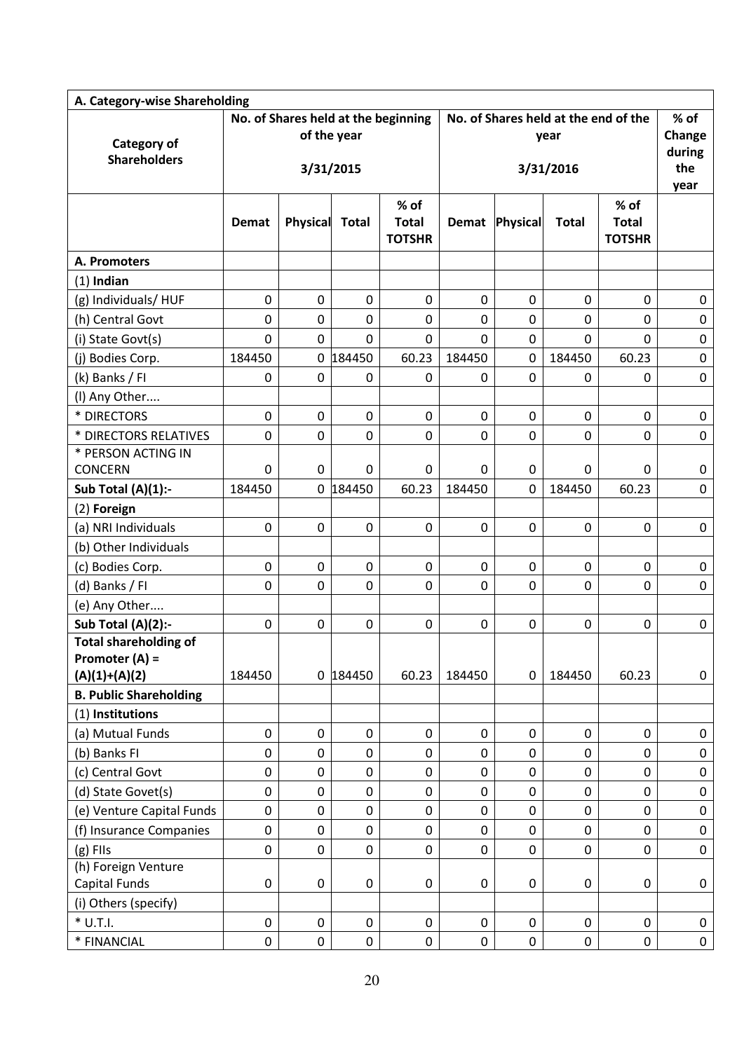| A. Category-wise Shareholding | | | | | | | | | |
|---|---|---|---|---|---|---|---|---|---|
| Category of Shareholders | No. of Shares held at the beginning of the year 3/31/2015 | | | | No. of Shares held at the end of the year 3/31/2016 | | | | % of Change during the year |
| | Demat | Physical | Total | % of Total TOTSHR | Demat | Physical | Total | % of Total TOTSHR | |
| **A. Promoters** | | | | | | | | | |
| (1) **Indian** | | | | | | | | | |
| (g) Individuals/ HUF | 0 | 0 | 0 | 0 | 0 | 0 | 0 | 0 | 0 |
| (h) Central Govt | 0 | 0 | 0 | 0 | 0 | 0 | 0 | 0 | 0 |
| (i) State Govt(s) | 0 | 0 | 0 | 0 | 0 | 0 | 0 | 0 | 0 |
| (j) Bodies Corp. | 184450 | 0 | 184450 | 60.23 | 184450 | 0 | 184450 | 60.23 | 0 |
| (k) Banks / FI | 0 | 0 | 0 | 0 | 0 | 0 | 0 | 0 | 0 |
| (l) Any Other.... | | | | | | | | | |
| * DIRECTORS | 0 | 0 | 0 | 0 | 0 | 0 | 0 | 0 | 0 |
| * DIRECTORS RELATIVES | 0 | 0 | 0 | 0 | 0 | 0 | 0 | 0 | 0 |
| * PERSON ACTING IN CONCERN | 0 | 0 | 0 | 0 | 0 | 0 | 0 | 0 | 0 |
| **Sub Total (A)(1):-** | 184450 | 0 | 184450 | 60.23 | 184450 | 0 | 184450 | 60.23 | 0 |
| (2) **Foreign** | | | | | | | | | |
| (a) NRI Individuals | 0 | 0 | 0 | 0 | 0 | 0 | 0 | 0 | 0 |
| (b) Other Individuals | | | | | | | | | |
| (c) Bodies Corp. | 0 | 0 | 0 | 0 | 0 | 0 | 0 | 0 | 0 |
| (d) Banks / FI | 0 | 0 | 0 | 0 | 0 | 0 | 0 | 0 | 0 |
| (e) Any Other.... | | | | | | | | | |
| **Sub Total (A)(2):-** | 0 | 0 | 0 | 0 | 0 | 0 | 0 | 0 | 0 |
| **Total shareholding of Promoter (A) = (A)(1)+(A)(2)** | 184450 | 0 | 184450 | 60.23 | 184450 | 0 | 184450 | 60.23 | 0 |
| **B. Public Shareholding** | | | | | | | | | |
| (1) **Institutions** | | | | | | | | | |
| (a) Mutual Funds | 0 | 0 | 0 | 0 | 0 | 0 | 0 | 0 | 0 |
| (b) Banks FI | 0 | 0 | 0 | 0 | 0 | 0 | 0 | 0 | 0 |
| (c) Central Govt | 0 | 0 | 0 | 0 | 0 | 0 | 0 | 0 | 0 |
| (d) State Govet(s) | 0 | 0 | 0 | 0 | 0 | 0 | 0 | 0 | 0 |
| (e) Venture Capital Funds | 0 | 0 | 0 | 0 | 0 | 0 | 0 | 0 | 0 |
| (f) Insurance Companies | 0 | 0 | 0 | 0 | 0 | 0 | 0 | 0 | 0 |
| (g) FIIs | 0 | 0 | 0 | 0 | 0 | 0 | 0 | 0 | 0 |
| (h) Foreign Venture Capital Funds | 0 | 0 | 0 | 0 | 0 | 0 | 0 | 0 | 0 |
| (i) Others (specify) | | | | | | | | | |
| * U.T.I. | 0 | 0 | 0 | 0 | 0 | 0 | 0 | 0 | 0 |
| * FINANCIAL | 0 | 0 | 0 | 0 | 0 | 0 | 0 | 0 | 0 |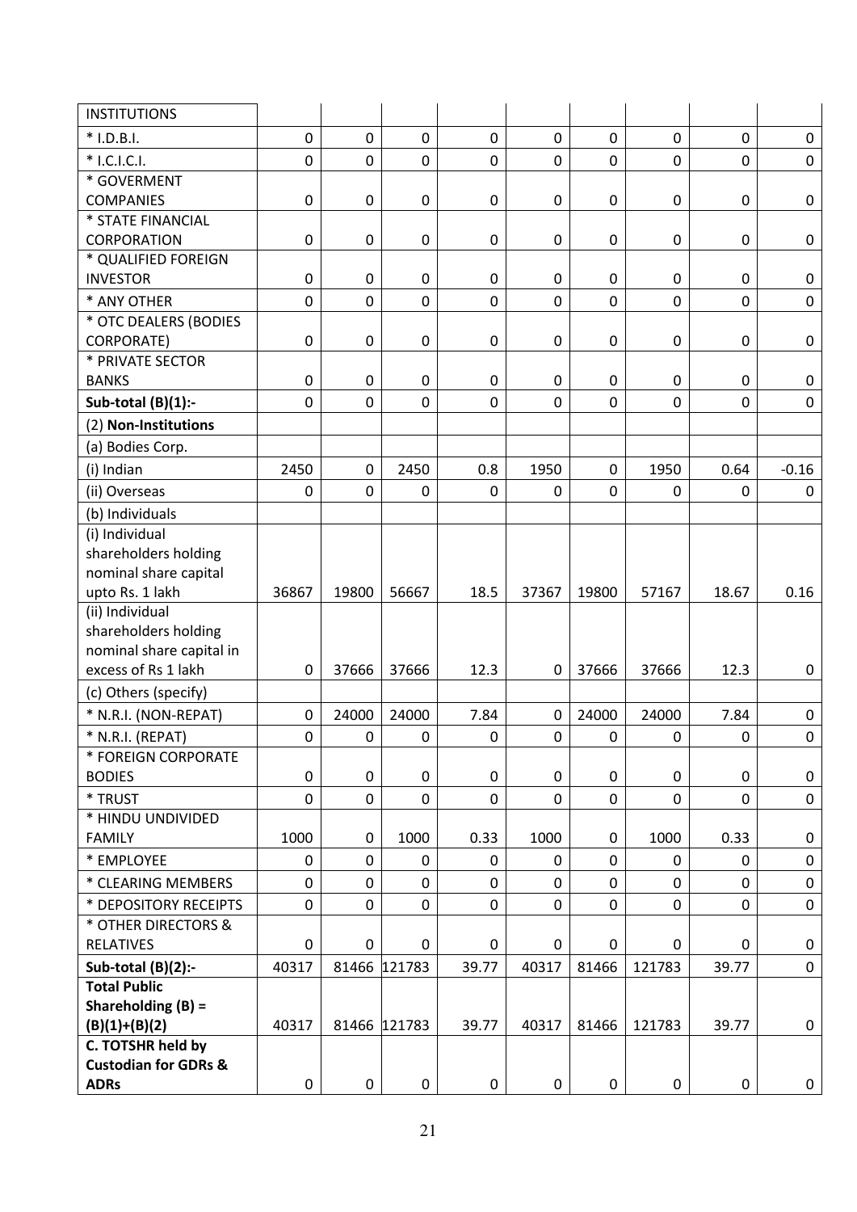| INSTITUTIONS | | | | | | | | | |
|---|---|---|---|---|---|---|---|---|---|
| * I.D.B.I. | 0 | 0 | 0 | 0 | 0 | 0 | 0 | 0 | 0 |
| * I.C.I.C.I. | 0 | 0 | 0 | 0 | 0 | 0 | 0 | 0 | 0 |
| * GOVERMENT COMPANIES | 0 | 0 | 0 | 0 | 0 | 0 | 0 | 0 | 0 |
| * STATE FINANCIAL CORPORATION | 0 | 0 | 0 | 0 | 0 | 0 | 0 | 0 | 0 |
| * QUALIFIED FOREIGN INVESTOR | 0 | 0 | 0 | 0 | 0 | 0 | 0 | 0 | 0 |
| * ANY OTHER | 0 | 0 | 0 | 0 | 0 | 0 | 0 | 0 | 0 |
| * OTC DEALERS (BODIES CORPORATE) | 0 | 0 | 0 | 0 | 0 | 0 | 0 | 0 | 0 |
| * PRIVATE SECTOR BANKS | 0 | 0 | 0 | 0 | 0 | 0 | 0 | 0 | 0 |
| **Sub-total (B)(1):-** | 0 | 0 | 0 | 0 | 0 | 0 | 0 | 0 | 0 |
| (2) **Non-Institutions** | | | | | | | | | |
| (a) Bodies Corp. | | | | | | | | | |
| (i) Indian | 2450 | 0 | 2450 | 0.8 | 1950 | 0 | 1950 | 0.64 | -0.16 |
| (ii) Overseas | 0 | 0 | 0 | 0 | 0 | 0 | 0 | 0 | 0 |
| (b) Individuals | | | | | | | | | |
| (i) Individual shareholders holding nominal share capital upto Rs. 1 lakh | 36867 | 19800 | 56667 | 18.5 | 37367 | 19800 | 57167 | 18.67 | 0.16 |
| (ii) Individual shareholders holding nominal share capital in excess of Rs 1 lakh | 0 | 37666 | 37666 | 12.3 | 0 | 37666 | 37666 | 12.3 | 0 |
| (c) Others (specify) | | | | | | | | | |
| * N.R.I. (NON-REPAT) | 0 | 24000 | 24000 | 7.84 | 0 | 24000 | 24000 | 7.84 | 0 |
| * N.R.I. (REPAT) | 0 | 0 | 0 | 0 | 0 | 0 | 0 | 0 | 0 |
| * FOREIGN CORPORATE BODIES | 0 | 0 | 0 | 0 | 0 | 0 | 0 | 0 | 0 |
| * TRUST | 0 | 0 | 0 | 0 | 0 | 0 | 0 | 0 | 0 |
| * HINDU UNDIVIDED FAMILY | 1000 | 0 | 1000 | 0.33 | 1000 | 0 | 1000 | 0.33 | 0 |
| * EMPLOYEE | 0 | 0 | 0 | 0 | 0 | 0 | 0 | 0 | 0 |
| * CLEARING MEMBERS | 0 | 0 | 0 | 0 | 0 | 0 | 0 | 0 | 0 |
| * DEPOSITORY RECEIPTS | 0 | 0 | 0 | 0 | 0 | 0 | 0 | 0 | 0 |
| * OTHER DIRECTORS & RELATIVES | 0 | 0 | 0 | 0 | 0 | 0 | 0 | 0 | 0 |
| **Sub-total (B)(2):-** | 40317 | 81466 | 121783 | 39.77 | 40317 | 81466 | 121783 | 39.77 | 0 |
| **Total Public Shareholding (B) = (B)(1)+(B)(2)** | 40317 | 81466 | 121783 | 39.77 | 40317 | 81466 | 121783 | 39.77 | 0 |
| **C. TOTSHR held by Custodian for GDRs & ADRs** | 0 | 0 | 0 | 0 | 0 | 0 | 0 | 0 | 0 |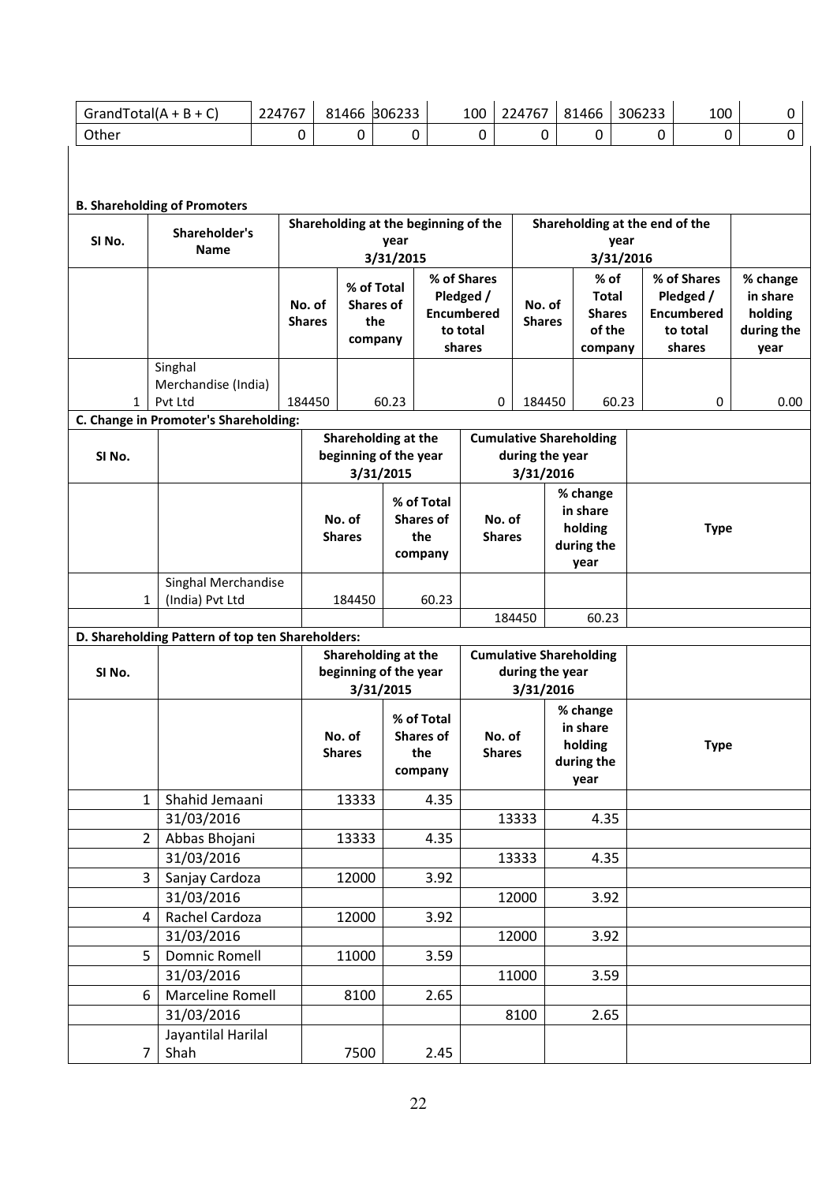| GrandTotal(A + B + C) | 224767 | 81466 | 306233 | 100 | 224767 | 81466 | 306233 | 100 | 0 |
|---|---|---|---|---|---|---|---|---|---|
| Other | 0 | 0 | 0 | 0 | 0 | 0 | 0 | 0 | 0 |

**B. Shareholding of Promoters**

| SI No. | Shareholder's Name | Shareholding at the beginning of the year 3/31/2015 | | | Shareholding at the end of the year 3/31/2016 | | | |
|---|---|---|---|---|---|---|---|---|
| | | No. of Shares | % of Total Shares of the company | % of Shares Pledged / Encumbered to total shares | No. of Shares | % of Total Shares of the company | % of Shares Pledged / Encumbered to total shares | % change in share holding during the year |
| 1 | Singhal Merchandise (India) Pvt Ltd | 184450 | 60.23 | 0 | 184450 | 60.23 | 0 | 0.00 |

**C. Change in Promoter's Shareholding:**

| SI No. | | Shareholding at the beginning of the year 3/31/2015 | | Cumulative Shareholding during the year 3/31/2016 | | |
|---|---|---|---|---|---|---|
| | | No. of Shares | % of Total Shares of the company | No. of Shares | % change in share holding during the year | Type |
| 1 | Singhal Merchandise (India) Pvt Ltd | 184450 | 60.23 | | | |
| | | | | 184450 | 60.23 | |

**D. Shareholding Pattern of top ten Shareholders:**

| SI No. | | Shareholding at the beginning of the year 3/31/2015 | | Cumulative Shareholding during the year 3/31/2016 | | |
|---|---|---|---|---|---|---|
| | | No. of Shares | % of Total Shares of the company | No. of Shares | % change in share holding during the year | Type |
| 1 | Shahid Jemaani | 13333 | 4.35 | | | |
| | 31/03/2016 | | | 13333 | 4.35 | |
| 2 | Abbas Bhojani | 13333 | 4.35 | | | |
| | 31/03/2016 | | | 13333 | 4.35 | |
| 3 | Sanjay Cardoza | 12000 | 3.92 | | | |
| | 31/03/2016 | | | 12000 | 3.92 | |
| 4 | Rachel Cardoza | 12000 | 3.92 | | | |
| | 31/03/2016 | | | 12000 | 3.92 | |
| 5 | Domnic Romell | 11000 | 3.59 | | | |
| | 31/03/2016 | | | 11000 | 3.59 | |
| 6 | Marceline Romell | 8100 | 2.65 | | | |
| | 31/03/2016 | | | 8100 | 2.65 | |
| 7 | Jayantilal Harilal Shah | 7500 | 2.45 | | | |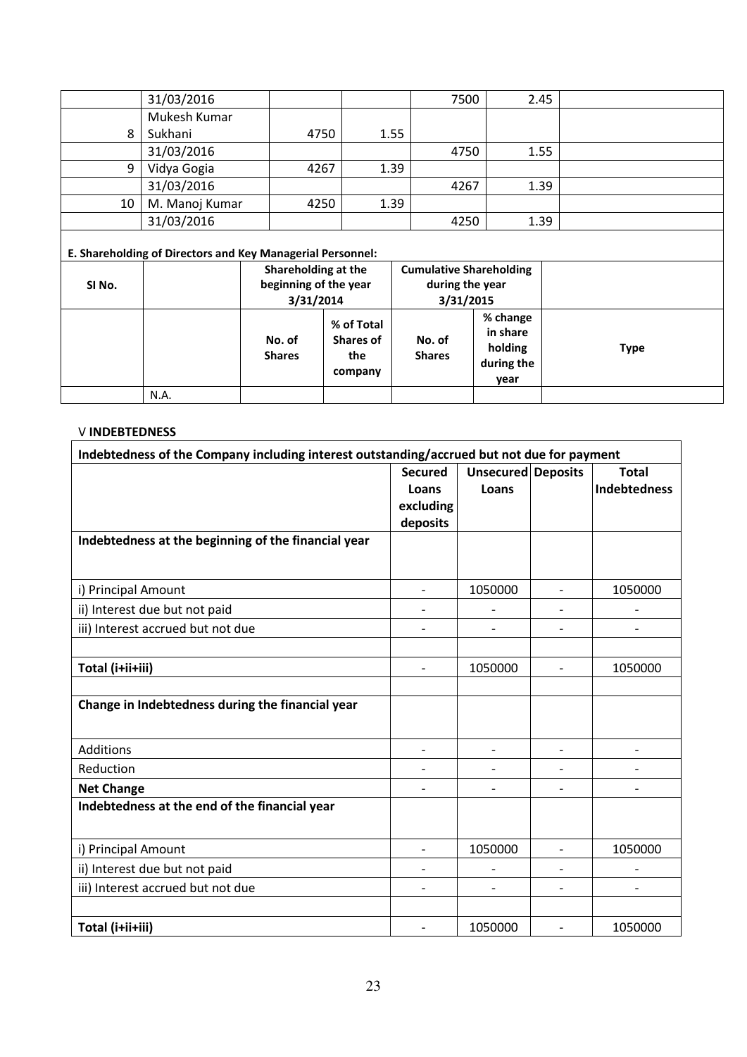|  | 31/03/2016 |  |  | 7500 | 2.45 |  |
|---|---|---|---|---|---|---|
| 8 | Mukesh Kumar Sukhani | 4750 | 1.55 |  |  |  |
|  | 31/03/2016 |  |  | 4750 | 1.55 |  |
| 9 | Vidya Gogia | 4267 | 1.39 |  |  |  |
|  | 31/03/2016 |  |  | 4267 | 1.39 |  |
| 10 | M. Manoj Kumar | 4250 | 1.39 |  |  |  |
|  | 31/03/2016 |  |  | 4250 | 1.39 |  |

**E. Shareholding of Directors and Key Managerial Personnel:**

| SI No. |  | Shareholding at the beginning of the year 3/31/2014 |  | Cumulative Shareholding during the year 3/31/2015 |  |  |
|---|---|---|---|---|---|---|
|  |  | No. of Shares | % of Total Shares of the company | No. of Shares | % change in share holding during the year | Type |
|  | N.A. |  |  |  |  |  |

V **INDEBTEDNESS**

| Indebtedness of the Company including interest outstanding/accrued but not due for payment |  |  |  |  |
|---|---|---|---|---|
|  | Secured Loans excluding deposits | Unsecured Loans | Deposits | Total Indebtedness |
| **Indebtedness at the beginning of the financial year** |  |  |  |  |
| i) Principal Amount | - | 1050000 | - | 1050000 |
| ii) Interest due but not paid | - | - | - | - |
| iii) Interest accrued but not due | - | - | - | - |
|  |  |  |  |  |
| **Total (i+ii+iii)** | - | 1050000 | - | 1050000 |
|  |  |  |  |  |
| **Change in Indebtedness during the financial year** |  |  |  |  |
| Additions | - | - | - | - |
| Reduction | - | - | - | - |
| **Net Change** | - | - | - | - |
| **Indebtedness at the end of the financial year** |  |  |  |  |
| i) Principal Amount | - | 1050000 | - | 1050000 |
| ii) Interest due but not paid | - | - | - | - |
| iii) Interest accrued but not due | - | - | - | - |
|  |  |  |  |  |
| **Total (i+ii+iii)** | - | 1050000 | - | 1050000 |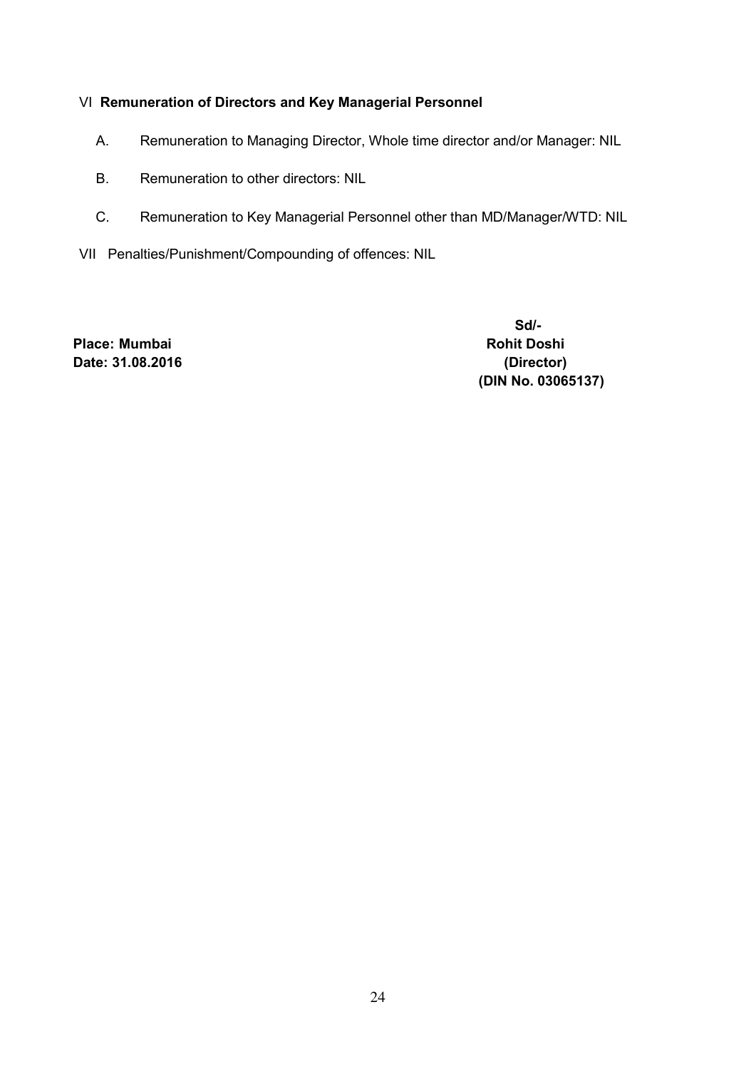### VI **Remuneration of Directors and Key Managerial Personnel**

A. Remuneration to Managing Director, Whole time director and/or Manager: NIL

B. Remuneration to other directors: NIL

C. Remuneration to Key Managerial Personnel other than MD/Manager/WTD: NIL

VII Penalties/Punishment/Compounding of offences: NIL

**Place: Mumbai**
**Date: 31.08.2016**

**Sd/-**
**Rohit Doshi**
**(Director)**
**(DIN No. 03065137)**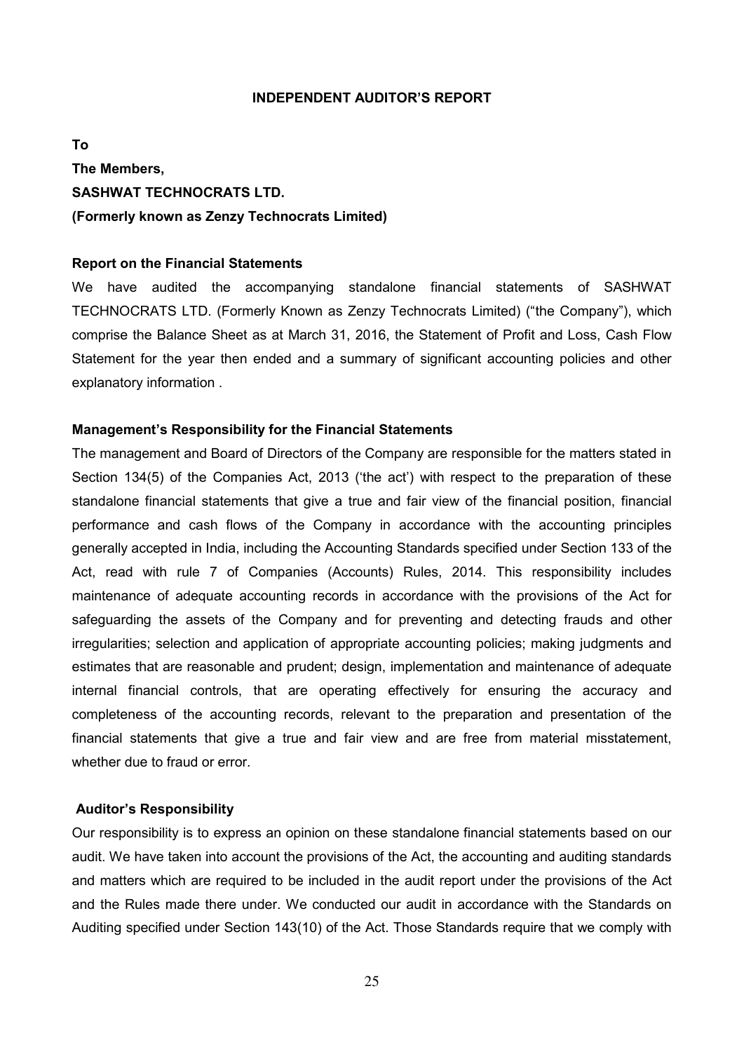# INDEPENDENT AUDITOR'S REPORT

**To**

**The Members,**

**SASHWAT TECHNOCRATS LTD.**

**(Formerly known as Zenzy Technocrats Limited)**

**Report on the Financial Statements**

We have audited the accompanying standalone financial statements of SASHWAT TECHNOCRATS LTD. (Formerly Known as Zenzy Technocrats Limited) ("the Company"), which comprise the Balance Sheet as at March 31, 2016, the Statement of Profit and Loss, Cash Flow Statement for the year then ended and a summary of significant accounting policies and other explanatory information .

**Management's Responsibility for the Financial Statements**

The management and Board of Directors of the Company are responsible for the matters stated in Section 134(5) of the Companies Act, 2013 ('the act') with respect to the preparation of these standalone financial statements that give a true and fair view of the financial position, financial performance and cash flows of the Company in accordance with the accounting principles generally accepted in India, including the Accounting Standards specified under Section 133 of the Act, read with rule 7 of Companies (Accounts) Rules, 2014. This responsibility includes maintenance of adequate accounting records in accordance with the provisions of the Act for safeguarding the assets of the Company and for preventing and detecting frauds and other irregularities; selection and application of appropriate accounting policies; making judgments and estimates that are reasonable and prudent; design, implementation and maintenance of adequate internal financial controls, that are operating effectively for ensuring the accuracy and completeness of the accounting records, relevant to the preparation and presentation of the financial statements that give a true and fair view and are free from material misstatement, whether due to fraud or error.

**Auditor's Responsibility**

Our responsibility is to express an opinion on these standalone financial statements based on our audit. We have taken into account the provisions of the Act, the accounting and auditing standards and matters which are required to be included in the audit report under the provisions of the Act and the Rules made there under. We conducted our audit in accordance with the Standards on Auditing specified under Section 143(10) of the Act. Those Standards require that we comply with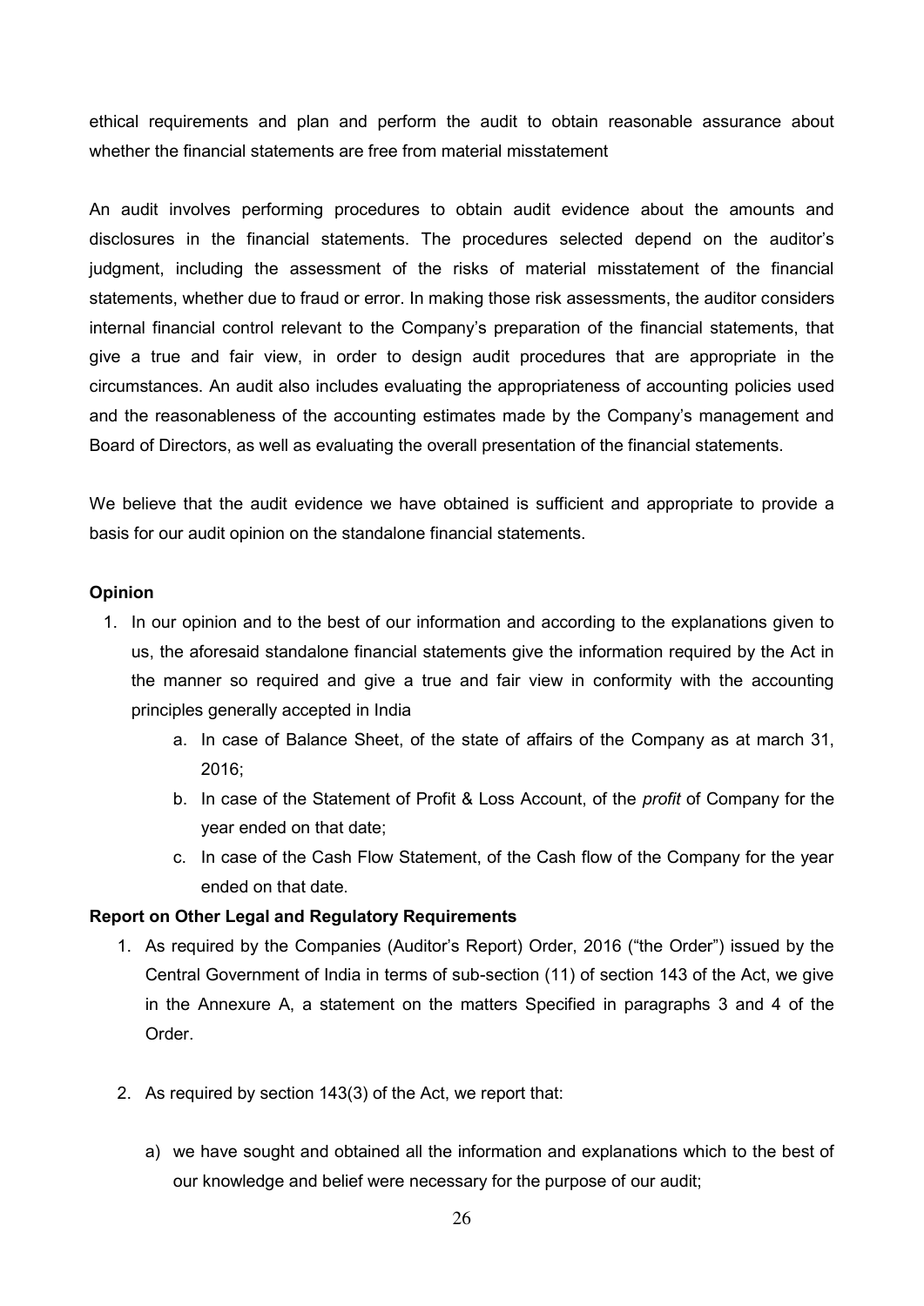ethical requirements and plan and perform the audit to obtain reasonable assurance about whether the financial statements are free from material misstatement

An audit involves performing procedures to obtain audit evidence about the amounts and disclosures in the financial statements. The procedures selected depend on the auditor's judgment, including the assessment of the risks of material misstatement of the financial statements, whether due to fraud or error. In making those risk assessments, the auditor considers internal financial control relevant to the Company's preparation of the financial statements, that give a true and fair view, in order to design audit procedures that are appropriate in the circumstances. An audit also includes evaluating the appropriateness of accounting policies used and the reasonableness of the accounting estimates made by the Company's management and Board of Directors, as well as evaluating the overall presentation of the financial statements.

We believe that the audit evidence we have obtained is sufficient and appropriate to provide a basis for our audit opinion on the standalone financial statements.

**Opinion**

1. In our opinion and to the best of our information and according to the explanations given to us, the aforesaid standalone financial statements give the information required by the Act in the manner so required and give a true and fair view in conformity with the accounting principles generally accepted in India
    a. In case of Balance Sheet, of the state of affairs of the Company as at march 31, 2016;
    b. In case of the Statement of Profit & Loss Account, of the *profit* of Company for the year ended on that date;
    c. In case of the Cash Flow Statement, of the Cash flow of the Company for the year ended on that date.

**Report on Other Legal and Regulatory Requirements**

1. As required by the Companies (Auditor's Report) Order, 2016 ("the Order") issued by the Central Government of India in terms of sub-section (11) of section 143 of the Act, we give in the Annexure A, a statement on the matters Specified in paragraphs 3 and 4 of the Order.

2. As required by section 143(3) of the Act, we report that:

    a) we have sought and obtained all the information and explanations which to the best of our knowledge and belief were necessary for the purpose of our audit;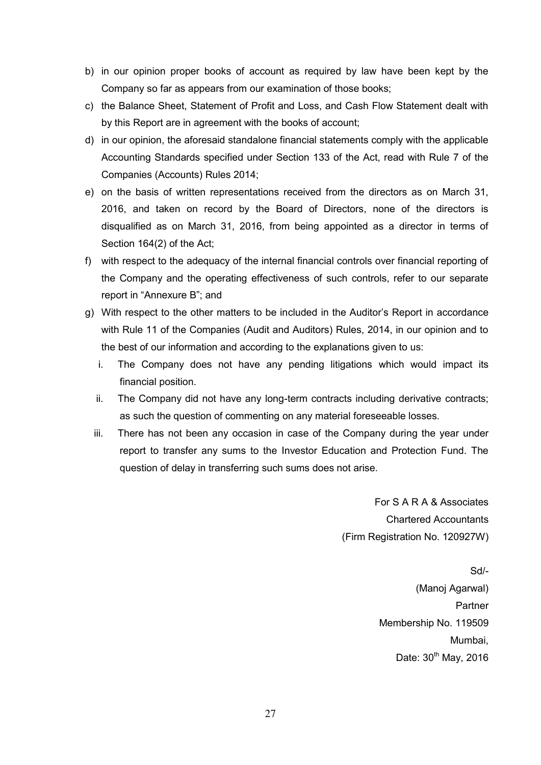b) in our opinion proper books of account as required by law have been kept by the Company so far as appears from our examination of those books;

c) the Balance Sheet, Statement of Profit and Loss, and Cash Flow Statement dealt with by this Report are in agreement with the books of account;

d) in our opinion, the aforesaid standalone financial statements comply with the applicable Accounting Standards specified under Section 133 of the Act, read with Rule 7 of the Companies (Accounts) Rules 2014;

e) on the basis of written representations received from the directors as on March 31, 2016, and taken on record by the Board of Directors, none of the directors is disqualified as on March 31, 2016, from being appointed as a director in terms of Section 164(2) of the Act;

f) with respect to the adequacy of the internal financial controls over financial reporting of the Company and the operating effectiveness of such controls, refer to our separate report in "Annexure B"; and

g) With respect to the other matters to be included in the Auditor's Report in accordance with Rule 11 of the Companies (Audit and Auditors) Rules, 2014, in our opinion and to the best of our information and according to the explanations given to us:

   i. The Company does not have any pending litigations which would impact its financial position.

   ii. The Company did not have any long-term contracts including derivative contracts; as such the question of commenting on any material foreseeable losses.

   iii. There has not been any occasion in case of the Company during the year under report to transfer any sums to the Investor Education and Protection Fund. The question of delay in transferring such sums does not arise.

For S A R A & Associates
Chartered Accountants
(Firm Registration No. 120927W)

Sd/-
(Manoj Agarwal)
Partner
Membership No. 119509
Mumbai,
Date: 30th May, 2016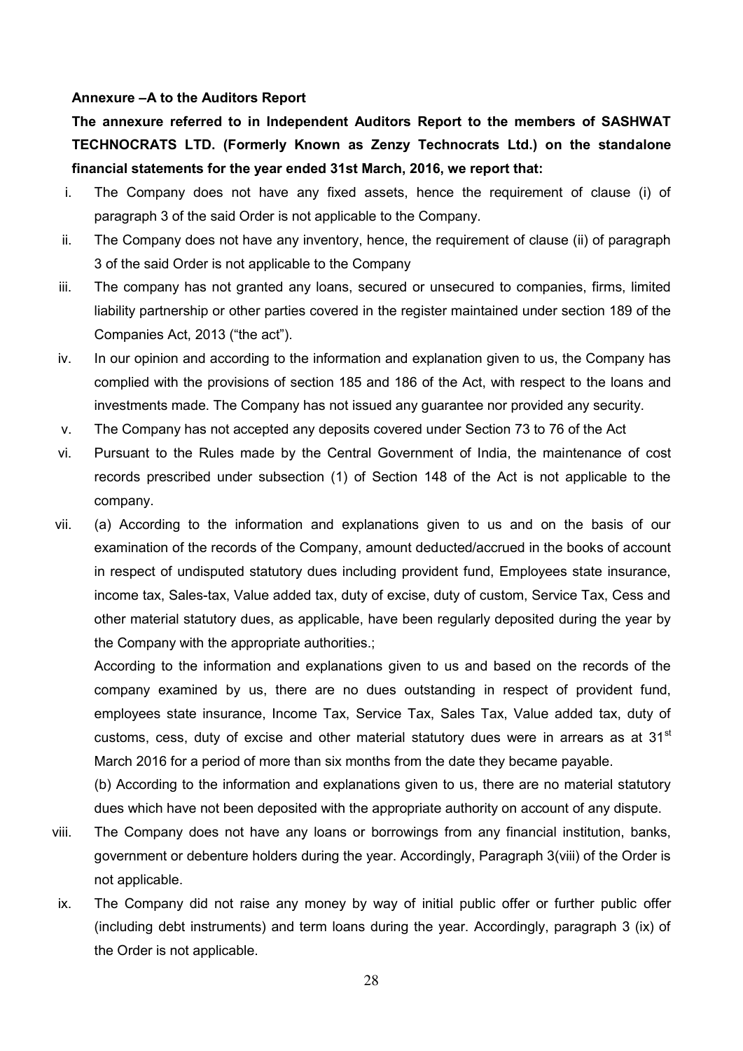**Annexure –A to the Auditors Report**

**The annexure referred to in Independent Auditors Report to the members of SASHWAT TECHNOCRATS LTD. (Formerly Known as Zenzy Technocrats Ltd.) on the standalone financial statements for the year ended 31st March, 2016, we report that:**

i. The Company does not have any fixed assets, hence the requirement of clause (i) of paragraph 3 of the said Order is not applicable to the Company.

ii. The Company does not have any inventory, hence, the requirement of clause (ii) of paragraph 3 of the said Order is not applicable to the Company

iii. The company has not granted any loans, secured or unsecured to companies, firms, limited liability partnership or other parties covered in the register maintained under section 189 of the Companies Act, 2013 ("the act").

iv. In our opinion and according to the information and explanation given to us, the Company has complied with the provisions of section 185 and 186 of the Act, with respect to the loans and investments made. The Company has not issued any guarantee nor provided any security.

v. The Company has not accepted any deposits covered under Section 73 to 76 of the Act

vi. Pursuant to the Rules made by the Central Government of India, the maintenance of cost records prescribed under subsection (1) of Section 148 of the Act is not applicable to the company.

vii. (a) According to the information and explanations given to us and on the basis of our examination of the records of the Company, amount deducted/accrued in the books of account in respect of undisputed statutory dues including provident fund, Employees state insurance, income tax, Sales-tax, Value added tax, duty of excise, duty of custom, Service Tax, Cess and other material statutory dues, as applicable, have been regularly deposited during the year by the Company with the appropriate authorities.;

According to the information and explanations given to us and based on the records of the company examined by us, there are no dues outstanding in respect of provident fund, employees state insurance, Income Tax, Service Tax, Sales Tax, Value added tax, duty of customs, cess, duty of excise and other material statutory dues were in arrears as at 31st March 2016 for a period of more than six months from the date they became payable.

(b) According to the information and explanations given to us, there are no material statutory dues which have not been deposited with the appropriate authority on account of any dispute.

viii. The Company does not have any loans or borrowings from any financial institution, banks, government or debenture holders during the year. Accordingly, Paragraph 3(viii) of the Order is not applicable.

ix. The Company did not raise any money by way of initial public offer or further public offer (including debt instruments) and term loans during the year. Accordingly, paragraph 3 (ix) of the Order is not applicable.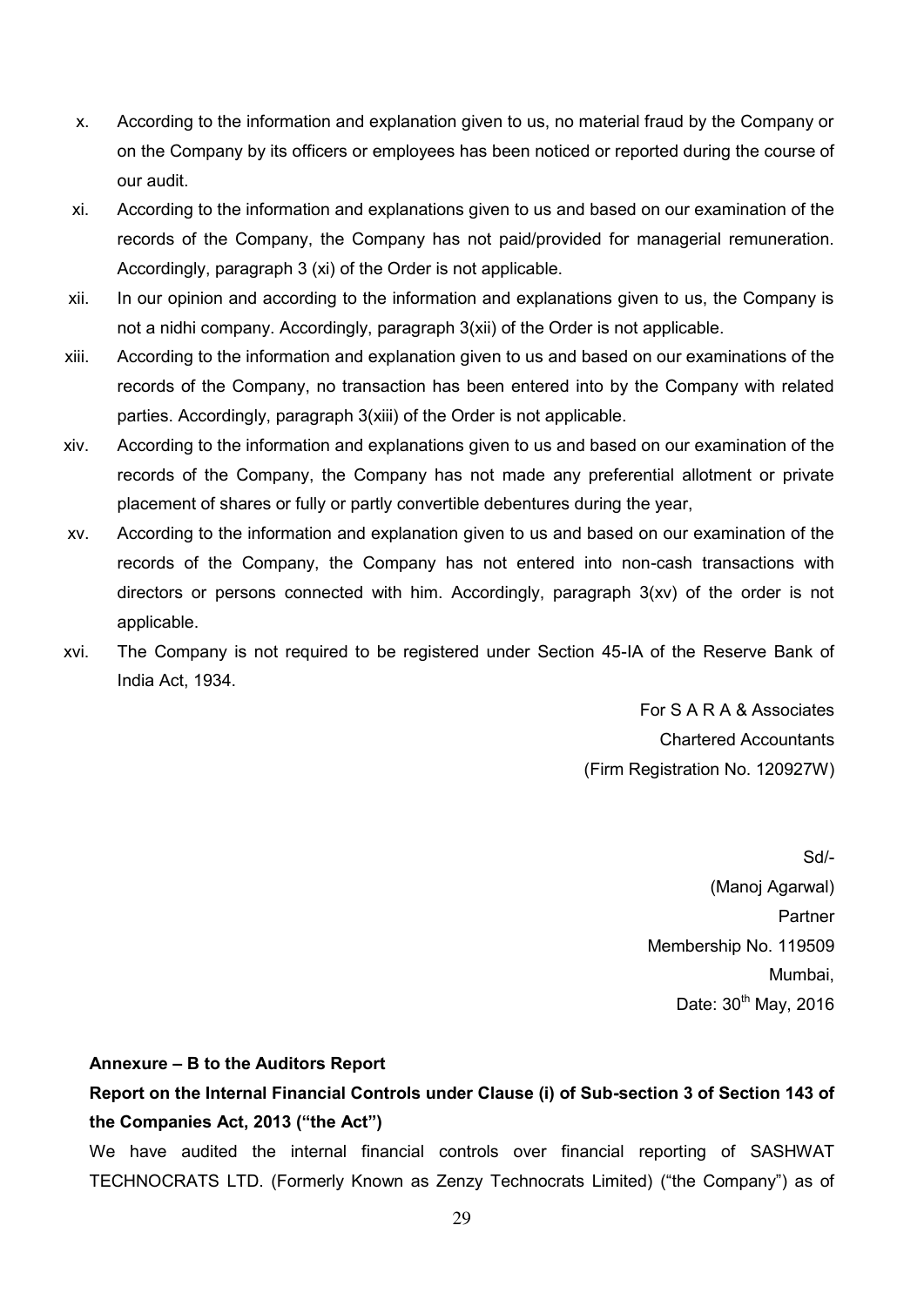x. According to the information and explanation given to us, no material fraud by the Company or on the Company by its officers or employees has been noticed or reported during the course of our audit.

xi. According to the information and explanations given to us and based on our examination of the records of the Company, the Company has not paid/provided for managerial remuneration. Accordingly, paragraph 3 (xi) of the Order is not applicable.

xii. In our opinion and according to the information and explanations given to us, the Company is not a nidhi company. Accordingly, paragraph 3(xii) of the Order is not applicable.

xiii. According to the information and explanation given to us and based on our examinations of the records of the Company, no transaction has been entered into by the Company with related parties. Accordingly, paragraph 3(xiii) of the Order is not applicable.

xiv. According to the information and explanations given to us and based on our examination of the records of the Company, the Company has not made any preferential allotment or private placement of shares or fully or partly convertible debentures during the year,

xv. According to the information and explanation given to us and based on our examination of the records of the Company, the Company has not entered into non-cash transactions with directors or persons connected with him. Accordingly, paragraph 3(xv) of the order is not applicable.

xvi. The Company is not required to be registered under Section 45-IA of the Reserve Bank of India Act, 1934.

For S A R A & Associates
Chartered Accountants
(Firm Registration No. 120927W)

Sd/-
(Manoj Agarwal)
Partner
Membership No. 119509
Mumbai,
Date: 30th May, 2016

**Annexure – B to the Auditors Report**

**Report on the Internal Financial Controls under Clause (i) of Sub-section 3 of Section 143 of the Companies Act, 2013 ("the Act")**

We have audited the internal financial controls over financial reporting of SASHWAT TECHNOCRATS LTD. (Formerly Known as Zenzy Technocrats Limited) ("the Company") as of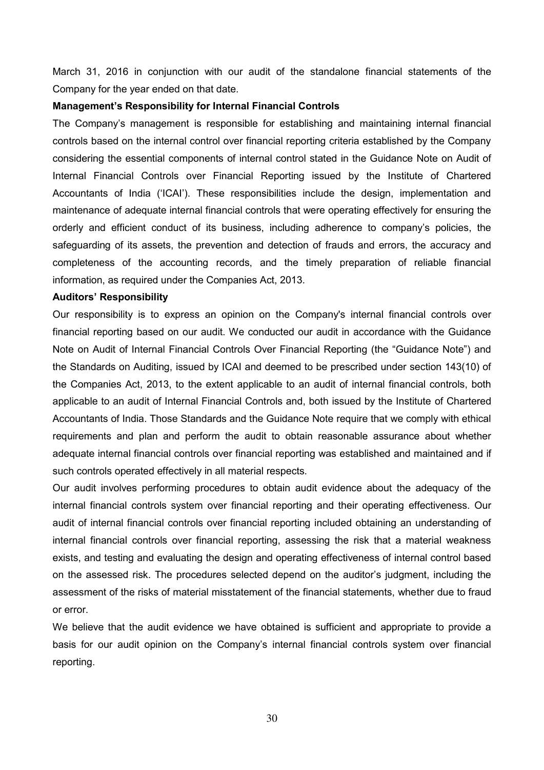March 31, 2016 in conjunction with our audit of the standalone financial statements of the Company for the year ended on that date.

**Management's Responsibility for Internal Financial Controls**

The Company's management is responsible for establishing and maintaining internal financial controls based on the internal control over financial reporting criteria established by the Company considering the essential components of internal control stated in the Guidance Note on Audit of Internal Financial Controls over Financial Reporting issued by the Institute of Chartered Accountants of India ('ICAI'). These responsibilities include the design, implementation and maintenance of adequate internal financial controls that were operating effectively for ensuring the orderly and efficient conduct of its business, including adherence to company's policies, the safeguarding of its assets, the prevention and detection of frauds and errors, the accuracy and completeness of the accounting records, and the timely preparation of reliable financial information, as required under the Companies Act, 2013.

**Auditors' Responsibility**

Our responsibility is to express an opinion on the Company's internal financial controls over financial reporting based on our audit. We conducted our audit in accordance with the Guidance Note on Audit of Internal Financial Controls Over Financial Reporting (the "Guidance Note") and the Standards on Auditing, issued by ICAI and deemed to be prescribed under section 143(10) of the Companies Act, 2013, to the extent applicable to an audit of internal financial controls, both applicable to an audit of Internal Financial Controls and, both issued by the Institute of Chartered Accountants of India. Those Standards and the Guidance Note require that we comply with ethical requirements and plan and perform the audit to obtain reasonable assurance about whether adequate internal financial controls over financial reporting was established and maintained and if such controls operated effectively in all material respects.

Our audit involves performing procedures to obtain audit evidence about the adequacy of the internal financial controls system over financial reporting and their operating effectiveness. Our audit of internal financial controls over financial reporting included obtaining an understanding of internal financial controls over financial reporting, assessing the risk that a material weakness exists, and testing and evaluating the design and operating effectiveness of internal control based on the assessed risk. The procedures selected depend on the auditor's judgment, including the assessment of the risks of material misstatement of the financial statements, whether due to fraud or error.

We believe that the audit evidence we have obtained is sufficient and appropriate to provide a basis for our audit opinion on the Company's internal financial controls system over financial reporting.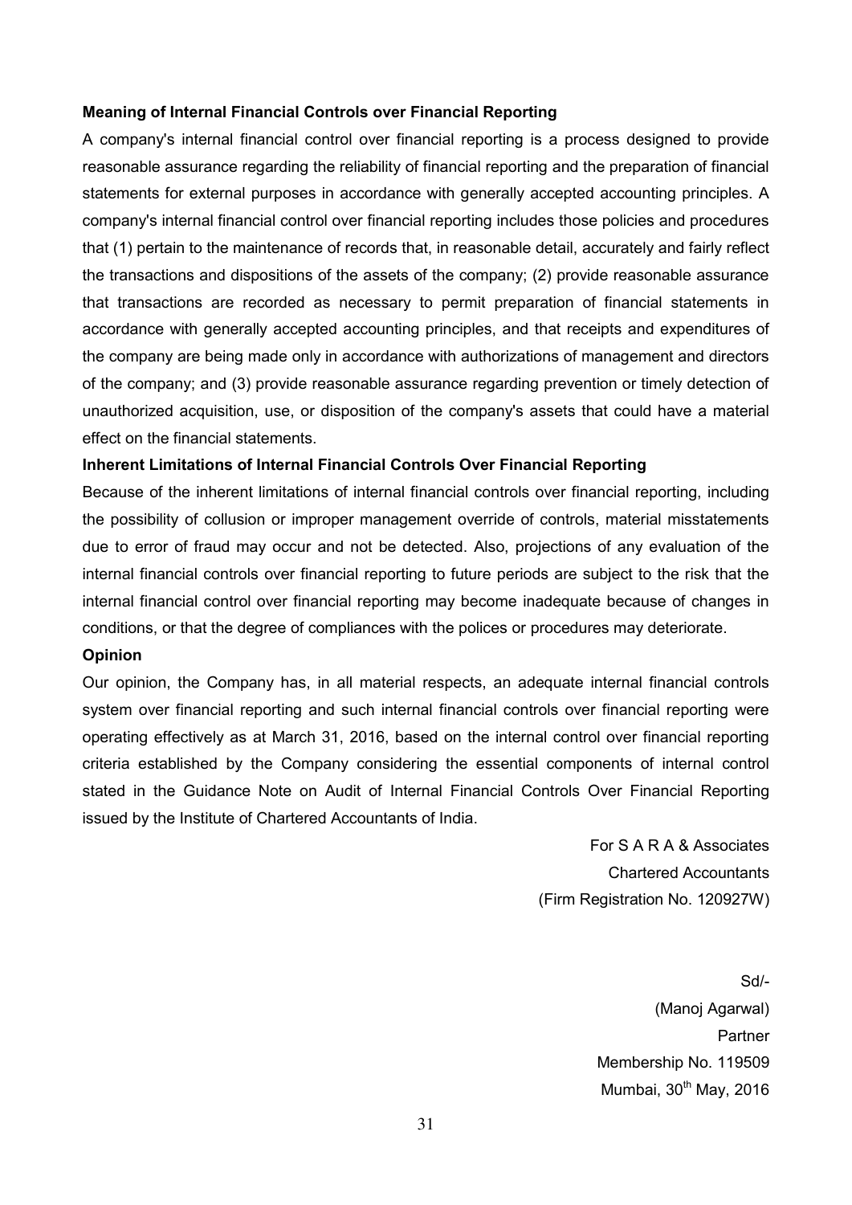**Meaning of Internal Financial Controls over Financial Reporting**

A company's internal financial control over financial reporting is a process designed to provide reasonable assurance regarding the reliability of financial reporting and the preparation of financial statements for external purposes in accordance with generally accepted accounting principles. A company's internal financial control over financial reporting includes those policies and procedures that (1) pertain to the maintenance of records that, in reasonable detail, accurately and fairly reflect the transactions and dispositions of the assets of the company; (2) provide reasonable assurance that transactions are recorded as necessary to permit preparation of financial statements in accordance with generally accepted accounting principles, and that receipts and expenditures of the company are being made only in accordance with authorizations of management and directors of the company; and (3) provide reasonable assurance regarding prevention or timely detection of unauthorized acquisition, use, or disposition of the company's assets that could have a material effect on the financial statements.

**Inherent Limitations of Internal Financial Controls Over Financial Reporting**

Because of the inherent limitations of internal financial controls over financial reporting, including the possibility of collusion or improper management override of controls, material misstatements due to error of fraud may occur and not be detected. Also, projections of any evaluation of the internal financial controls over financial reporting to future periods are subject to the risk that the internal financial control over financial reporting may become inadequate because of changes in conditions, or that the degree of compliances with the polices or procedures may deteriorate.

**Opinion**

Our opinion, the Company has, in all material respects, an adequate internal financial controls system over financial reporting and such internal financial controls over financial reporting were operating effectively as at March 31, 2016, based on the internal control over financial reporting criteria established by the Company considering the essential components of internal control stated in the Guidance Note on Audit of Internal Financial Controls Over Financial Reporting issued by the Institute of Chartered Accountants of India.

For S A R A & Associates
Chartered Accountants
(Firm Registration No. 120927W)

Sd/-
(Manoj Agarwal)
Partner
Membership No. 119509
Mumbai, 30th May, 2016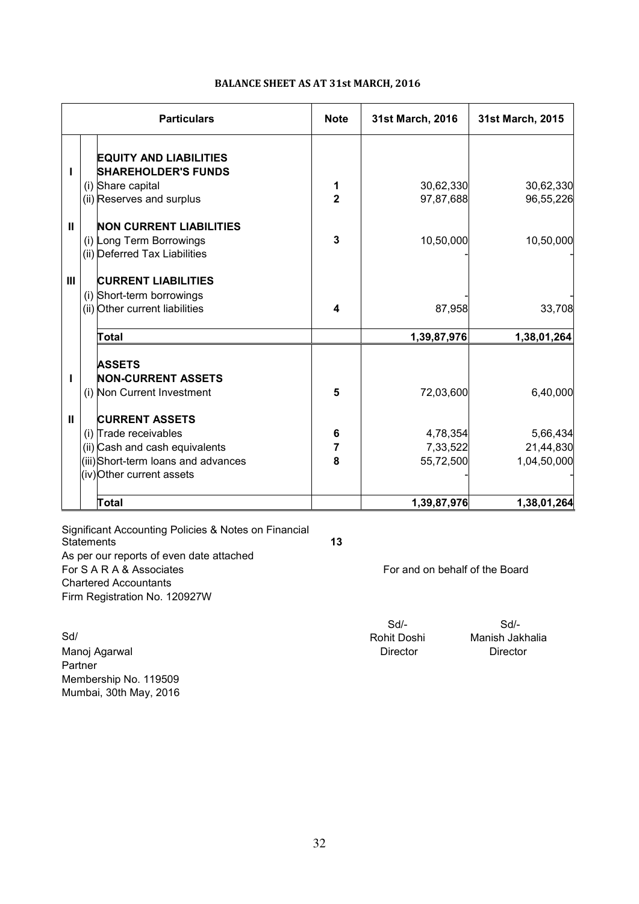# BALANCE SHEET AS AT 31st MARCH, 2016

| | | Particulars | Note | 31st March, 2016 | 31st March, 2015 |
|---|---|---|---|---|---|
| | | **EQUITY AND LIABILITIES** | | | |
| I | | **SHAREHOLDER'S FUNDS** | | | |
| | (i) | Share capital | 1 | 30,62,330 | 30,62,330 |
| | (ii) | Reserves and surplus | 2 | 97,87,688 | 96,55,226 |
| II | | **NON CURRENT LIABILITIES** | | | |
| | (i) | Long Term Borrowings | 3 | 10,50,000 | 10,50,000 |
| | (ii) | Deferred Tax Liabilities | | - | - |
| III | | **CURRENT LIABILITIES** | | | |
| | (i) | Short-term borrowings | | - | - |
| | (ii) | Other current liabilities | 4 | 87,958 | 33,708 |
| | | **Total** | | **1,39,87,976** | **1,38,01,264** |
| | | **ASSETS** | | | |
| I | | **NON-CURRENT ASSETS** | | | |
| | (i) | Non Current Investment | 5 | 72,03,600 | 6,40,000 |
| II | | **CURRENT ASSETS** | | | |
| | (i) | Trade receivables | 6 | 4,78,354 | 5,66,434 |
| | (ii) | Cash and cash equivalents | 7 | 7,33,522 | 21,44,830 |
| | (iii) | Short-term loans and advances | 8 | 55,72,500 | 1,04,50,000 |
| | (iv) | Other current assets | | - | - |
| | | **Total** | | **1,39,87,976** | **1,38,01,264** |

Significant Accounting Policies & Notes on Financial Statements **13**

As per our reports of even date attached

For S A R A & Associates
Chartered Accountants
Firm Registration No. 120927W

For and on behalf of the Board

Sd/
Manoj Agarwal
Partner
Membership No. 119509
Mumbai, 30th May, 2016

Sd/-
Rohit Doshi
Director

Sd/-
Manish Jakhalia
Director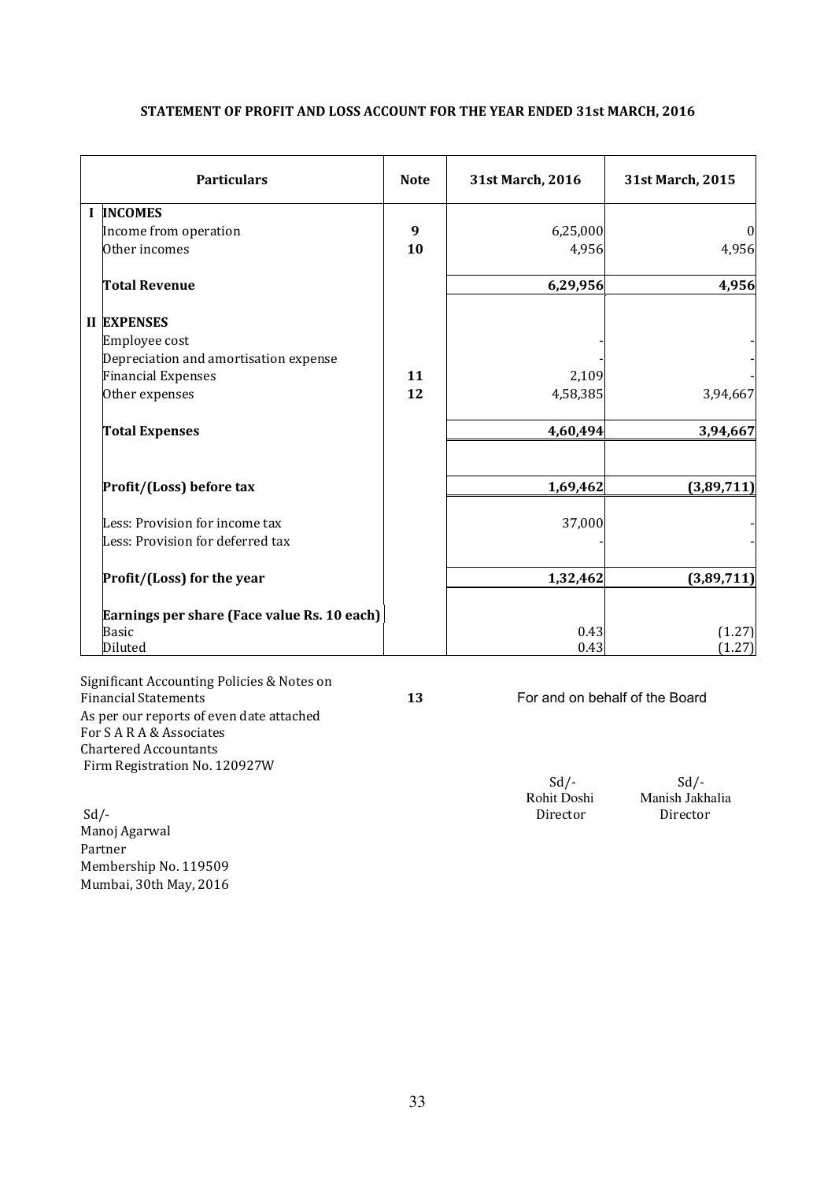**STATEMENT OF PROFIT AND LOSS ACCOUNT FOR THE YEAR ENDED 31st MARCH, 2016**

| | Particulars | Note | 31st March, 2016 | 31st March, 2015 |
|---|---|---|---|---|
| I | **INCOMES** | | | |
| | Income from operation | **9** | 6,25,000 | 0 |
| | Other incomes | **10** | 4,956 | 4,956 |
| | **Total Revenue** | | **6,29,956** | **4,956** |
| II | **EXPENSES** | | | |
| | Employee cost | | - | - |
| | Depreciation and amortisation expense | | - | - |
| | Financial Expenses | **11** | 2,109 | - |
| | Other expenses | **12** | 4,58,385 | 3,94,667 |
| | **Total Expenses** | | **4,60,494** | **3,94,667** |
| | **Profit/(Loss) before tax** | | **1,69,462** | **(3,89,711)** |
| | Less: Provision for income tax | | 37,000 | - |
| | Less: Provision for deferred tax | | - | - |
| | **Profit/(Loss) for the year** | | **1,32,462** | **(3,89,711)** |
| | **Earnings per share (Face value Rs. 10 each)** | | | |
| | Basic | | 0.43 | (1.27) |
| | Diluted | | 0.43 | (1.27) |

Significant Accounting Policies & Notes on Financial Statements **13**

As per our reports of even date attached
For S A R A & Associates
Chartered Accountants
Firm Registration No. 120927W

Sd/-
Manoj Agarwal
Partner
Membership No. 119509
Mumbai, 30th May, 2016

For and on behalf of the Board

Sd/-
Rohit Doshi
Director

Sd/-
Manish Jakhalia
Director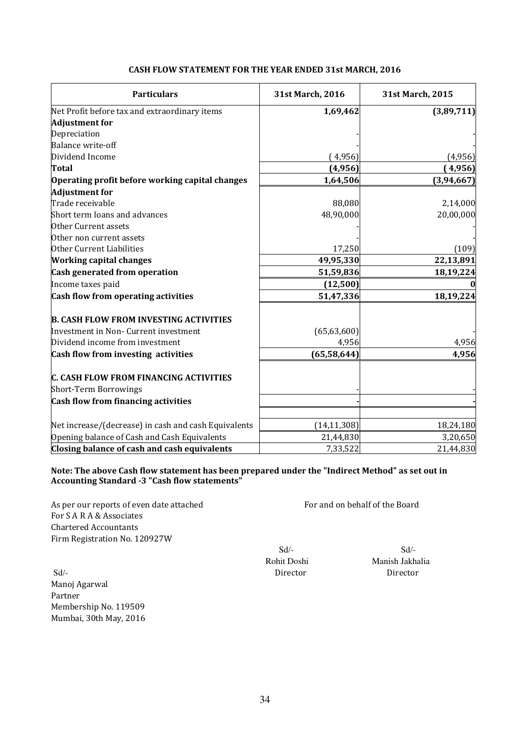## CASH FLOW STATEMENT FOR THE YEAR ENDED 31st MARCH, 2016

| Particulars | 31st March, 2016 | 31st March, 2015 |
|---|---|---|
| Net Profit before tax and extraordinary items | **1,69,462** | **(3,89,711)** |
| **Adjustment for** | | |
| Depreciation | - | - |
| Balance write-off | - | - |
| Dividend Income | ( 4,956) | (4,956) |
| **Total** | **(4,956)** | **( 4,956)** |
| **Operating profit before working capital changes** | **1,64,506** | **(3,94,667)** |
| **Adjustment for** | | |
| Trade receivable | 88,080 | 2,14,000 |
| Short term loans and advances | 48,90,000 | 20,00,000 |
| Other Current assets | - | - |
| Other non current assets | - | - |
| Other Current Liabilities | 17,250 | (109) |
| **Working capital changes** | **49,95,330** | **22,13,891** |
| **Cash generated from operation** | **51,59,836** | **18,19,224** |
| Income taxes paid | **(12,500)** | **0** |
| **Cash flow from operating activities** | **51,47,336** | **18,19,224** |
| | | |
| **B. CASH FLOW FROM INVESTING ACTIVITIES** | | |
| Investment in Non- Current investment | (65,63,600) | - |
| Dividend income from investment | 4,956 | 4,956 |
| **Cash flow from investing activities** | **(65,58,644)** | **4,956** |
| | | |
| **C. CASH FLOW FROM FINANCING ACTIVITIES** | | |
| Short-Term Borrowings | - | - |
| **Cash flow from financing activities** | **-** | **-** |
| | | |
| Net increase/(decrease) in cash and cash Equivalents | (14,11,308) | 18,24,180 |
| Opening balance of Cash and Cash Equivalents | 21,44,830 | 3,20,650 |
| **Closing balance of cash and cash equivalents** | 7,33,522 | 21,44,830 |

**Note: The above Cash flow statement has been prepared under the "Indirect Method" as set out in Accounting Standard -3 "Cash flow statements"**

As per our reports of even date attached
For S A R A & Associates
Chartered Accountants
Firm Registration No. 120927W

Sd/-
Manoj Agarwal
Partner
Membership No. 119509
Mumbai, 30th May, 2016

For and on behalf of the Board

Sd/-
Rohit Doshi
Director

Sd/-
Manish Jakhalia
Director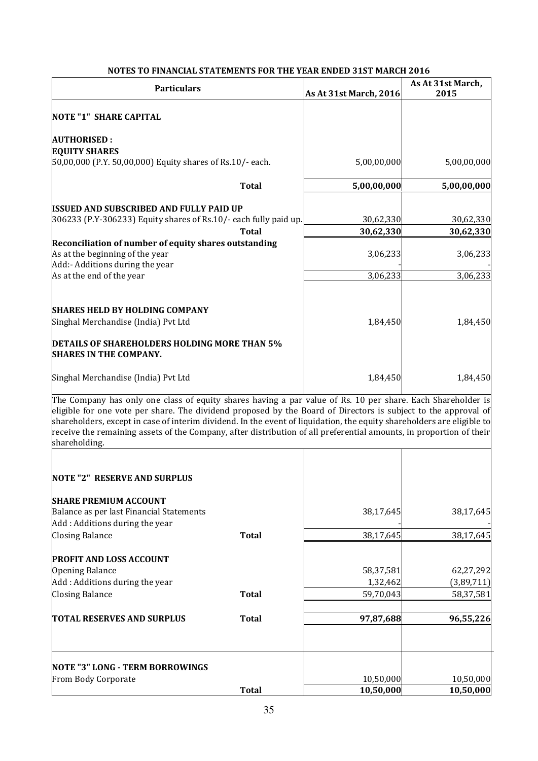## NOTES TO FINANCIAL STATEMENTS FOR THE YEAR ENDED 31ST MARCH 2016

| Particulars | | As At 31st March, 2016 | As At 31st March, 2015 |
|---|---|---|---|
| **NOTE "1" SHARE CAPITAL** | | | |
| **AUTHORISED :** | | | |
| **EQUITY SHARES** | | | |
| 50,00,000 (P.Y. 50,00,000) Equity shares of Rs.10/- each. | | 5,00,00,000 | 5,00,00,000 |
| | **Total** | **5,00,00,000** | **5,00,00,000** |
| **ISSUED AND SUBSCRIBED AND FULLY PAID UP** | | | |
| 306233 (P.Y-306233) Equity shares of Rs.10/- each fully paid up. | | 30,62,330 | 30,62,330 |
| | **Total** | **30,62,330** | **30,62,330** |
| **Reconciliation of number of equity shares outstanding** | | | |
| As at the beginning of the year | | 3,06,233 | 3,06,233 |
| Add:- Additions during the year | | - | - |
| As at the end of the year | | 3,06,233 | 3,06,233 |
| **SHARES HELD BY HOLDING COMPANY** | | | |
| Singhal Merchandise (India) Pvt Ltd | | 1,84,450 | 1,84,450 |
| **DETAILS OF SHAREHOLDERS HOLDING MORE THAN 5% SHARES IN THE COMPANY.** | | | |
| Singhal Merchandise (India) Pvt Ltd | | 1,84,450 | 1,84,450 |

The Company has only one class of equity shares having a par value of Rs. 10 per share. Each Shareholder is eligible for one vote per share. The dividend proposed by the Board of Directors is subject to the approval of shareholders, except in case of interim dividend. In the event of liquidation, the equity shareholders are eligible to receive the remaining assets of the Company, after distribution of all preferential amounts, in proportion of their shareholding.

| Particulars | | As At 31st March, 2016 | As At 31st March, 2015 |
|---|---|---|---|
| **NOTE "2" RESERVE AND SURPLUS** | | | |
| **SHARE PREMIUM ACCOUNT** | | | |
| Balance as per last Financial Statements | | 38,17,645 | 38,17,645 |
| Add : Additions during the year | | - | - |
| Closing Balance | **Total** | 38,17,645 | 38,17,645 |
| **PROFIT AND LOSS ACCOUNT** | | | |
| Opening Balance | | 58,37,581 | 62,27,292 |
| Add : Additions during the year | | 1,32,462 | (3,89,711) |
| Closing Balance | **Total** | 59,70,043 | 58,37,581 |
| **TOTAL RESERVES AND SURPLUS** | **Total** | **97,87,688** | **96,55,226** |
| **NOTE "3" LONG - TERM BORROWINGS** | | | |
| From Body Corporate | | 10,50,000 | 10,50,000 |
| | **Total** | **10,50,000** | **10,50,000** |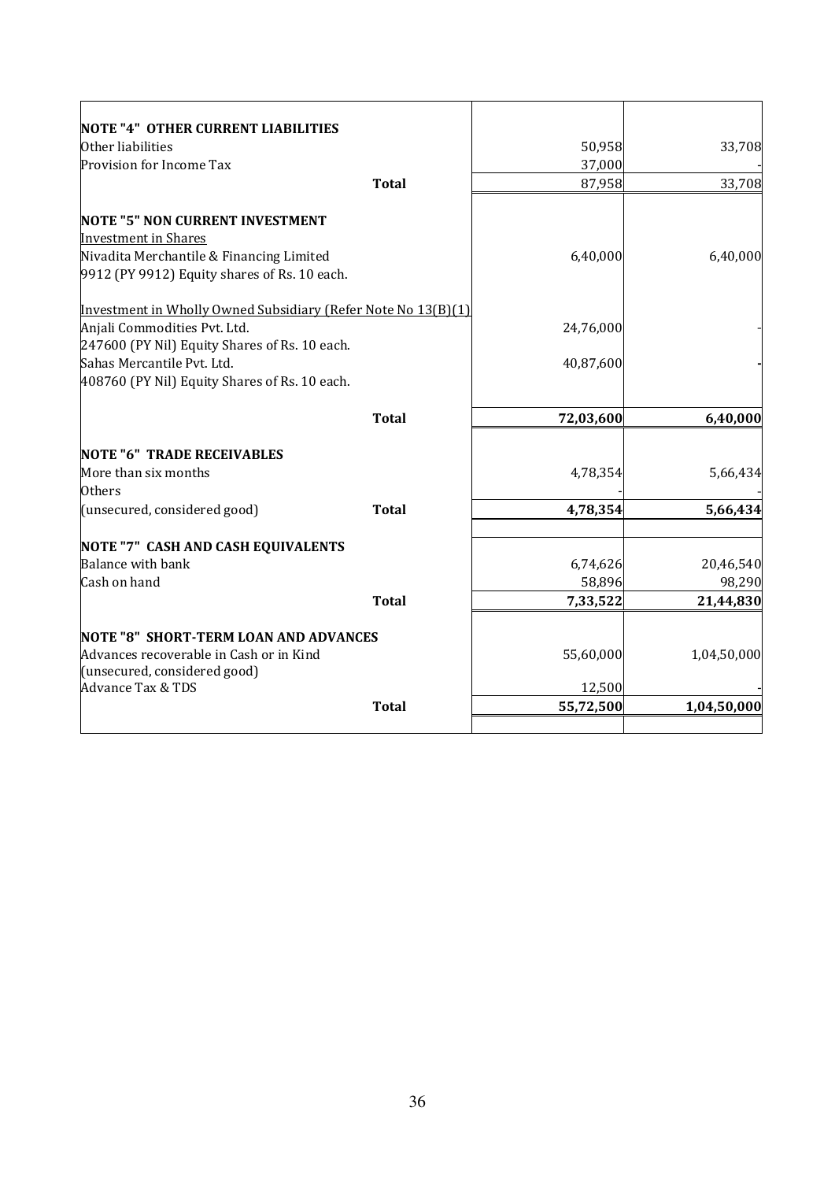| | | |
|---|---|---|
| **NOTE "4" OTHER CURRENT LIABILITIES** | | |
| Other liabilities | 50,958 | 33,708 |
| Provision for Income Tax | 37,000 | - |
| **Total** | 87,958 | 33,708 |
| | | |
| **NOTE "5" NON CURRENT INVESTMENT** | | |
| Investment in Shares | | |
| Nivadita Merchantile & Financing Limited | 6,40,000 | 6,40,000 |
| 9912 (PY 9912) Equity shares of Rs. 10 each. | | |
| | | |
| Investment in Wholly Owned Subsidiary (Refer Note No 13(B)(1) | | |
| Anjali Commodities Pvt. Ltd. | 24,76,000 | - |
| 247600 (PY Nil) Equity Shares of Rs. 10 each. | | |
| Sahas Mercantile Pvt. Ltd. | 40,87,600 | - |
| 408760 (PY Nil) Equity Shares of Rs. 10 each. | | |
| **Total** | **72,03,600** | **6,40,000** |
| | | |
| **NOTE "6" TRADE RECEIVABLES** | | |
| More than six months | 4,78,354 | 5,66,434 |
| Others | - | - |
| (unsecured, considered good) **Total** | **4,78,354** | **5,66,434** |
| | | |
| **NOTE "7" CASH AND CASH EQUIVALENTS** | | |
| Balance with bank | 6,74,626 | 20,46,540 |
| Cash on hand | 58,896 | 98,290 |
| **Total** | **7,33,522** | **21,44,830** |
| | | |
| **NOTE "8" SHORT-TERM LOAN AND ADVANCES** | | |
| Advances recoverable in Cash or in Kind | 55,60,000 | 1,04,50,000 |
| (unsecured, considered good) | | |
| Advance Tax & TDS | 12,500 | - |
| **Total** | **55,72,500** | **1,04,50,000** |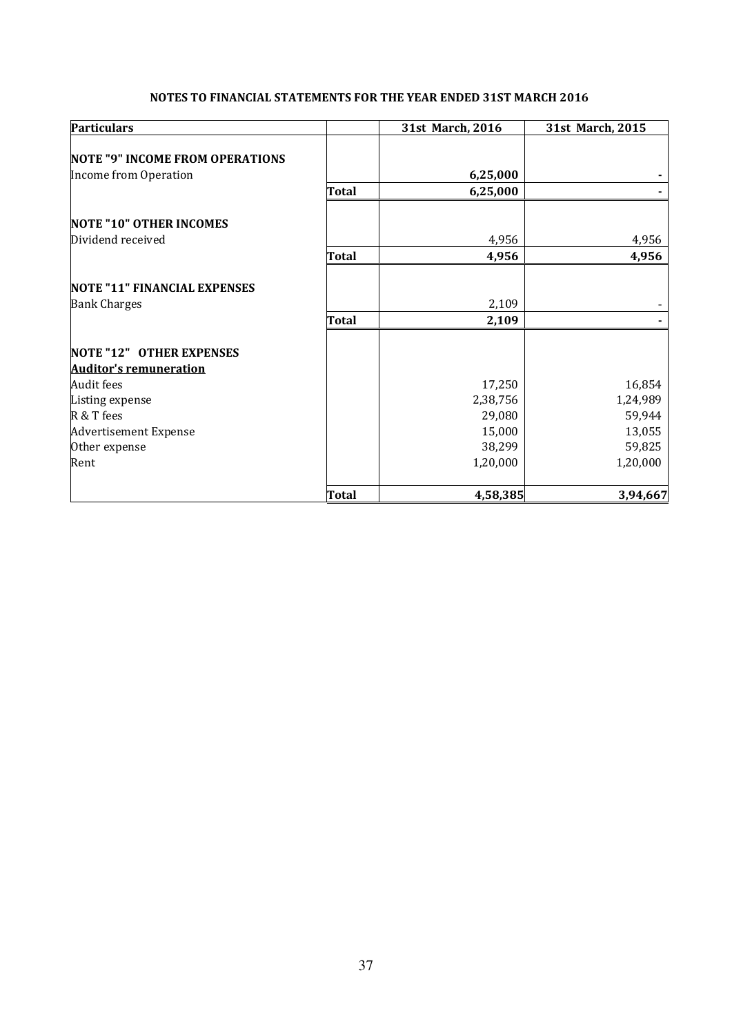## NOTES TO FINANCIAL STATEMENTS FOR THE YEAR ENDED 31ST MARCH 2016

| Particulars | | 31st March, 2016 | 31st March, 2015 |
|---|---|---|---|
| **NOTE "9" INCOME FROM OPERATIONS** | | | |
| Income from Operation | | **6,25,000** | **-** |
| | **Total** | **6,25,000** | **-** |
| **NOTE "10" OTHER INCOMES** | | | |
| Dividend received | | 4,956 | 4,956 |
| | **Total** | **4,956** | **4,956** |
| **NOTE "11" FINANCIAL EXPENSES** | | | |
| Bank Charges | | 2,109 | - |
| | **Total** | **2,109** | **-** |
| **NOTE "12" OTHER EXPENSES** | | | |
| **Auditor's remuneration** | | | |
| Audit fees | | 17,250 | 16,854 |
| Listing expense | | 2,38,756 | 1,24,989 |
| R & T fees | | 29,080 | 59,944 |
| Advertisement Expense | | 15,000 | 13,055 |
| Other expense | | 38,299 | 59,825 |
| Rent | | 1,20,000 | 1,20,000 |
| | **Total** | **4,58,385** | **3,94,667** |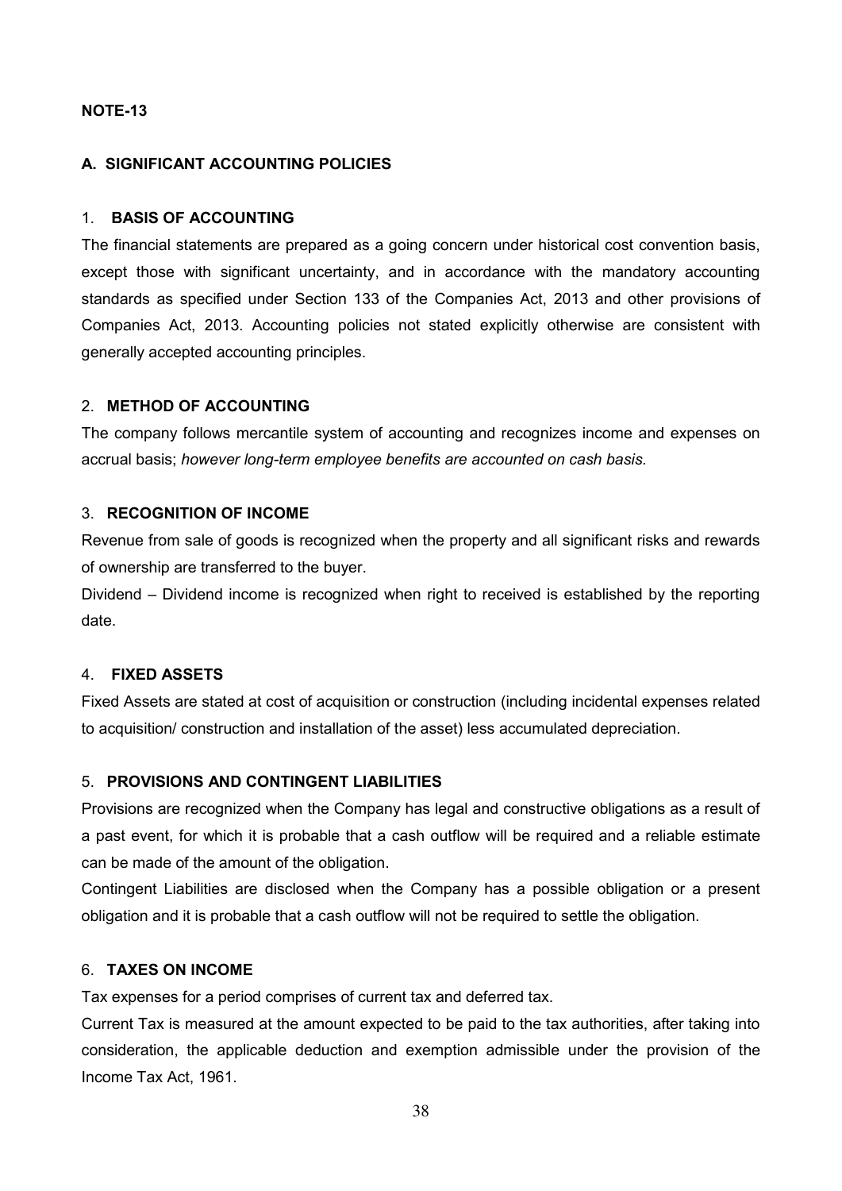**NOTE-13**

### A. SIGNIFICANT ACCOUNTING POLICIES

#### 1. BASIS OF ACCOUNTING

The financial statements are prepared as a going concern under historical cost convention basis, except those with significant uncertainty, and in accordance with the mandatory accounting standards as specified under Section 133 of the Companies Act, 2013 and other provisions of Companies Act, 2013. Accounting policies not stated explicitly otherwise are consistent with generally accepted accounting principles.

#### 2. METHOD OF ACCOUNTING

The company follows mercantile system of accounting and recognizes income and expenses on accrual basis; *however long-term employee benefits are accounted on cash basis.*

#### 3. RECOGNITION OF INCOME

Revenue from sale of goods is recognized when the property and all significant risks and rewards of ownership are transferred to the buyer.

Dividend – Dividend income is recognized when right to received is established by the reporting date.

#### 4. FIXED ASSETS

Fixed Assets are stated at cost of acquisition or construction (including incidental expenses related to acquisition/ construction and installation of the asset) less accumulated depreciation.

#### 5. PROVISIONS AND CONTINGENT LIABILITIES

Provisions are recognized when the Company has legal and constructive obligations as a result of a past event, for which it is probable that a cash outflow will be required and a reliable estimate can be made of the amount of the obligation.

Contingent Liabilities are disclosed when the Company has a possible obligation or a present obligation and it is probable that a cash outflow will not be required to settle the obligation.

#### 6. TAXES ON INCOME

Tax expenses for a period comprises of current tax and deferred tax.

Current Tax is measured at the amount expected to be paid to the tax authorities, after taking into consideration, the applicable deduction and exemption admissible under the provision of the Income Tax Act, 1961.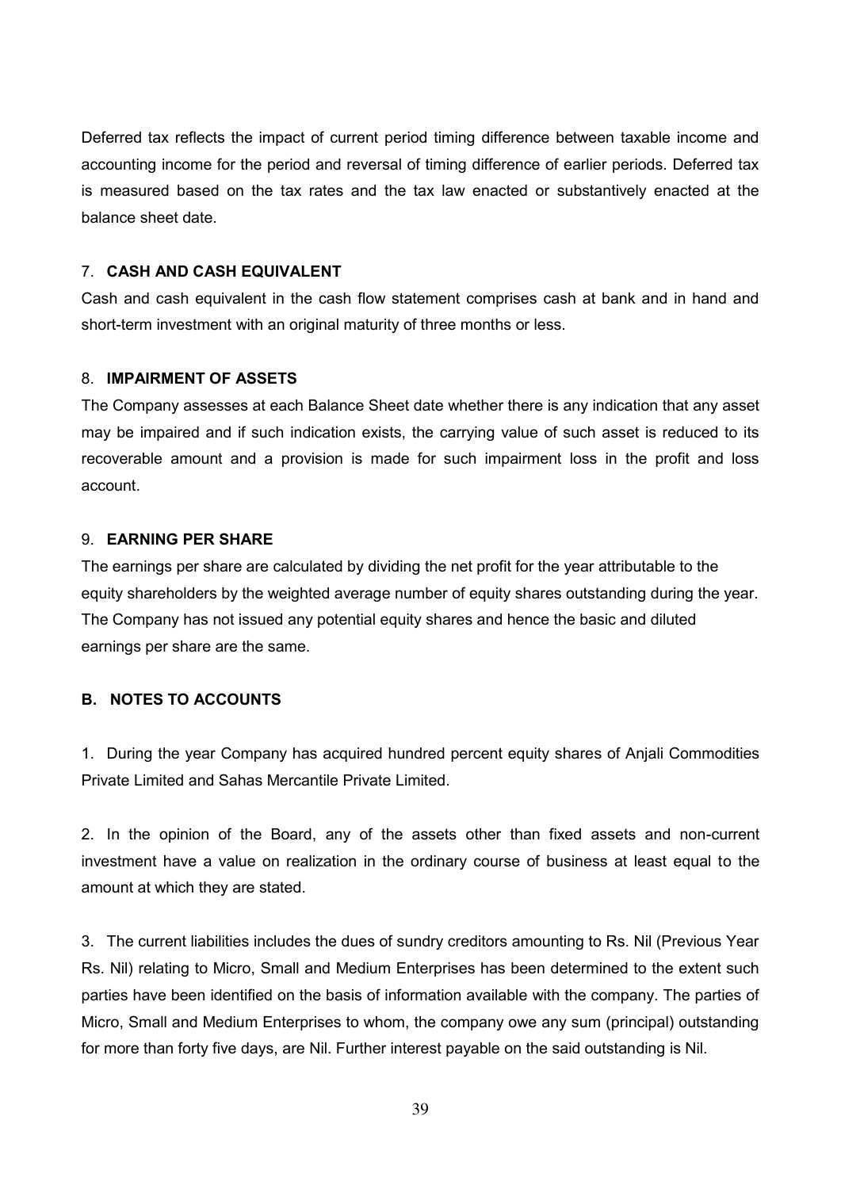Deferred tax reflects the impact of current period timing difference between taxable income and accounting income for the period and reversal of timing difference of earlier periods. Deferred tax is measured based on the tax rates and the tax law enacted or substantively enacted at the balance sheet date.

7. **CASH AND CASH EQUIVALENT**

Cash and cash equivalent in the cash flow statement comprises cash at bank and in hand and short-term investment with an original maturity of three months or less.

8. **IMPAIRMENT OF ASSETS**

The Company assesses at each Balance Sheet date whether there is any indication that any asset may be impaired and if such indication exists, the carrying value of such asset is reduced to its recoverable amount and a provision is made for such impairment loss in the profit and loss account.

9. **EARNING PER SHARE**

The earnings per share are calculated by dividing the net profit for the year attributable to the equity shareholders by the weighted average number of equity shares outstanding during the year. The Company has not issued any potential equity shares and hence the basic and diluted earnings per share are the same.

**B. NOTES TO ACCOUNTS**

1. During the year Company has acquired hundred percent equity shares of Anjali Commodities Private Limited and Sahas Mercantile Private Limited.

2. In the opinion of the Board, any of the assets other than fixed assets and non-current investment have a value on realization in the ordinary course of business at least equal to the amount at which they are stated.

3. The current liabilities includes the dues of sundry creditors amounting to Rs. Nil (Previous Year Rs. Nil) relating to Micro, Small and Medium Enterprises has been determined to the extent such parties have been identified on the basis of information available with the company. The parties of Micro, Small and Medium Enterprises to whom, the company owe any sum (principal) outstanding for more than forty five days, are Nil. Further interest payable on the said outstanding is Nil.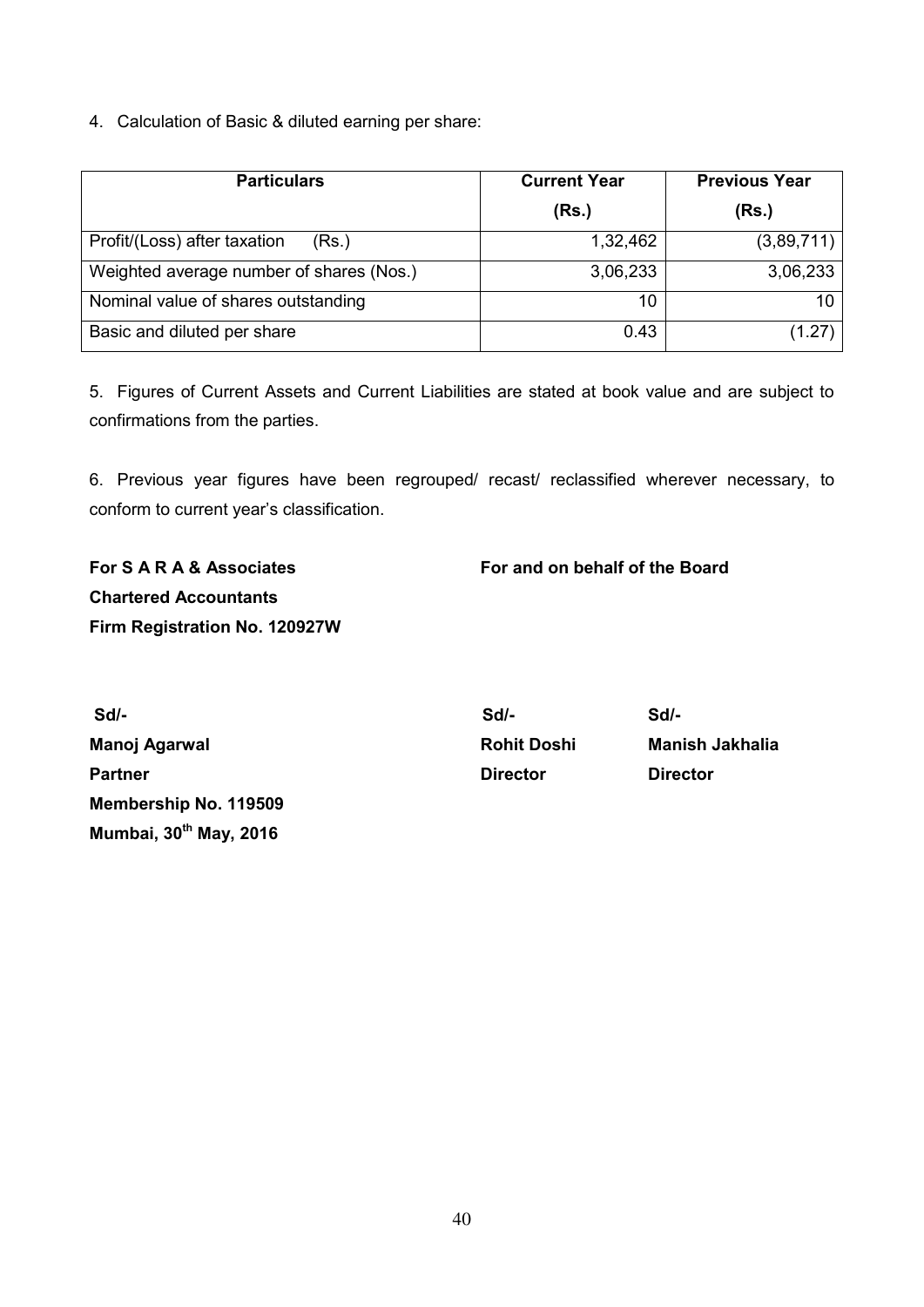4. Calculation of Basic & diluted earning per share:

| Particulars | Current Year (Rs.) | Previous Year (Rs.) |
|---|---|---|
| Profit/(Loss) after taxation (Rs.) | 1,32,462 | (3,89,711) |
| Weighted average number of shares (Nos.) | 3,06,233 | 3,06,233 |
| Nominal value of shares outstanding | 10 | 10 |
| Basic and diluted per share | 0.43 | (1.27) |

5. Figures of Current Assets and Current Liabilities are stated at book value and are subject to confirmations from the parties.

6. Previous year figures have been regrouped/ recast/ reclassified wherever necessary, to conform to current year's classification.

**For S A R A & Associates**
**Chartered Accountants**
**Firm Registration No. 120927W**

**For and on behalf of the Board**

**Sd/-**
**Manoj Agarwal**
**Partner**
**Membership No. 119509**
**Mumbai, 30th May, 2016**

**Sd/-**
**Rohit Doshi**
**Director**

**Sd/-**
**Manish Jakhalia**
**Director**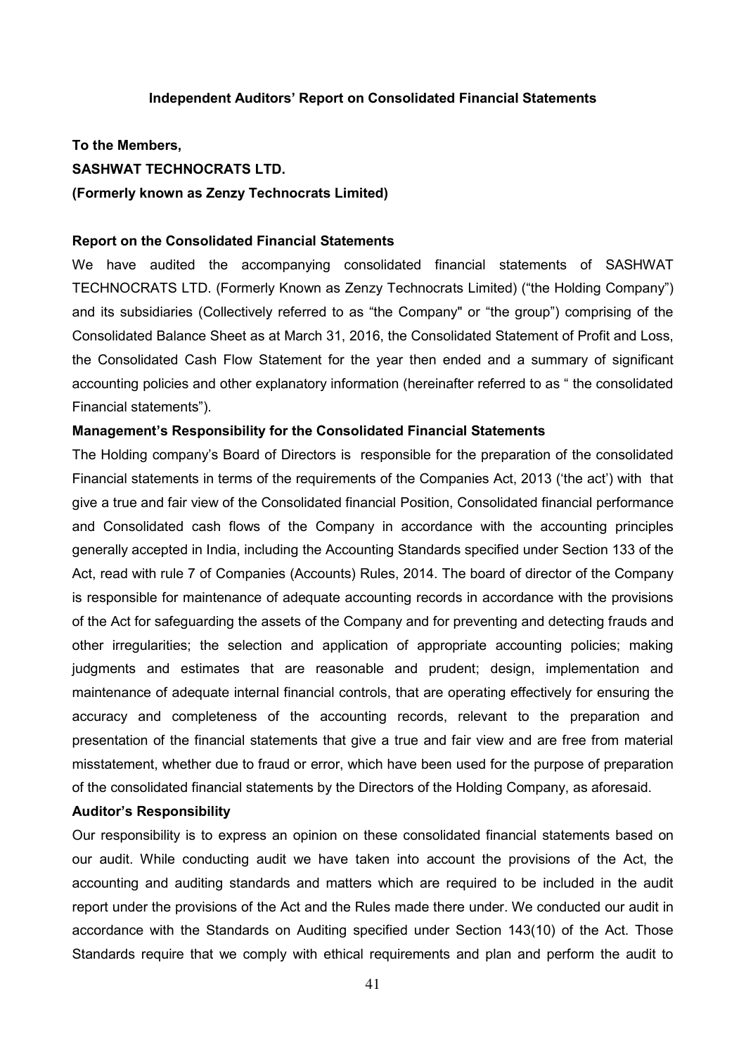## Independent Auditors' Report on Consolidated Financial Statements

**To the Members,**

**SASHWAT TECHNOCRATS LTD.**

**(Formerly known as Zenzy Technocrats Limited)**

### Report on the Consolidated Financial Statements

We have audited the accompanying consolidated financial statements of SASHWAT TECHNOCRATS LTD. (Formerly Known as Zenzy Technocrats Limited) ("the Holding Company") and its subsidiaries (Collectively referred to as "the Company" or "the group") comprising of the Consolidated Balance Sheet as at March 31, 2016, the Consolidated Statement of Profit and Loss, the Consolidated Cash Flow Statement for the year then ended and a summary of significant accounting policies and other explanatory information (hereinafter referred to as " the consolidated Financial statements").

### Management's Responsibility for the Consolidated Financial Statements

The Holding company's Board of Directors is responsible for the preparation of the consolidated Financial statements in terms of the requirements of the Companies Act, 2013 ('the act') with that give a true and fair view of the Consolidated financial Position, Consolidated financial performance and Consolidated cash flows of the Company in accordance with the accounting principles generally accepted in India, including the Accounting Standards specified under Section 133 of the Act, read with rule 7 of Companies (Accounts) Rules, 2014. The board of director of the Company is responsible for maintenance of adequate accounting records in accordance with the provisions of the Act for safeguarding the assets of the Company and for preventing and detecting frauds and other irregularities; the selection and application of appropriate accounting policies; making judgments and estimates that are reasonable and prudent; design, implementation and maintenance of adequate internal financial controls, that are operating effectively for ensuring the accuracy and completeness of the accounting records, relevant to the preparation and presentation of the financial statements that give a true and fair view and are free from material misstatement, whether due to fraud or error, which have been used for the purpose of preparation of the consolidated financial statements by the Directors of the Holding Company, as aforesaid.

### Auditor's Responsibility

Our responsibility is to express an opinion on these consolidated financial statements based on our audit. While conducting audit we have taken into account the provisions of the Act, the accounting and auditing standards and matters which are required to be included in the audit report under the provisions of the Act and the Rules made there under. We conducted our audit in accordance with the Standards on Auditing specified under Section 143(10) of the Act. Those Standards require that we comply with ethical requirements and plan and perform the audit to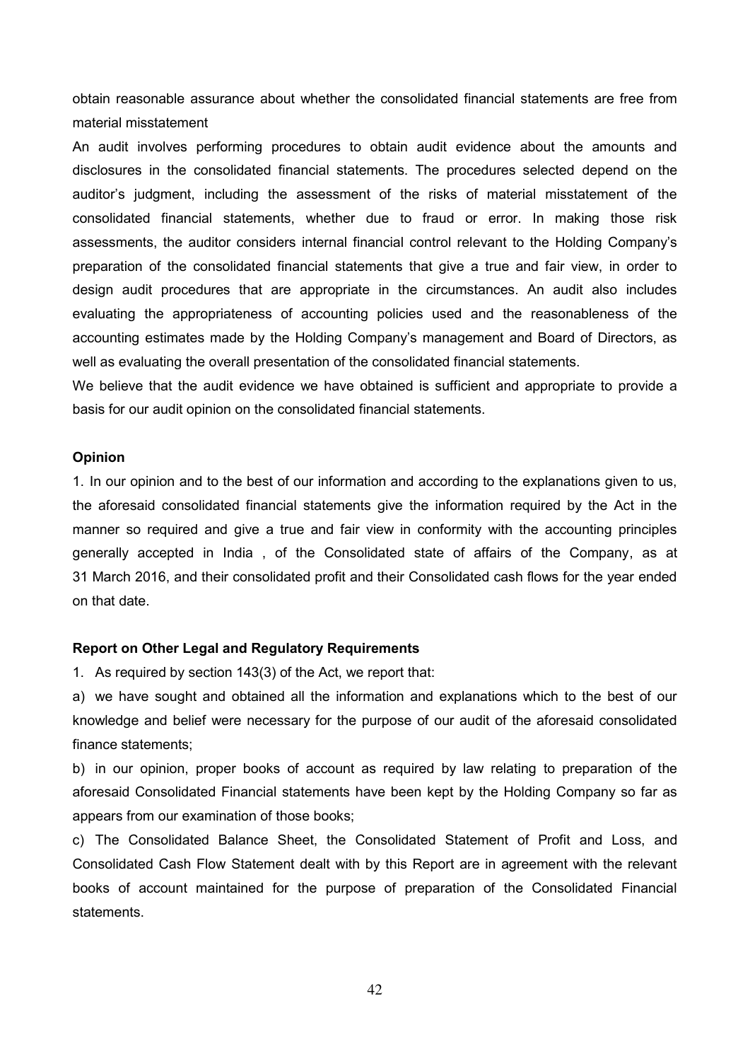obtain reasonable assurance about whether the consolidated financial statements are free from material misstatement

An audit involves performing procedures to obtain audit evidence about the amounts and disclosures in the consolidated financial statements. The procedures selected depend on the auditor's judgment, including the assessment of the risks of material misstatement of the consolidated financial statements, whether due to fraud or error. In making those risk assessments, the auditor considers internal financial control relevant to the Holding Company's preparation of the consolidated financial statements that give a true and fair view, in order to design audit procedures that are appropriate in the circumstances. An audit also includes evaluating the appropriateness of accounting policies used and the reasonableness of the accounting estimates made by the Holding Company's management and Board of Directors, as well as evaluating the overall presentation of the consolidated financial statements.

We believe that the audit evidence we have obtained is sufficient and appropriate to provide a basis for our audit opinion on the consolidated financial statements.

**Opinion**

1. In our opinion and to the best of our information and according to the explanations given to us, the aforesaid consolidated financial statements give the information required by the Act in the manner so required and give a true and fair view in conformity with the accounting principles generally accepted in India , of the Consolidated state of affairs of the Company, as at 31 March 2016, and their consolidated profit and their Consolidated cash flows for the year ended on that date.

**Report on Other Legal and Regulatory Requirements**

1. As required by section 143(3) of the Act, we report that:

a) we have sought and obtained all the information and explanations which to the best of our knowledge and belief were necessary for the purpose of our audit of the aforesaid consolidated finance statements;

b) in our opinion, proper books of account as required by law relating to preparation of the aforesaid Consolidated Financial statements have been kept by the Holding Company so far as appears from our examination of those books;

c) The Consolidated Balance Sheet, the Consolidated Statement of Profit and Loss, and Consolidated Cash Flow Statement dealt with by this Report are in agreement with the relevant books of account maintained for the purpose of preparation of the Consolidated Financial statements.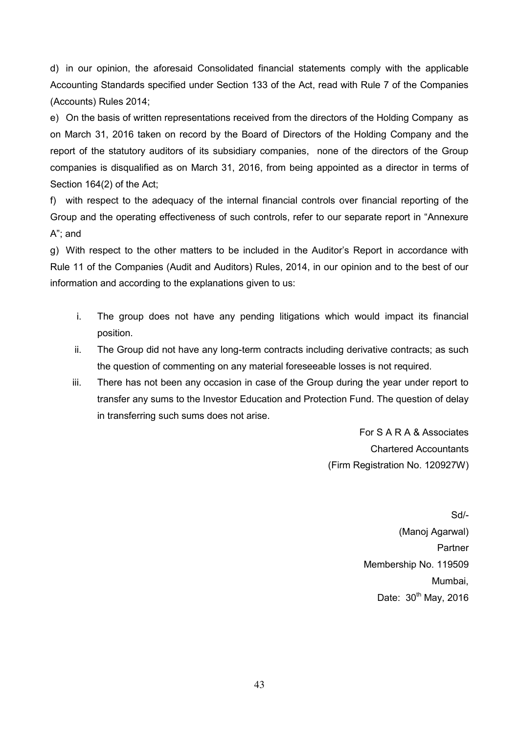d) in our opinion, the aforesaid Consolidated financial statements comply with the applicable Accounting Standards specified under Section 133 of the Act, read with Rule 7 of the Companies (Accounts) Rules 2014;

e) On the basis of written representations received from the directors of the Holding Company as on March 31, 2016 taken on record by the Board of Directors of the Holding Company and the report of the statutory auditors of its subsidiary companies, none of the directors of the Group companies is disqualified as on March 31, 2016, from being appointed as a director in terms of Section 164(2) of the Act;

f) with respect to the adequacy of the internal financial controls over financial reporting of the Group and the operating effectiveness of such controls, refer to our separate report in "Annexure A"; and

g) With respect to the other matters to be included in the Auditor's Report in accordance with Rule 11 of the Companies (Audit and Auditors) Rules, 2014, in our opinion and to the best of our information and according to the explanations given to us:

i. The group does not have any pending litigations which would impact its financial position.

ii. The Group did not have any long-term contracts including derivative contracts; as such the question of commenting on any material foreseeable losses is not required.

iii. There has not been any occasion in case of the Group during the year under report to transfer any sums to the Investor Education and Protection Fund. The question of delay in transferring such sums does not arise.

For S A R A & Associates
Chartered Accountants
(Firm Registration No. 120927W)

Sd/-
(Manoj Agarwal)
Partner
Membership No. 119509
Mumbai,
Date: 30th May, 2016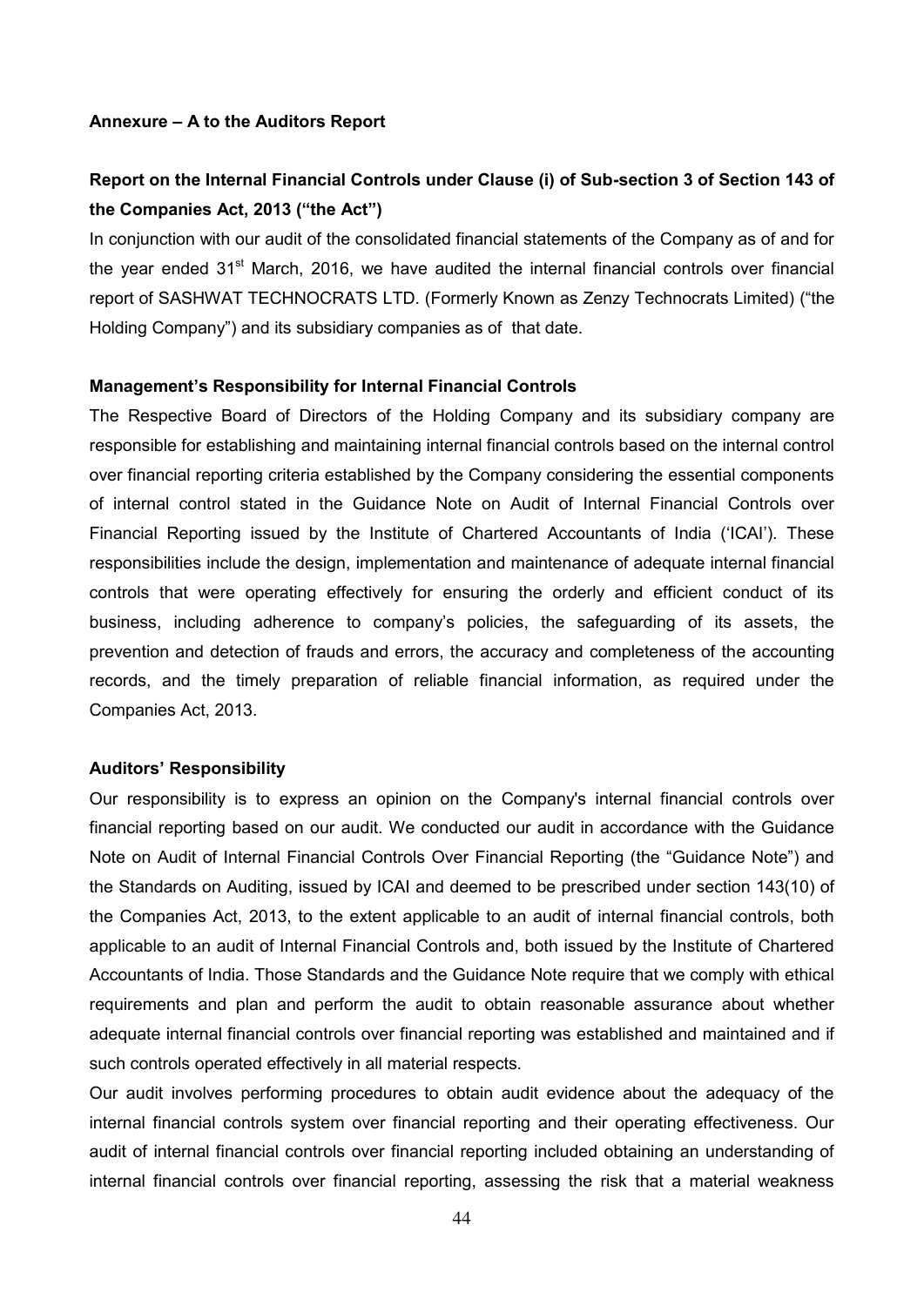**Annexure – A to the Auditors Report**

**Report on the Internal Financial Controls under Clause (i) of Sub-section 3 of Section 143 of the Companies Act, 2013 ("the Act")**

In conjunction with our audit of the consolidated financial statements of the Company as of and for the year ended 31st March, 2016, we have audited the internal financial controls over financial report of SASHWAT TECHNOCRATS LTD. (Formerly Known as Zenzy Technocrats Limited) ("the Holding Company") and its subsidiary companies as of that date.

**Management's Responsibility for Internal Financial Controls**

The Respective Board of Directors of the Holding Company and its subsidiary company are responsible for establishing and maintaining internal financial controls based on the internal control over financial reporting criteria established by the Company considering the essential components of internal control stated in the Guidance Note on Audit of Internal Financial Controls over Financial Reporting issued by the Institute of Chartered Accountants of India ('ICAI'). These responsibilities include the design, implementation and maintenance of adequate internal financial controls that were operating effectively for ensuring the orderly and efficient conduct of its business, including adherence to company's policies, the safeguarding of its assets, the prevention and detection of frauds and errors, the accuracy and completeness of the accounting records, and the timely preparation of reliable financial information, as required under the Companies Act, 2013.

**Auditors' Responsibility**

Our responsibility is to express an opinion on the Company's internal financial controls over financial reporting based on our audit. We conducted our audit in accordance with the Guidance Note on Audit of Internal Financial Controls Over Financial Reporting (the "Guidance Note") and the Standards on Auditing, issued by ICAI and deemed to be prescribed under section 143(10) of the Companies Act, 2013, to the extent applicable to an audit of internal financial controls, both applicable to an audit of Internal Financial Controls and, both issued by the Institute of Chartered Accountants of India. Those Standards and the Guidance Note require that we comply with ethical requirements and plan and perform the audit to obtain reasonable assurance about whether adequate internal financial controls over financial reporting was established and maintained and if such controls operated effectively in all material respects.

Our audit involves performing procedures to obtain audit evidence about the adequacy of the internal financial controls system over financial reporting and their operating effectiveness. Our audit of internal financial controls over financial reporting included obtaining an understanding of internal financial controls over financial reporting, assessing the risk that a material weakness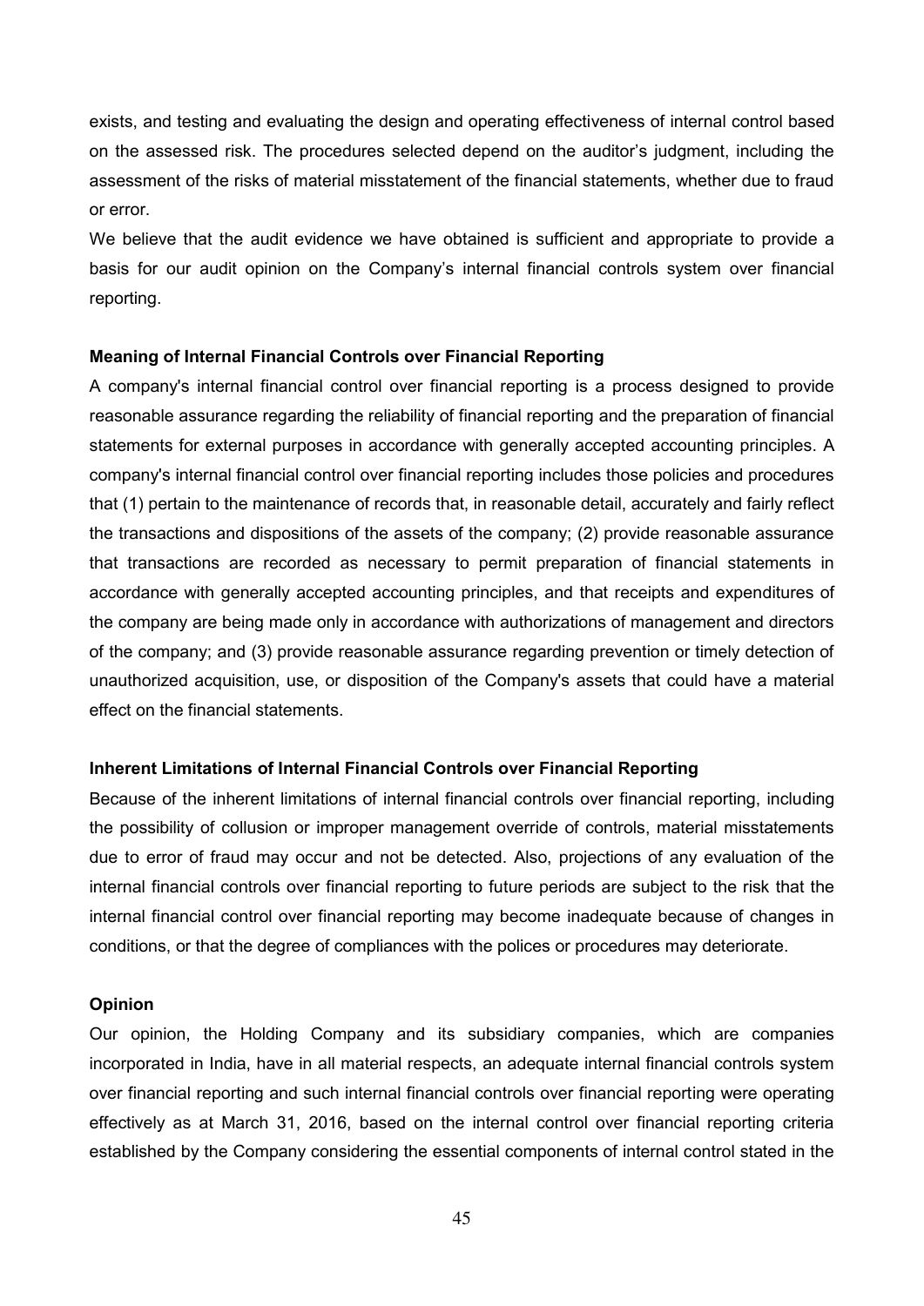exists, and testing and evaluating the design and operating effectiveness of internal control based on the assessed risk. The procedures selected depend on the auditor's judgment, including the assessment of the risks of material misstatement of the financial statements, whether due to fraud or error.

We believe that the audit evidence we have obtained is sufficient and appropriate to provide a basis for our audit opinion on the Company's internal financial controls system over financial reporting.

**Meaning of Internal Financial Controls over Financial Reporting**

A company's internal financial control over financial reporting is a process designed to provide reasonable assurance regarding the reliability of financial reporting and the preparation of financial statements for external purposes in accordance with generally accepted accounting principles. A company's internal financial control over financial reporting includes those policies and procedures that (1) pertain to the maintenance of records that, in reasonable detail, accurately and fairly reflect the transactions and dispositions of the assets of the company; (2) provide reasonable assurance that transactions are recorded as necessary to permit preparation of financial statements in accordance with generally accepted accounting principles, and that receipts and expenditures of the company are being made only in accordance with authorizations of management and directors of the company; and (3) provide reasonable assurance regarding prevention or timely detection of unauthorized acquisition, use, or disposition of the Company's assets that could have a material effect on the financial statements.

**Inherent Limitations of Internal Financial Controls over Financial Reporting**

Because of the inherent limitations of internal financial controls over financial reporting, including the possibility of collusion or improper management override of controls, material misstatements due to error of fraud may occur and not be detected. Also, projections of any evaluation of the internal financial controls over financial reporting to future periods are subject to the risk that the internal financial control over financial reporting may become inadequate because of changes in conditions, or that the degree of compliances with the polices or procedures may deteriorate.

**Opinion**

Our opinion, the Holding Company and its subsidiary companies, which are companies incorporated in India, have in all material respects, an adequate internal financial controls system over financial reporting and such internal financial controls over financial reporting were operating effectively as at March 31, 2016, based on the internal control over financial reporting criteria established by the Company considering the essential components of internal control stated in the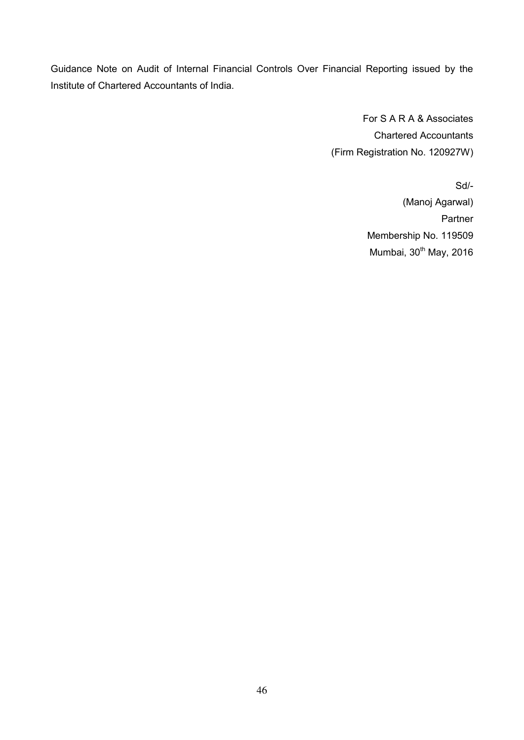Guidance Note on Audit of Internal Financial Controls Over Financial Reporting issued by the Institute of Chartered Accountants of India.

For S A R A & Associates
Chartered Accountants
(Firm Registration No. 120927W)

Sd/-
(Manoj Agarwal)
Partner
Membership No. 119509
Mumbai, 30th May, 2016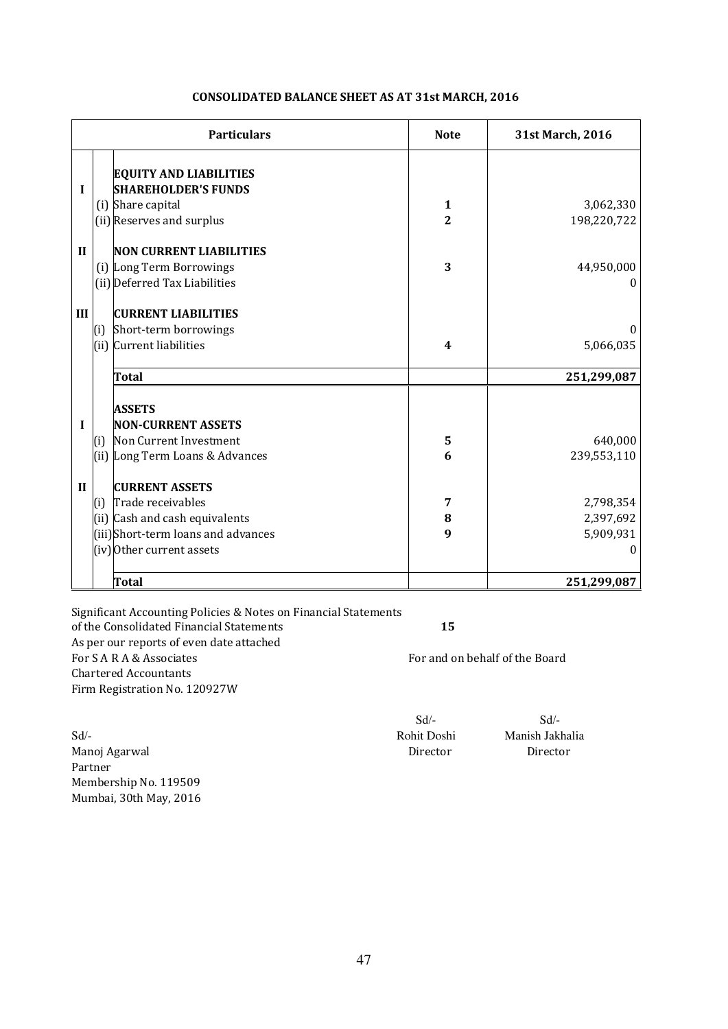# CONSOLIDATED BALANCE SHEET AS AT 31st MARCH, 2016

| | | Particulars | Note | 31st March, 2016 |
|---|---|---|---|---|
| | | **EQUITY AND LIABILITIES** | | |
| **I** | | **SHAREHOLDER'S FUNDS** | | |
| | (i) | Share capital | **1** | 3,062,330 |
| | (ii) | Reserves and surplus | **2** | 198,220,722 |
| **II** | | **NON CURRENT LIABILITIES** | | |
| | (i) | Long Term Borrowings | **3** | 44,950,000 |
| | (ii) | Deferred Tax Liabilities | | 0 |
| **III** | | **CURRENT LIABILITIES** | | |
| | (i) | Short-term borrowings | | 0 |
| | (ii) | Current liabilities | **4** | 5,066,035 |
| | | **Total** | | **251,299,087** |
| | | **ASSETS** | | |
| **I** | | **NON-CURRENT ASSETS** | | |
| | (i) | Non Current Investment | **5** | 640,000 |
| | (ii) | Long Term Loans & Advances | **6** | 239,553,110 |
| **II** | | **CURRENT ASSETS** | | |
| | (i) | Trade receivables | **7** | 2,798,354 |
| | (ii) | Cash and cash equivalents | **8** | 2,397,692 |
| | (iii) | Short-term loans and advances | **9** | 5,909,931 |
| | (iv) | Other current assets | | 0 |
| | | **Total** | | **251,299,087** |

Significant Accounting Policies & Notes on Financial Statements of the Consolidated Financial Statements **15**

As per our reports of even date attached

For S A R A & Associates
Chartered Accountants
Firm Registration No. 120927W

For and on behalf of the Board

Sd/-
Manoj Agarwal
Partner
Membership No. 119509
Mumbai, 30th May, 2016

Sd/-
Rohit Doshi
Director

Sd/-
Manish Jakhalia
Director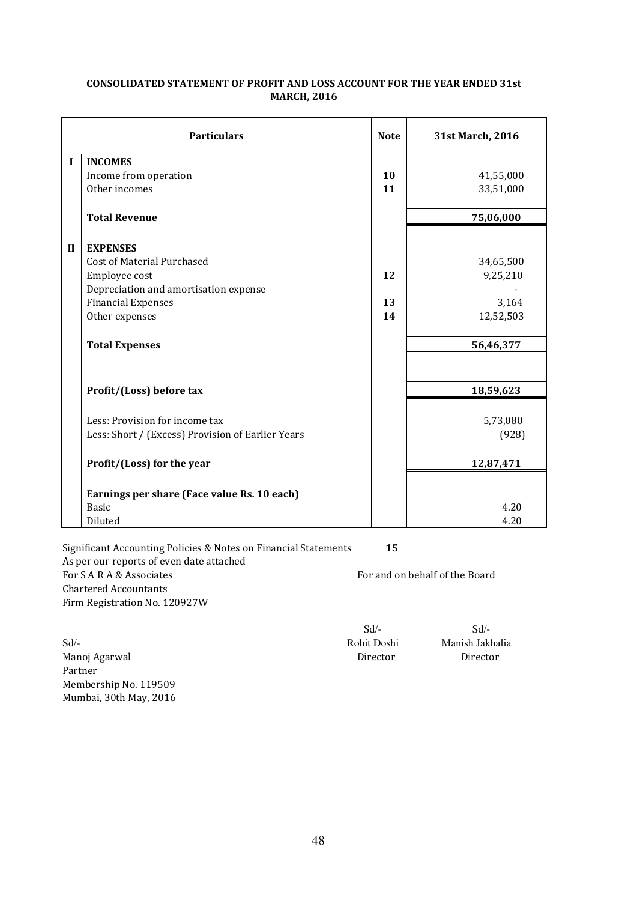## CONSOLIDATED STATEMENT OF PROFIT AND LOSS ACCOUNT FOR THE YEAR ENDED 31st MARCH, 2016

| | Particulars | Note | 31st March, 2016 |
|---|---|---|---|
| **I** | **INCOMES** | | |
| | Income from operation | **10** | 41,55,000 |
| | Other incomes | **11** | 33,51,000 |
| | **Total Revenue** | | **75,06,000** |
| **II** | **EXPENSES** | | |
| | Cost of Material Purchased | | 34,65,500 |
| | Employee cost | **12** | 9,25,210 |
| | Depreciation and amortisation expense | | - |
| | Financial Expenses | **13** | 3,164 |
| | Other expenses | **14** | 12,52,503 |
| | **Total Expenses** | | **56,46,377** |
| | **Profit/(Loss) before tax** | | **18,59,623** |
| | Less: Provision for income tax | | 5,73,080 |
| | Less: Short / (Excess) Provision of Earlier Years | | (928) |
| | **Profit/(Loss) for the year** | | **12,87,471** |
| | **Earnings per share (Face value Rs. 10 each)** | | |
| | Basic | | 4.20 |
| | Diluted | | 4.20 |

Significant Accounting Policies & Notes on Financial Statements **15**

As per our reports of even date attached

For S A R A & Associates

Chartered Accountants

Firm Registration No. 120927W

For and on behalf of the Board

Sd/-

Manoj Agarwal

Partner

Membership No. 119509

Mumbai, 30th May, 2016

| Sd/- | Sd/- |
|---|---|
| Rohit Doshi | Manish Jakhalia |
| Director | Director |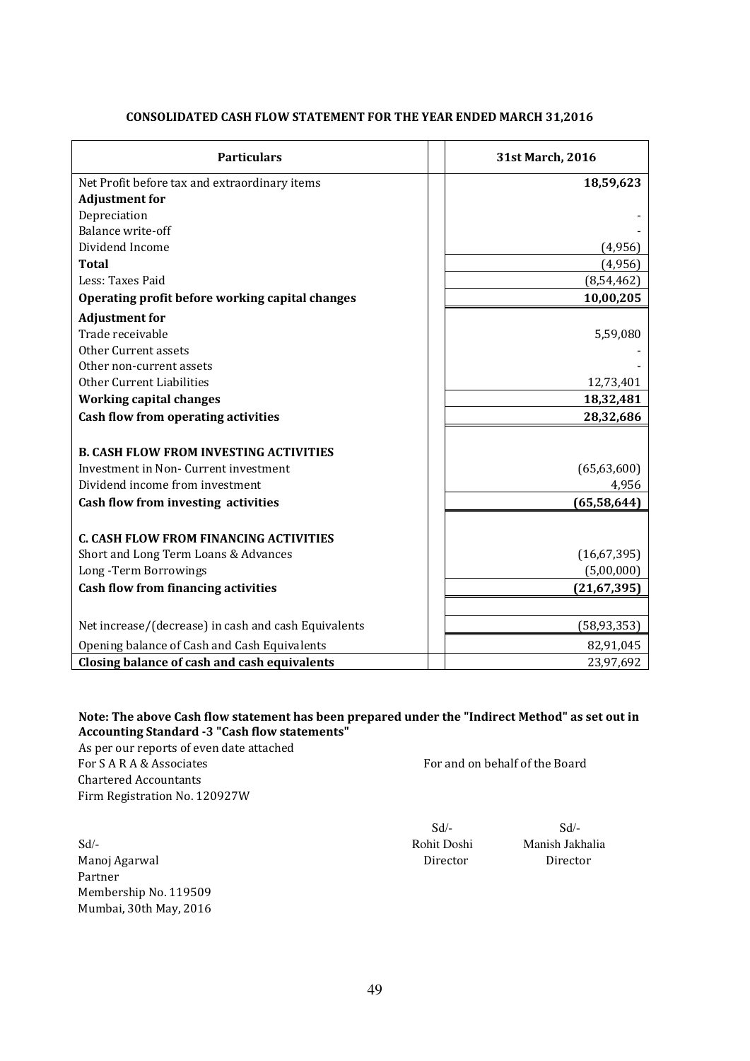**CONSOLIDATED CASH FLOW STATEMENT FOR THE YEAR ENDED MARCH 31,2016**

| Particulars | | 31st March, 2016 |
|---|---|---|
| Net Profit before tax and extraordinary items | | **18,59,623** |
| **Adjustment for** | | |
| Depreciation | | - |
| Balance write-off | | - |
| Dividend Income | | (4,956) |
| **Total** | | (4,956) |
| Less: Taxes Paid | | (8,54,462) |
| **Operating profit before working capital changes** | | **10,00,205** |
| **Adjustment for** | | |
| Trade receivable | | 5,59,080 |
| Other Current assets | | - |
| Other non-current assets | | - |
| Other Current Liabilities | | 12,73,401 |
| **Working capital changes** | | **18,32,481** |
| **Cash flow from operating activities** | | **28,32,686** |
| | | |
| **B. CASH FLOW FROM INVESTING ACTIVITIES** | | |
| Investment in Non- Current investment | | (65,63,600) |
| Dividend income from investment | | 4,956 |
| **Cash flow from investing activities** | | **(65,58,644)** |
| | | |
| **C. CASH FLOW FROM FINANCING ACTIVITIES** | | |
| Short and Long Term Loans & Advances | | (16,67,395) |
| Long -Term Borrowings | | (5,00,000) |
| **Cash flow from financing activities** | | **(21,67,395)** |
| | | |
| Net increase/(decrease) in cash and cash Equivalents | | (58,93,353) |
| Opening balance of Cash and Cash Equivalents | | 82,91,045 |
| **Closing balance of cash and cash equivalents** | | 23,97,692 |

**Note: The above Cash flow statement has been prepared under the "Indirect Method" as set out in Accounting Standard -3 "Cash flow statements"**

As per our reports of even date attached
For S A R A & Associates
Chartered Accountants
Firm Registration No. 120927W

For and on behalf of the Board

Sd/-
Manoj Agarwal
Partner
Membership No. 119509
Mumbai, 30th May, 2016

Sd/-
Rohit Doshi
Director

Sd/-
Manish Jakhalia
Director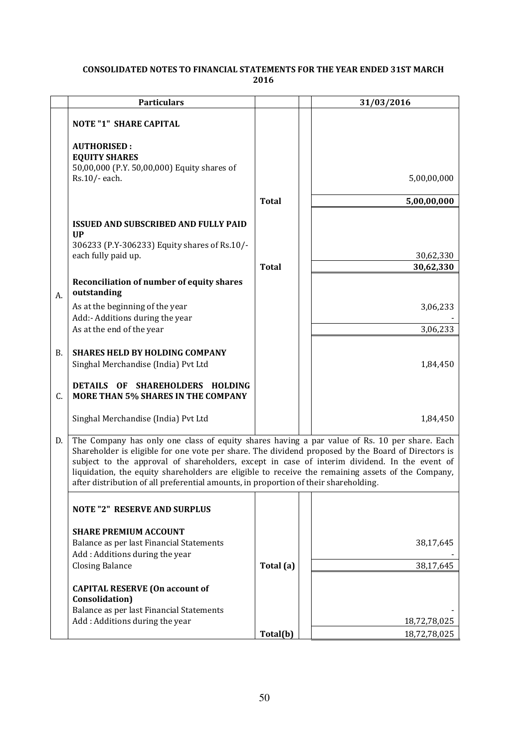# CONSOLIDATED NOTES TO FINANCIAL STATEMENTS FOR THE YEAR ENDED 31ST MARCH 2016

| | Particulars | | | 31/03/2016 |
|---|---|---|---|---|
| | **NOTE "1" SHARE CAPITAL** | | | |
| | **AUTHORISED :** | | | |
| | **EQUITY SHARES** | | | |
| | 50,00,000 (P.Y. 50,00,000) Equity shares of Rs.10/- each. | | | 5,00,00,000 |
| | | **Total** | | **5,00,00,000** |
| | **ISSUED AND SUBSCRIBED AND FULLY PAID UP** | | | |
| | 306233 (P.Y-306233) Equity shares of Rs.10/- each fully paid up. | | | 30,62,330 |
| | | **Total** | | **30,62,330** |
| A. | **Reconciliation of number of equity shares outstanding** | | | |
| | As at the beginning of the year | | | 3,06,233 |
| | Add:- Additions during the year | | | - |
| | As at the end of the year | | | 3,06,233 |
| B. | **SHARES HELD BY HOLDING COMPANY** | | | |
| | Singhal Merchandise (India) Pvt Ltd | | | 1,84,450 |
| C. | **DETAILS OF SHAREHOLDERS HOLDING MORE THAN 5% SHARES IN THE COMPANY** | | | |
| | Singhal Merchandise (India) Pvt Ltd | | | 1,84,450 |
| D. | The Company has only one class of equity shares having a par value of Rs. 10 per share. Each Shareholder is eligible for one vote per share. The dividend proposed by the Board of Directors is subject to the approval of shareholders, except in case of interim dividend. In the event of liquidation, the equity shareholders are eligible to receive the remaining assets of the Company, after distribution of all preferential amounts, in proportion of their shareholding. | | | |
| | **NOTE "2" RESERVE AND SURPLUS** | | | |
| | **SHARE PREMIUM ACCOUNT** | | | |
| | Balance as per last Financial Statements | | | 38,17,645 |
| | Add : Additions during the year | | | - |
| | Closing Balance | **Total (a)** | | 38,17,645 |
| | **CAPITAL RESERVE (On account of Consolidation)** | | | |
| | Balance as per last Financial Statements | | | - |
| | Add : Additions during the year | | | 18,72,78,025 |
| | | **Total(b)** | | 18,72,78,025 |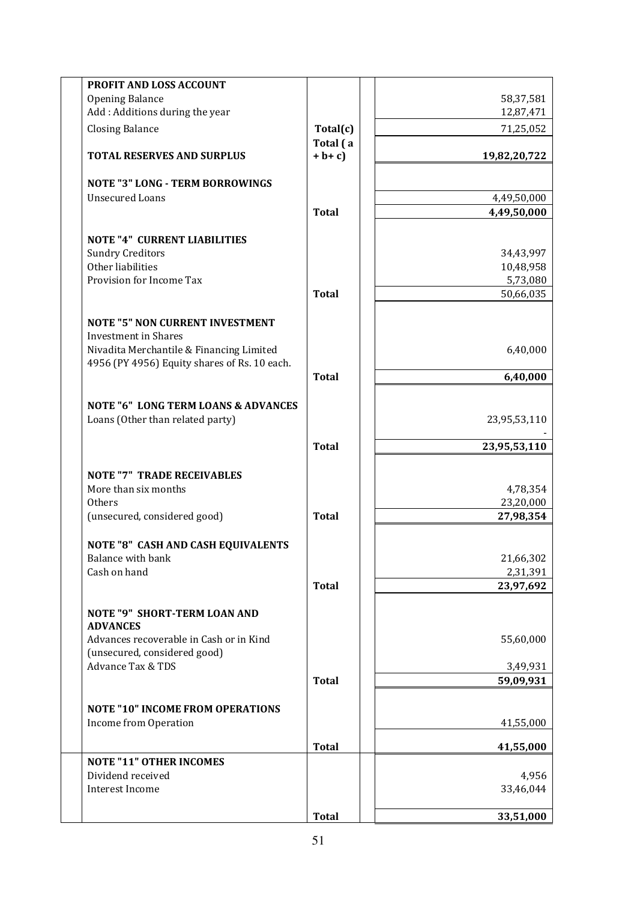| | | | |
|---|---|---|---|
| **PROFIT AND LOSS ACCOUNT** | | | |
| Opening Balance | | | 58,37,581 |
| Add : Additions during the year | | | 12,87,471 |
| Closing Balance | **Total(c)** | | 71,25,052 |
| **TOTAL RESERVES AND SURPLUS** | **Total ( a + b+ c)** | | **19,82,20,722** |
| | | | |
| **NOTE "3" LONG - TERM BORROWINGS** | | | |
| Unsecured Loans | | | 4,49,50,000 |
| | **Total** | | **4,49,50,000** |
| | | | |
| **NOTE "4" CURRENT LIABILITIES** | | | |
| Sundry Creditors | | | 34,43,997 |
| Other liabilities | | | 10,48,958 |
| Provision for Income Tax | | | 5,73,080 |
| | **Total** | | 50,66,035 |
| | | | |
| **NOTE "5" NON CURRENT INVESTMENT** | | | |
| Investment in Shares | | | |
| Nivadita Merchantile & Financing Limited | | | 6,40,000 |
| 4956 (PY 4956) Equity shares of Rs. 10 each. | | | |
| | **Total** | | **6,40,000** |
| | | | |
| **NOTE "6" LONG TERM LOANS & ADVANCES** | | | |
| Loans (Other than related party) | | | 23,95,53,110 |
| | | | - |
| | **Total** | | **23,95,53,110** |
| | | | |
| **NOTE "7" TRADE RECEIVABLES** | | | |
| More than six months | | | 4,78,354 |
| Others | | | 23,20,000 |
| (unsecured, considered good) | **Total** | | **27,98,354** |
| | | | |
| **NOTE "8" CASH AND CASH EQUIVALENTS** | | | |
| Balance with bank | | | 21,66,302 |
| Cash on hand | | | 2,31,391 |
| | **Total** | | **23,97,692** |
| | | | |
| **NOTE "9" SHORT-TERM LOAN AND ADVANCES** | | | |
| Advances recoverable in Cash or in Kind | | | 55,60,000 |
| (unsecured, considered good) | | | |
| Advance Tax & TDS | | | 3,49,931 |
| | **Total** | | **59,09,931** |
| | | | |
| **NOTE "10" INCOME FROM OPERATIONS** | | | |
| Income from Operation | | | 41,55,000 |
| | **Total** | | **41,55,000** |
| **NOTE "11" OTHER INCOMES** | | | |
| Dividend received | | | 4,956 |
| Interest Income | | | 33,46,044 |
| | **Total** | | **33,51,000** |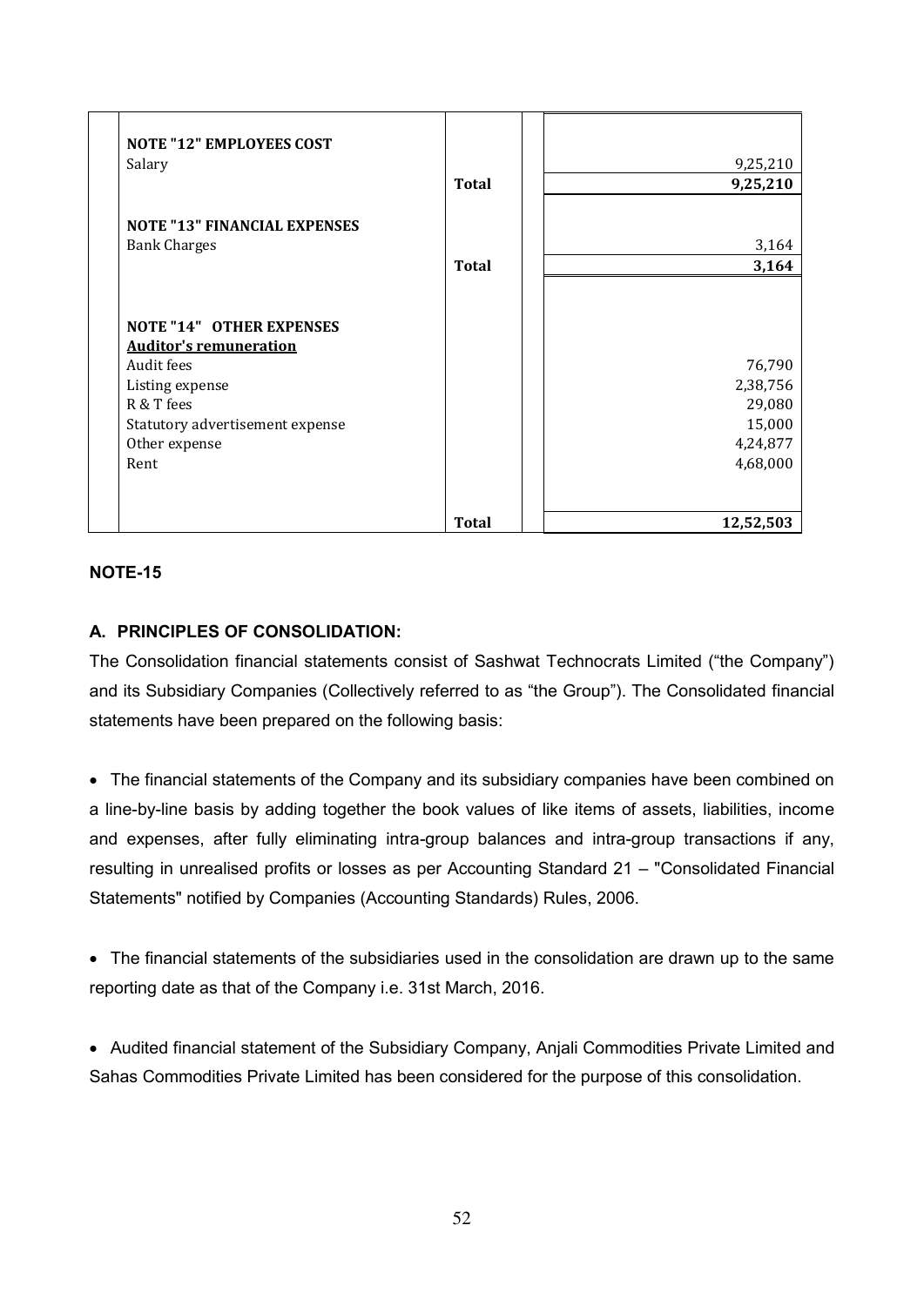| | | | |
|---|---|---|---|
| **NOTE "12" EMPLOYEES COST** | | | |
| Salary | | | 9,25,210 |
| | **Total** | | **9,25,210** |
| **NOTE "13" FINANCIAL EXPENSES** | | | |
| Bank Charges | | | 3,164 |
| | **Total** | | **3,164** |
| **NOTE "14" OTHER EXPENSES** | | | |
| **Auditor's remuneration** | | | |
| Audit fees | | | 76,790 |
| Listing expense | | | 2,38,756 |
| R & T fees | | | 29,080 |
| Statutory advertisement expense | | | 15,000 |
| Other expense | | | 4,24,877 |
| Rent | | | 4,68,000 |
| | **Total** | | **12,52,503** |

**NOTE-15**

**A. PRINCIPLES OF CONSOLIDATION:**

The Consolidation financial statements consist of Sashwat Technocrats Limited ("the Company") and its Subsidiary Companies (Collectively referred to as "the Group"). The Consolidated financial statements have been prepared on the following basis:

- The financial statements of the Company and its subsidiary companies have been combined on a line-by-line basis by adding together the book values of like items of assets, liabilities, income and expenses, after fully eliminating intra-group balances and intra-group transactions if any, resulting in unrealised profits or losses as per Accounting Standard 21 – "Consolidated Financial Statements" notified by Companies (Accounting Standards) Rules, 2006.

- The financial statements of the subsidiaries used in the consolidation are drawn up to the same reporting date as that of the Company i.e. 31st March, 2016.

- Audited financial statement of the Subsidiary Company, Anjali Commodities Private Limited and Sahas Commodities Private Limited has been considered for the purpose of this consolidation.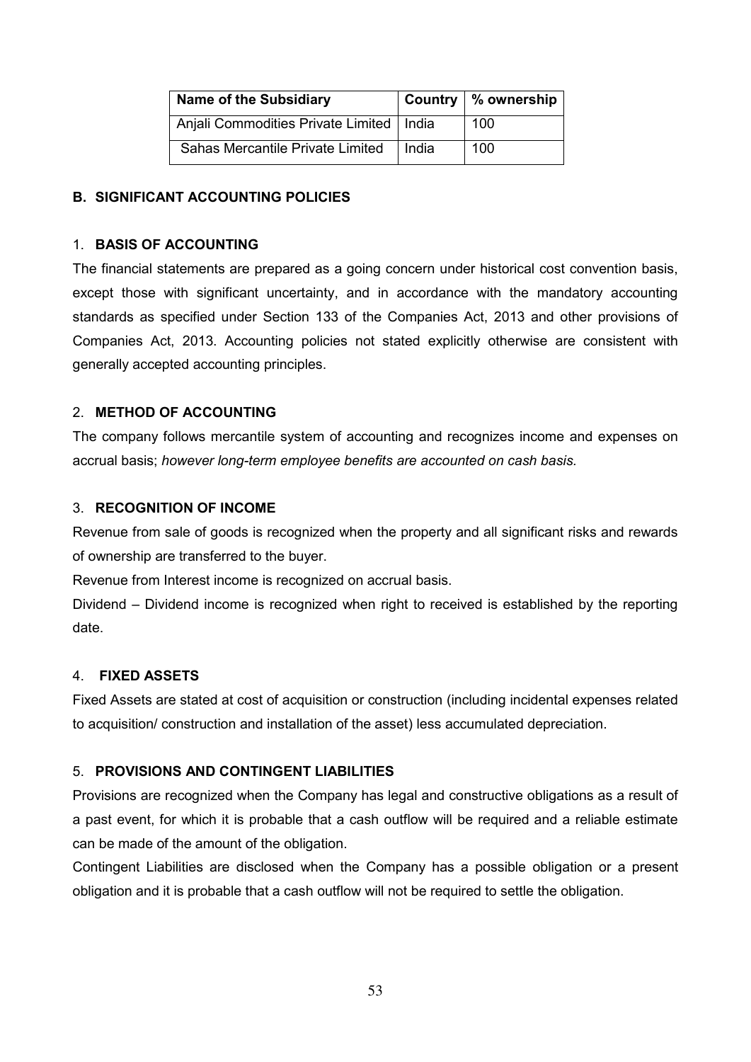| Name of the Subsidiary | Country | % ownership |
|---|---|---|
| Anjali Commodities Private Limited | India | 100 |
| Sahas Mercantile Private Limited | India | 100 |

**B. SIGNIFICANT ACCOUNTING POLICIES**

1. **BASIS OF ACCOUNTING**

The financial statements are prepared as a going concern under historical cost convention basis, except those with significant uncertainty, and in accordance with the mandatory accounting standards as specified under Section 133 of the Companies Act, 2013 and other provisions of Companies Act, 2013. Accounting policies not stated explicitly otherwise are consistent with generally accepted accounting principles.

2. **METHOD OF ACCOUNTING**

The company follows mercantile system of accounting and recognizes income and expenses on accrual basis; *however long-term employee benefits are accounted on cash basis.*

3. **RECOGNITION OF INCOME**

Revenue from sale of goods is recognized when the property and all significant risks and rewards of ownership are transferred to the buyer.

Revenue from Interest income is recognized on accrual basis.

Dividend – Dividend income is recognized when right to received is established by the reporting date.

4. **FIXED ASSETS**

Fixed Assets are stated at cost of acquisition or construction (including incidental expenses related to acquisition/ construction and installation of the asset) less accumulated depreciation.

5. **PROVISIONS AND CONTINGENT LIABILITIES**

Provisions are recognized when the Company has legal and constructive obligations as a result of a past event, for which it is probable that a cash outflow will be required and a reliable estimate can be made of the amount of the obligation.

Contingent Liabilities are disclosed when the Company has a possible obligation or a present obligation and it is probable that a cash outflow will not be required to settle the obligation.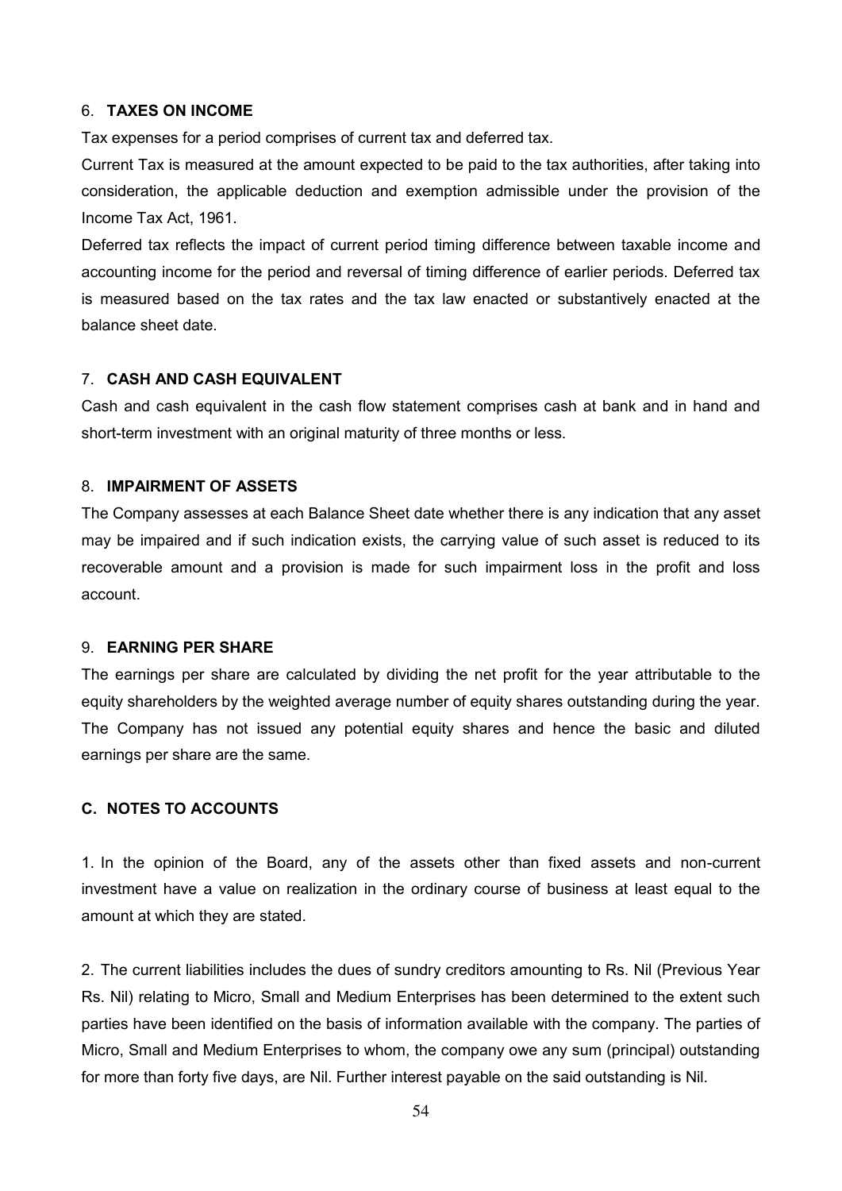6. **TAXES ON INCOME**

Tax expenses for a period comprises of current tax and deferred tax.

Current Tax is measured at the amount expected to be paid to the tax authorities, after taking into consideration, the applicable deduction and exemption admissible under the provision of the Income Tax Act, 1961.

Deferred tax reflects the impact of current period timing difference between taxable income and accounting income for the period and reversal of timing difference of earlier periods. Deferred tax is measured based on the tax rates and the tax law enacted or substantively enacted at the balance sheet date.

7. **CASH AND CASH EQUIVALENT**

Cash and cash equivalent in the cash flow statement comprises cash at bank and in hand and short-term investment with an original maturity of three months or less.

8. **IMPAIRMENT OF ASSETS**

The Company assesses at each Balance Sheet date whether there is any indication that any asset may be impaired and if such indication exists, the carrying value of such asset is reduced to its recoverable amount and a provision is made for such impairment loss in the profit and loss account.

9. **EARNING PER SHARE**

The earnings per share are calculated by dividing the net profit for the year attributable to the equity shareholders by the weighted average number of equity shares outstanding during the year. The Company has not issued any potential equity shares and hence the basic and diluted earnings per share are the same.

## C. NOTES TO ACCOUNTS

1. In the opinion of the Board, any of the assets other than fixed assets and non-current investment have a value on realization in the ordinary course of business at least equal to the amount at which they are stated.

2. The current liabilities includes the dues of sundry creditors amounting to Rs. Nil (Previous Year Rs. Nil) relating to Micro, Small and Medium Enterprises has been determined to the extent such parties have been identified on the basis of information available with the company. The parties of Micro, Small and Medium Enterprises to whom, the company owe any sum (principal) outstanding for more than forty five days, are Nil. Further interest payable on the said outstanding is Nil.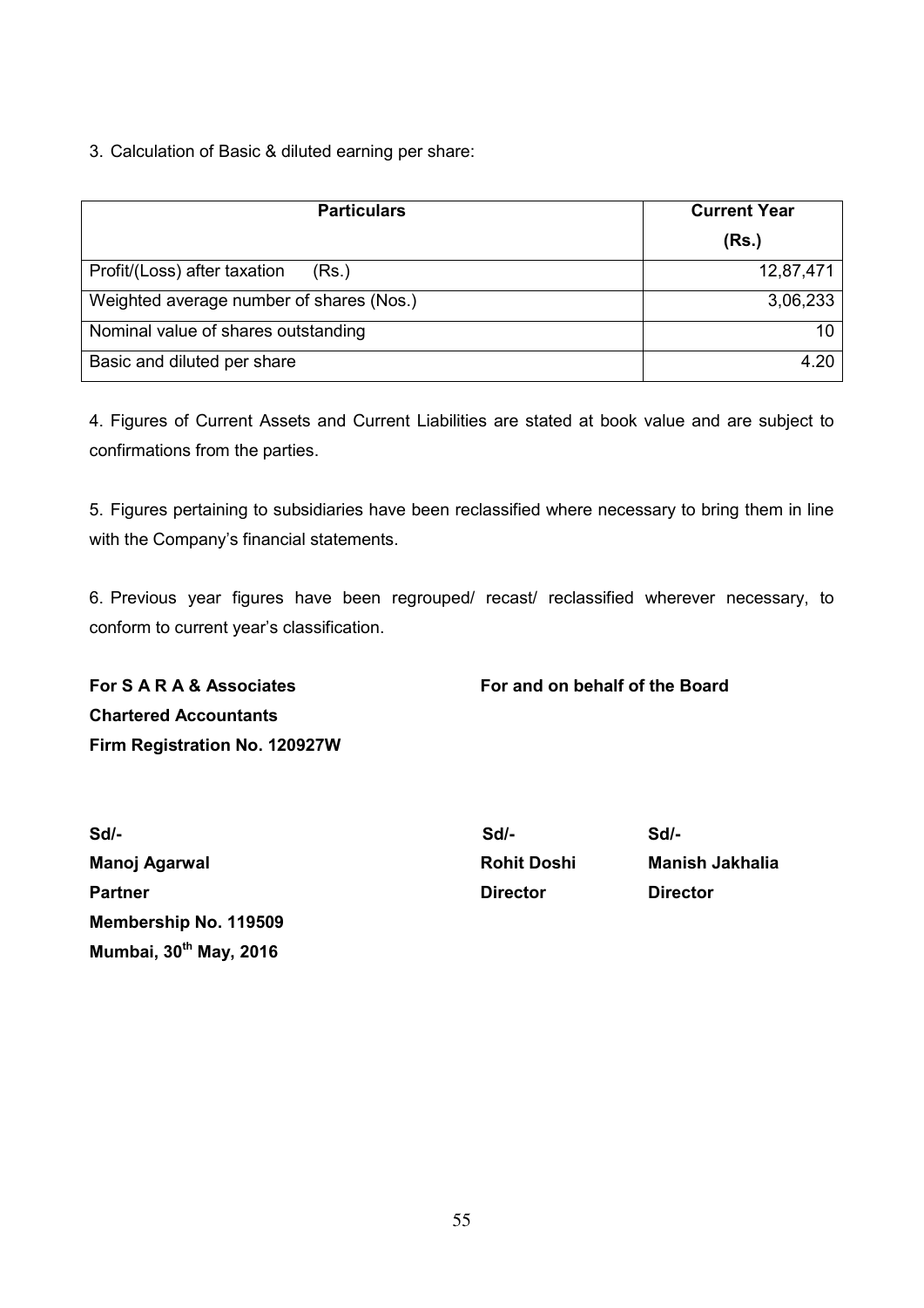3. Calculation of Basic & diluted earning per share:

| Particulars | Current Year (Rs.) |
| --- | --- |
| Profit/(Loss) after taxation (Rs.) | 12,87,471 |
| Weighted average number of shares (Nos.) | 3,06,233 |
| Nominal value of shares outstanding | 10 |
| Basic and diluted per share | 4.20 |

4. Figures of Current Assets and Current Liabilities are stated at book value and are subject to confirmations from the parties.

5. Figures pertaining to subsidiaries have been reclassified where necessary to bring them in line with the Company's financial statements.

6. Previous year figures have been regrouped/ recast/ reclassified wherever necessary, to conform to current year's classification.

**For S A R A & Associates**
**Chartered Accountants**
**Firm Registration No. 120927W**

**For and on behalf of the Board**

**Sd/-**
**Manoj Agarwal**
**Partner**
**Membership No. 119509**
**Mumbai, 30th May, 2016**

**Sd/-**
**Rohit Doshi**
**Director**

**Sd/-**
**Manish Jakhalia**
**Director**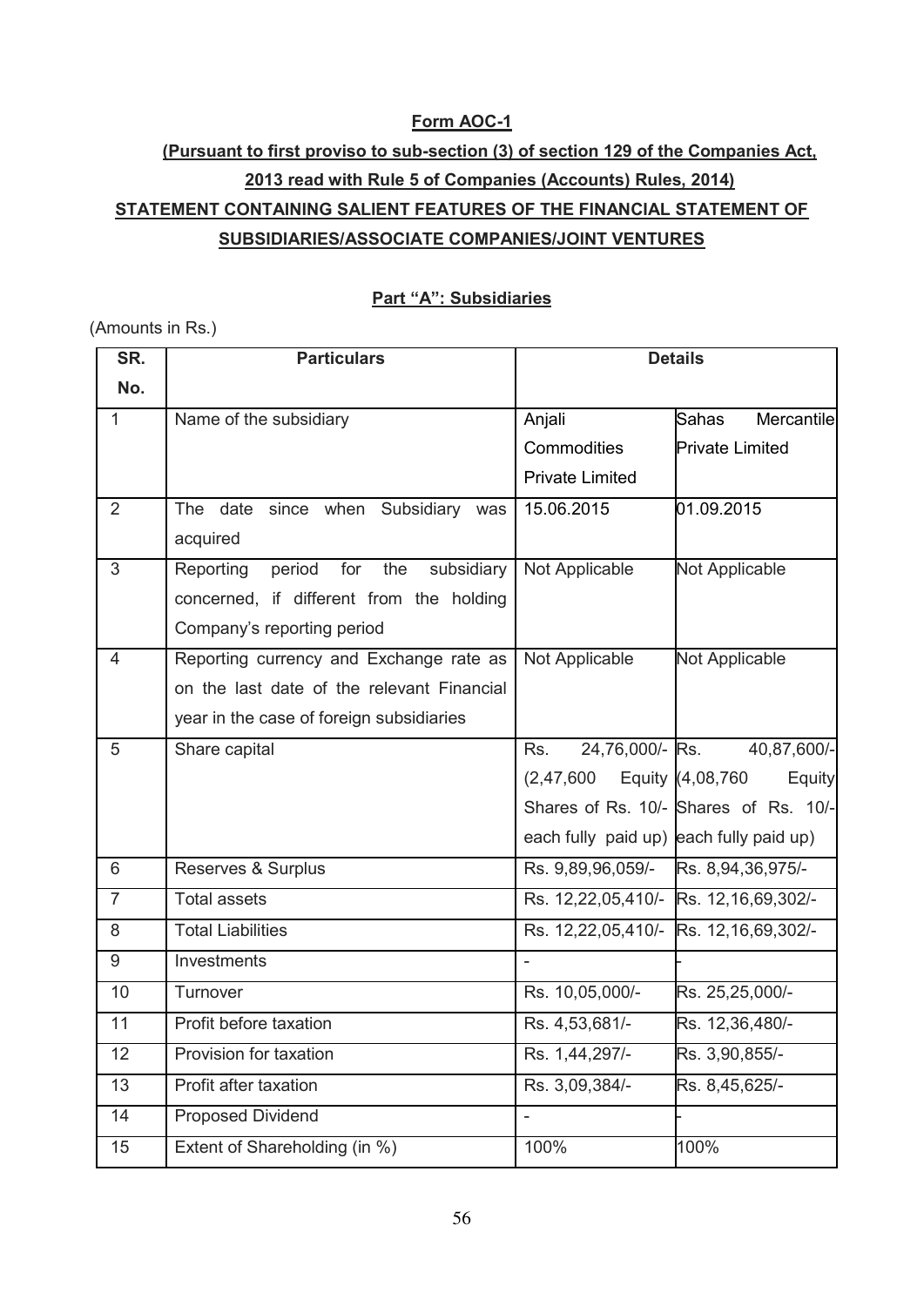**Form AOC-1**

**(Pursuant to first proviso to sub-section (3) of section 129 of the Companies Act, 2013 read with Rule 5 of Companies (Accounts) Rules, 2014)**

**STATEMENT CONTAINING SALIENT FEATURES OF THE FINANCIAL STATEMENT OF SUBSIDIARIES/ASSOCIATE COMPANIES/JOINT VENTURES**

**Part "A": Subsidiaries**

(Amounts in Rs.)

| SR. No. | Particulars | Details | |
|---|---|---|---|
| 1 | Name of the subsidiary | Anjali Commodities Private Limited | Sahas Mercantile Private Limited |
| 2 | The date since when Subsidiary was acquired | 15.06.2015 | 01.09.2015 |
| 3 | Reporting period for the subsidiary concerned, if different from the holding Company's reporting period | Not Applicable | Not Applicable |
| 4 | Reporting currency and Exchange rate as on the last date of the relevant Financial year in the case of foreign subsidiaries | Not Applicable | Not Applicable |
| 5 | Share capital | Rs. 24,76,000/- (2,47,600 Equity Shares of Rs. 10/- each fully paid up) | Rs. 40,87,600/- (4,08,760 Equity Shares of Rs. 10/- each fully paid up) |
| 6 | Reserves & Surplus | Rs. 9,89,96,059/- | Rs. 8,94,36,975/- |
| 7 | Total assets | Rs. 12,22,05,410/- | Rs. 12,16,69,302/- |
| 8 | Total Liabilities | Rs. 12,22,05,410/- | Rs. 12,16,69,302/- |
| 9 | Investments | - | - |
| 10 | Turnover | Rs. 10,05,000/- | Rs. 25,25,000/- |
| 11 | Profit before taxation | Rs. 4,53,681/- | Rs. 12,36,480/- |
| 12 | Provision for taxation | Rs. 1,44,297/- | Rs. 3,90,855/- |
| 13 | Profit after taxation | Rs. 3,09,384/- | Rs. 8,45,625/- |
| 14 | Proposed Dividend | - | - |
| 15 | Extent of Shareholding (in %) | 100% | 100% |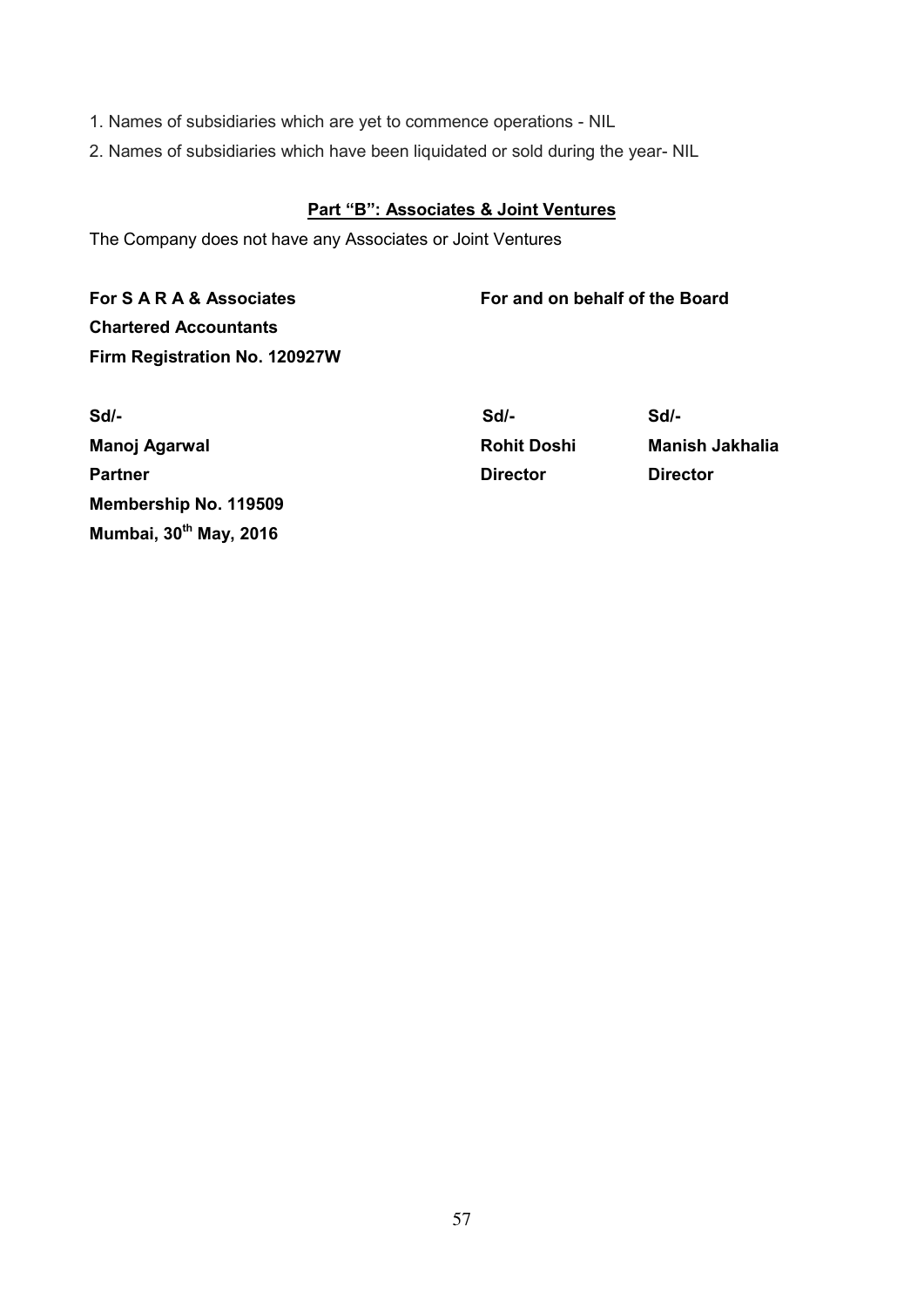1. Names of subsidiaries which are yet to commence operations - NIL
2. Names of subsidiaries which have been liquidated or sold during the year- NIL

## Part "B": Associates & Joint Ventures

The Company does not have any Associates or Joint Ventures

| For S A R A & Associates | For and on behalf of the Board | |
|---|---|---|
| **Chartered Accountants** | | |
| **Firm Registration No. 120927W** | | |
| | | |
| **Sd/-** | **Sd/-** | **Sd/-** |
| **Manoj Agarwal** | **Rohit Doshi** | **Manish Jakhalia** |
| **Partner** | **Director** | **Director** |
| **Membership No. 119509** | | |
| **Mumbai, 30th May, 2016** | | |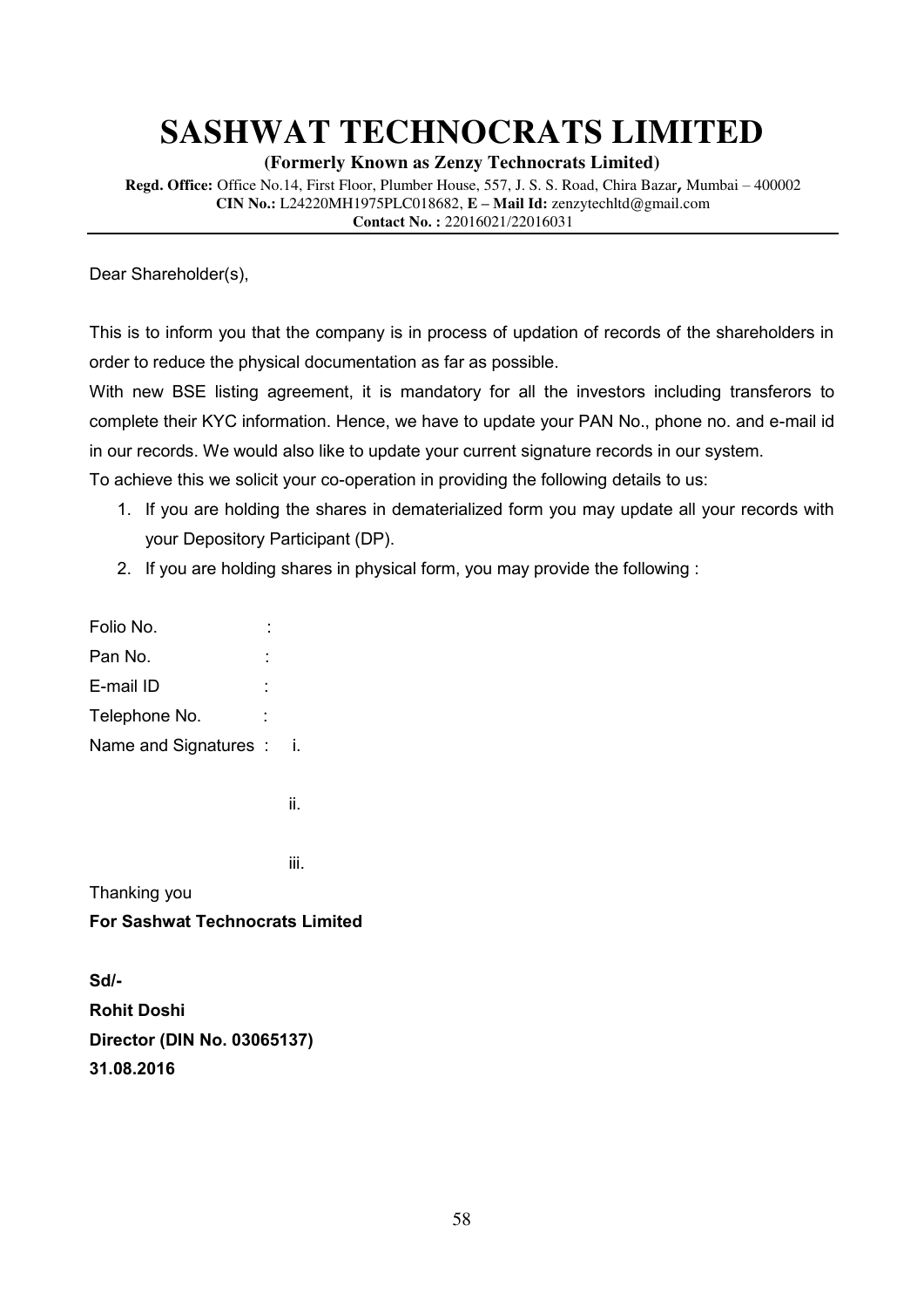# SASHWAT TECHNOCRATS LIMITED

**(Formerly Known as Zenzy Technocrats Limited)**

**Regd. Office:** Office No.14, First Floor, Plumber House, 557, J. S. S. Road, Chira Bazar**,** Mumbai – 400002
**CIN No.:** L24220MH1975PLC018682, **E – Mail Id:** zenzytechltd@gmail.com
**Contact No. :** 22016021/22016031

---

Dear Shareholder(s),

This is to inform you that the company is in process of updation of records of the shareholders in order to reduce the physical documentation as far as possible.

With new BSE listing agreement, it is mandatory for all the investors including transferors to complete their KYC information. Hence, we have to update your PAN No., phone no. and e-mail id in our records. We would also like to update your current signature records in our system.

To achieve this we solicit your co-operation in providing the following details to us:

1. If you are holding the shares in dematerialized form you may update all your records with your Depository Participant (DP).
2. If you are holding shares in physical form, you may provide the following :

Folio No. :

Pan No. :

E-mail ID :

Telephone No. :

Name and Signatures : i.

ii.

iii.

Thanking you

**For Sashwat Technocrats Limited**

**Sd/-**

**Rohit Doshi**

**Director (DIN No. 03065137)**

**31.08.2016**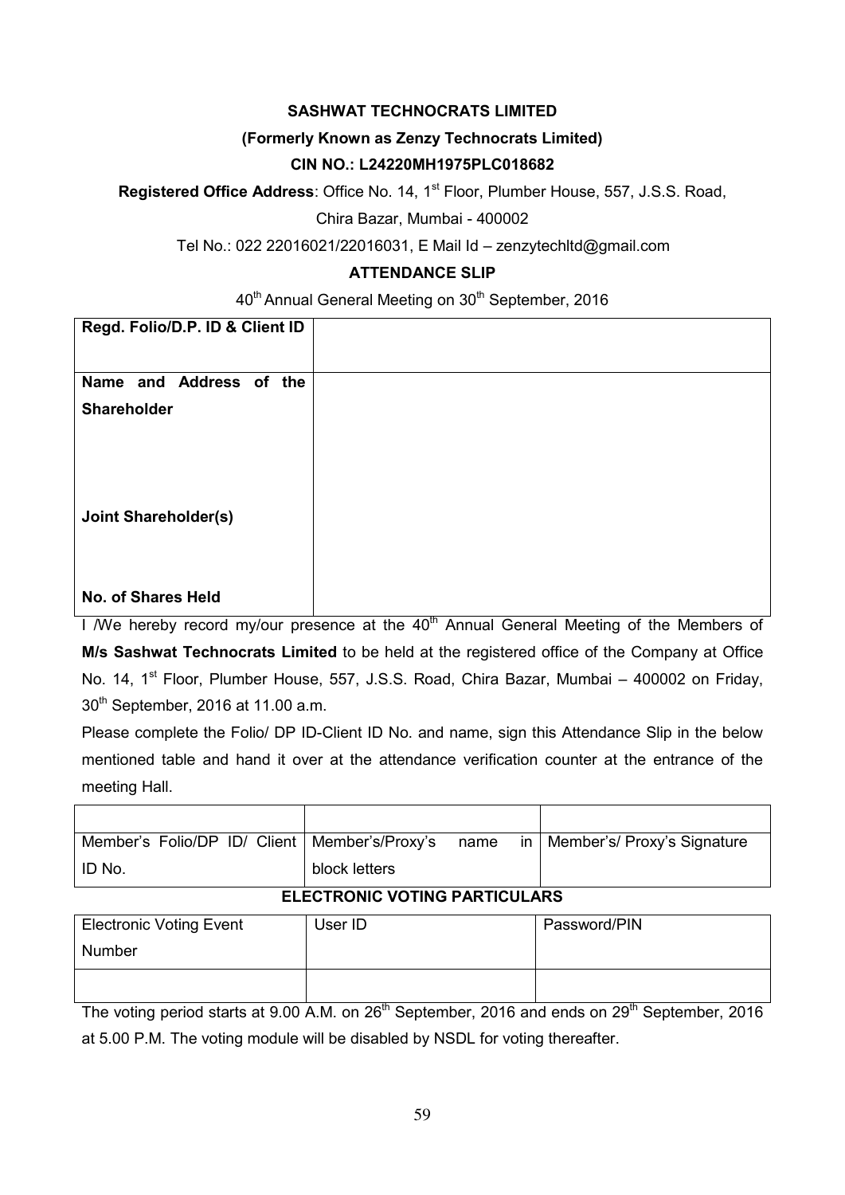**SASHWAT TECHNOCRATS LIMITED**

**(Formerly Known as Zenzy Technocrats Limited)**

**CIN NO.: L24220MH1975PLC018682**

**Registered Office Address**: Office No. 14, 1st Floor, Plumber House, 557, J.S.S. Road, Chira Bazar, Mumbai - 400002

Tel No.: 022 22016021/22016031, E Mail Id – zenzytechltd@gmail.com

**ATTENDANCE SLIP**

40th Annual General Meeting on 30th September, 2016

| | |
|---|---|
| **Regd. Folio/D.P. ID & Client ID** | |
| **Name and Address of the Shareholder** | |
| **Joint Shareholder(s)** | |
| **No. of Shares Held** | |

I /We hereby record my/our presence at the 40th Annual General Meeting of the Members of **M/s Sashwat Technocrats Limited** to be held at the registered office of the Company at Office No. 14, 1st Floor, Plumber House, 557, J.S.S. Road, Chira Bazar, Mumbai – 400002 on Friday, 30th September, 2016 at 11.00 a.m.

Please complete the Folio/ DP ID-Client ID No. and name, sign this Attendance Slip in the below mentioned table and hand it over at the attendance verification counter at the entrance of the meeting Hall.

| | | |
|---|---|---|
| | | |
| Member's Folio/DP ID/ Client ID No. | Member's/Proxy's name in block letters | Member's/ Proxy's Signature |

**ELECTRONIC VOTING PARTICULARS**

| Electronic Voting Event Number | User ID | Password/PIN |
|---|---|---|
| | | |

The voting period starts at 9.00 A.M. on 26th September, 2016 and ends on 29th September, 2016 at 5.00 P.M. The voting module will be disabled by NSDL for voting thereafter.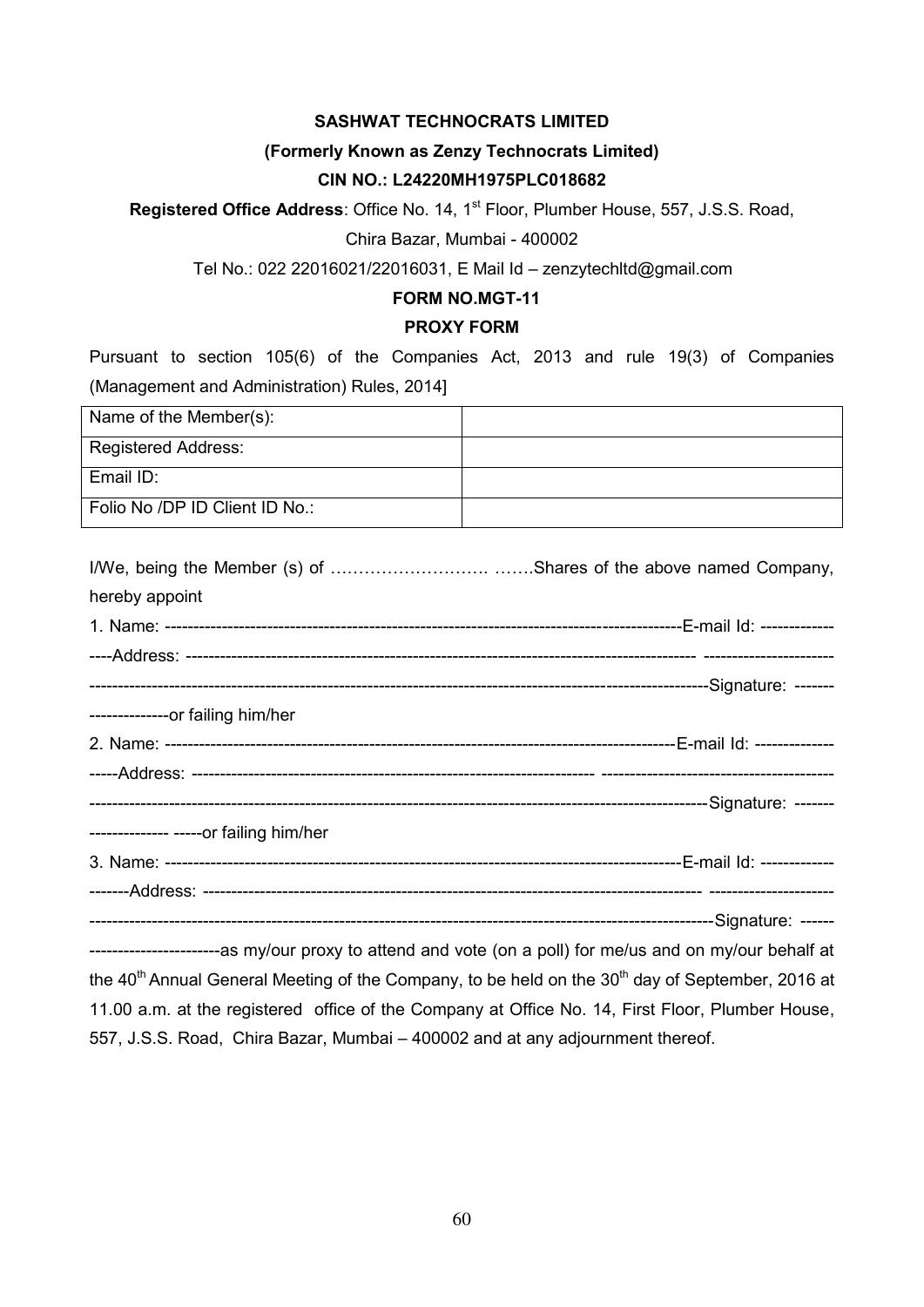**SASHWAT TECHNOCRATS LIMITED**

**(Formerly Known as Zenzy Technocrats Limited)**

**CIN NO.: L24220MH1975PLC018682**

**Registered Office Address**: Office No. 14, 1st Floor, Plumber House, 557, J.S.S. Road, Chira Bazar, Mumbai - 400002

Tel No.: 022 22016021/22016031, E Mail Id – zenzytechltd@gmail.com

**FORM NO.MGT-11**

**PROXY FORM**

Pursuant to section 105(6) of the Companies Act, 2013 and rule 19(3) of Companies (Management and Administration) Rules, 2014]

| Name of the Member(s): | |
|---|---|
| Registered Address: | |
| Email ID: | |
| Folio No /DP ID Client ID No.: | |

I/We, being the Member (s) of ………………………. …….Shares of the above named Company, hereby appoint

1. Name: ------------------------------------------------------------------------------------------E-mail Id: -----------------Address: ---------------------------------------------------------------------------------------- ------------------------------------------------------------------------------------------------------------------------------Signature: ---------------------or failing him/her

2. Name: ------------------------------------------------------------------------------------------E-mail Id: -------------------Address: --------------------------------------------------------------------- -------------------------------------------------------------------------------------------------------------------------------------------------Signature: --------------------- -----or failing him/her

3. Name: ------------------------------------------------------------------------------------------E-mail Id: ---------------------Address: ---------------------------------------------------------------------------------------- ----------------------------------------------------------------------------------------------------------------------------------Signature: ------------------------------as my/our proxy to attend and vote (on a poll) for me/us and on my/our behalf at the 40th Annual General Meeting of the Company, to be held on the 30th day of September, 2016 at 11.00 a.m. at the registered office of the Company at Office No. 14, First Floor, Plumber House, 557, J.S.S. Road, Chira Bazar, Mumbai – 400002 and at any adjournment thereof.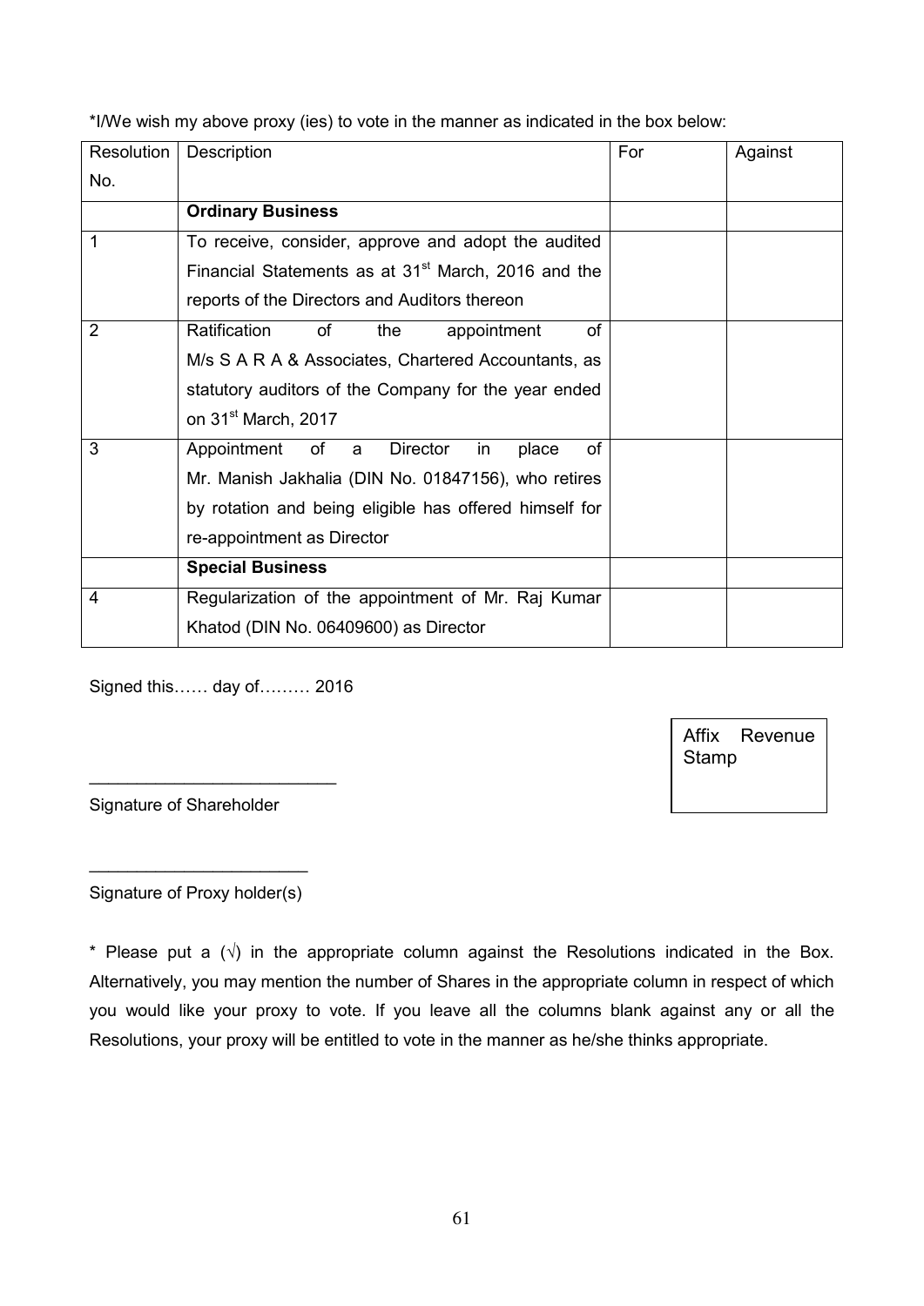*I/We wish my above proxy (ies) to vote in the manner as indicated in the box below:

| Resolution No. | Description | For | Against |
|---|---|---|---|
| | **Ordinary Business** | | |
| 1 | To receive, consider, approve and adopt the audited Financial Statements as at 31st March, 2016 and the reports of the Directors and Auditors thereon | | |
| 2 | Ratification of the appointment of M/s S A R A & Associates, Chartered Accountants, as statutory auditors of the Company for the year ended on 31st March, 2017 | | |
| 3 | Appointment of a Director in place of Mr. Manish Jakhalia (DIN No. 01847156), who retires by rotation and being eligible has offered himself for re-appointment as Director | | |
| | **Special Business** | | |
| 4 | Regularization of the appointment of Mr. Raj Kumar Khatod (DIN No. 06409600) as Director | | |

Signed this…… day of……… 2016

Affix Revenue Stamp

__________________________

Signature of Shareholder

_______________________

Signature of Proxy holder(s)

* Please put a (√) in the appropriate column against the Resolutions indicated in the Box. Alternatively, you may mention the number of Shares in the appropriate column in respect of which you would like your proxy to vote. If you leave all the columns blank against any or all the Resolutions, your proxy will be entitled to vote in the manner as he/she thinks appropriate.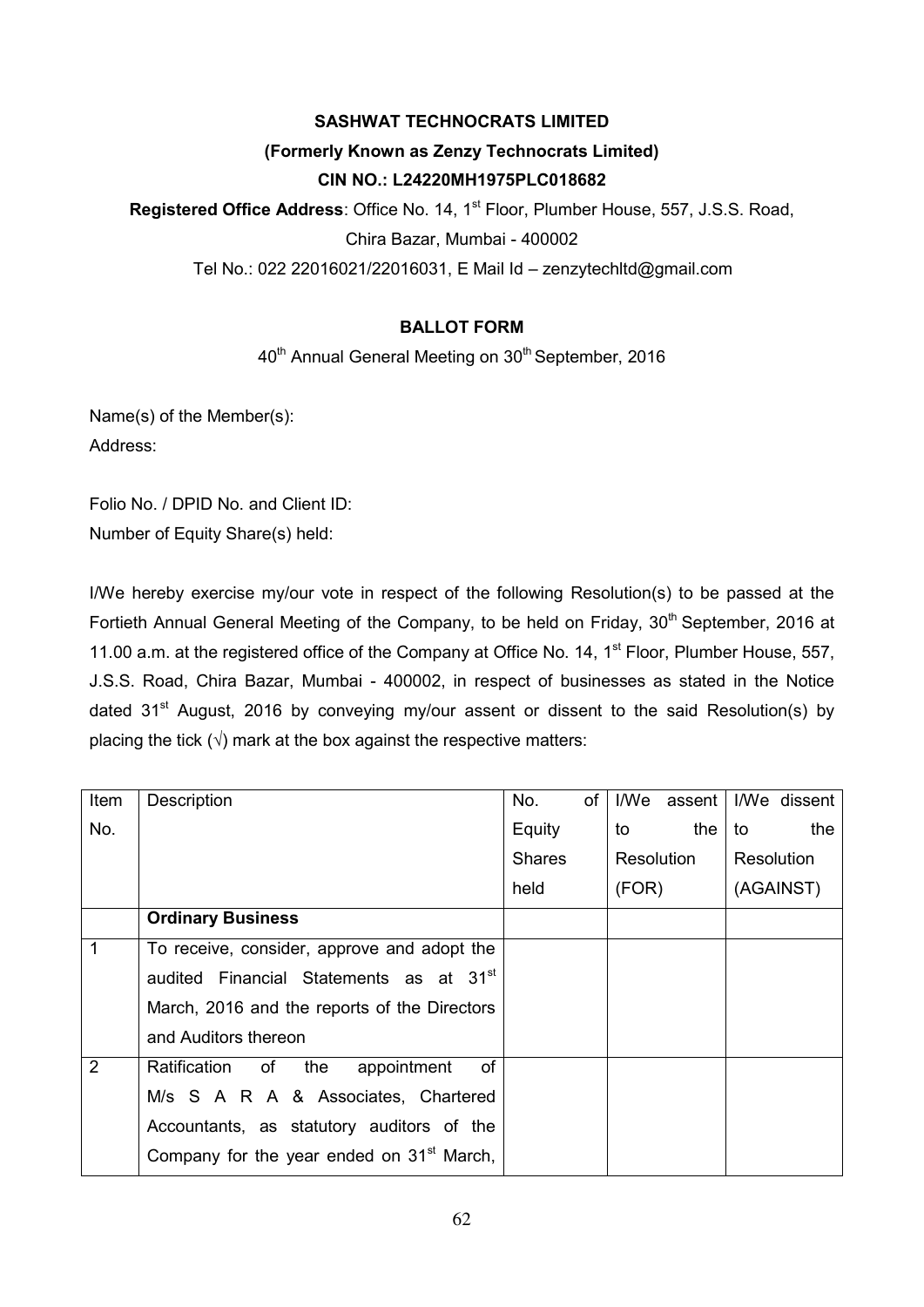**SASHWAT TECHNOCRATS LIMITED**

**(Formerly Known as Zenzy Technocrats Limited)**

**CIN NO.: L24220MH1975PLC018682**

**Registered Office Address**: Office No. 14, 1st Floor, Plumber House, 557, J.S.S. Road, Chira Bazar, Mumbai - 400002

Tel No.: 022 22016021/22016031, E Mail Id – zenzytechltd@gmail.com

**BALLOT FORM**

40th Annual General Meeting on 30th September, 2016

Name(s) of the Member(s):

Address:

Folio No. / DPID No. and Client ID:

Number of Equity Share(s) held:

I/We hereby exercise my/our vote in respect of the following Resolution(s) to be passed at the Fortieth Annual General Meeting of the Company, to be held on Friday, 30th September, 2016 at 11.00 a.m. at the registered office of the Company at Office No. 14, 1st Floor, Plumber House, 557, J.S.S. Road, Chira Bazar, Mumbai - 400002, in respect of businesses as stated in the Notice dated 31st August, 2016 by conveying my/our assent or dissent to the said Resolution(s) by placing the tick (√) mark at the box against the respective matters:

| Item No. | Description | No. of Equity Shares held | I/We assent to the Resolution (FOR) | I/We dissent to the Resolution (AGAINST) |
|---|---|---|---|---|
| | **Ordinary Business** | | | |
| 1 | To receive, consider, approve and adopt the audited Financial Statements as at 31st March, 2016 and the reports of the Directors and Auditors thereon | | | |
| 2 | Ratification of the appointment of M/s S A R A & Associates, Chartered Accountants, as statutory auditors of the Company for the year ended on 31st March, | | | |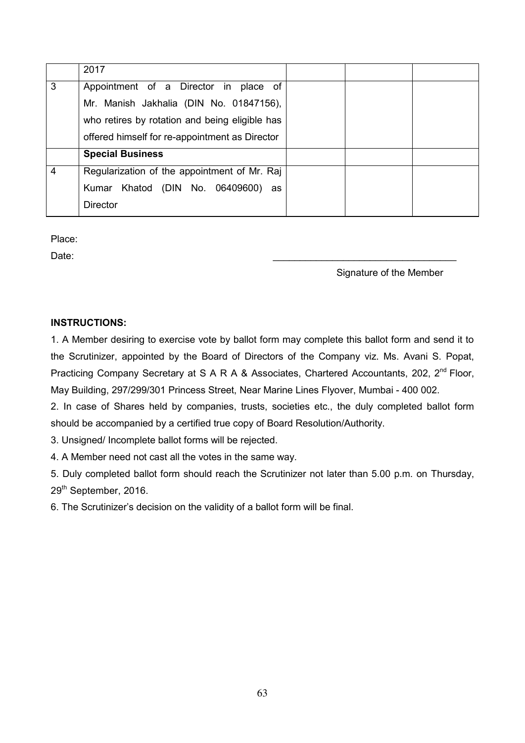|  | 2017 |  |  |  |
| --- | --- | --- | --- | --- |
| 3 | Appointment of a Director in place of Mr. Manish Jakhalia (DIN No. 01847156), who retires by rotation and being eligible has offered himself for re-appointment as Director |  |  |  |
|  | **Special Business** |  |  |  |
| 4 | Regularization of the appointment of Mr. Raj Kumar Khatod (DIN No. 06409600) as Director |  |  |  |

Place:

Date: \_\_\_\_\_\_\_\_\_\_\_\_\_\_\_\_\_\_\_\_\_\_\_\_\_\_\_\_\_\_\_\_\_\_

Signature of the Member

**INSTRUCTIONS:**

1. A Member desiring to exercise vote by ballot form may complete this ballot form and send it to the Scrutinizer, appointed by the Board of Directors of the Company viz. Ms. Avani S. Popat, Practicing Company Secretary at S A R A & Associates, Chartered Accountants, 202, 2nd Floor, May Building, 297/299/301 Princess Street, Near Marine Lines Flyover, Mumbai - 400 002.
2. In case of Shares held by companies, trusts, societies etc., the duly completed ballot form should be accompanied by a certified true copy of Board Resolution/Authority.
3. Unsigned/ Incomplete ballot forms will be rejected.
4. A Member need not cast all the votes in the same way.
5. Duly completed ballot form should reach the Scrutinizer not later than 5.00 p.m. on Thursday, 29th September, 2016.
6. The Scrutinizer's decision on the validity of a ballot form will be final.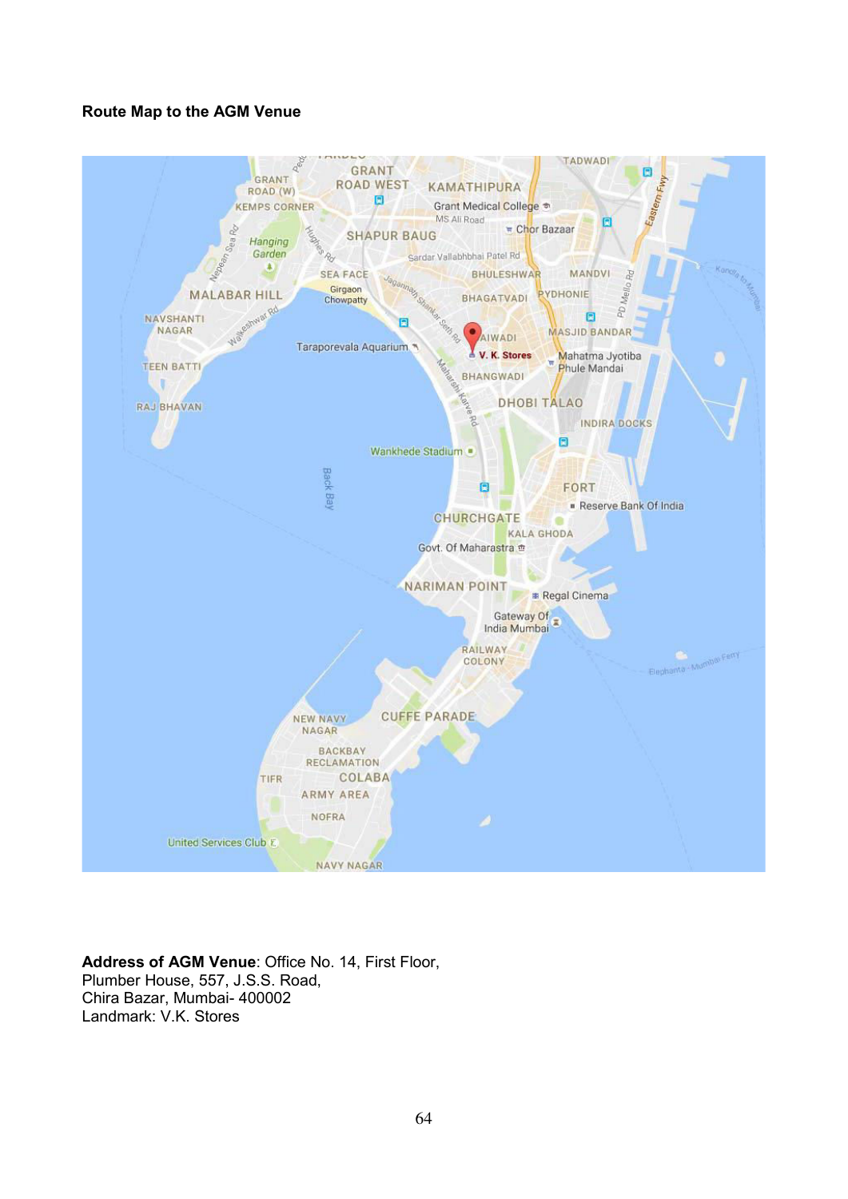**Route Map to the AGM Venue**

**Address of AGM Venue**: Office No. 14, First Floor,
Plumber House, 557, J.S.S. Road,
Chira Bazar, Mumbai- 400002
Landmark: V.K. Stores